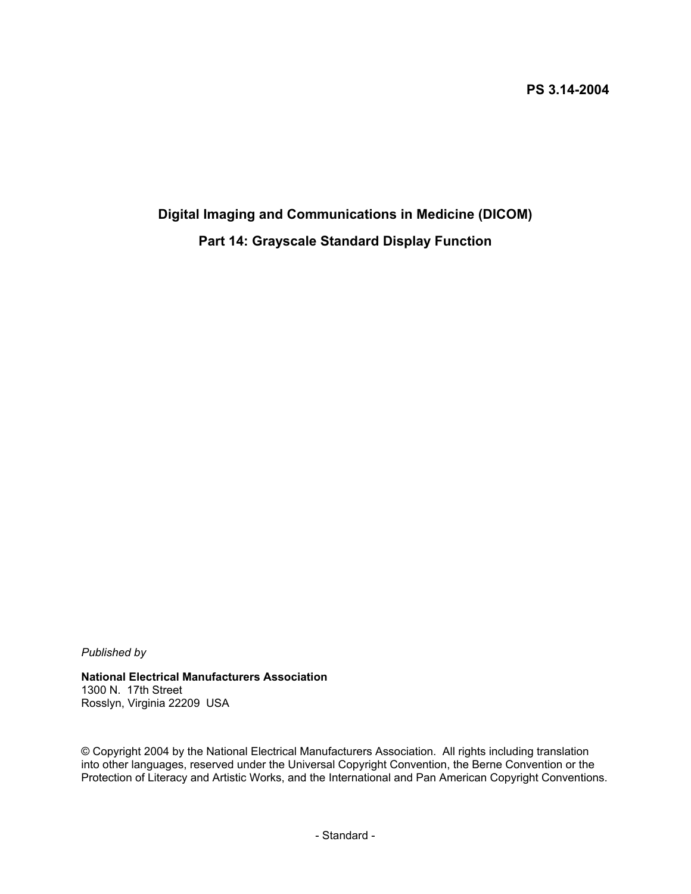**PS 3.14-2004**

# Digital Imaging and Communications in Medicine (DICOM)

## Part 14: Grayscale Standard Display Function

*Published by*

**National Electrical Manufacturers Association**
1300 N. 17th Street
Rosslyn, Virginia 22209 USA

© Copyright 2004 by the National Electrical Manufacturers Association. All rights including translation into other languages, reserved under the Universal Copyright Convention, the Berne Convention or the Protection of Literacy and Artistic Works, and the International and Pan American Copyright Conventions.

- Standard -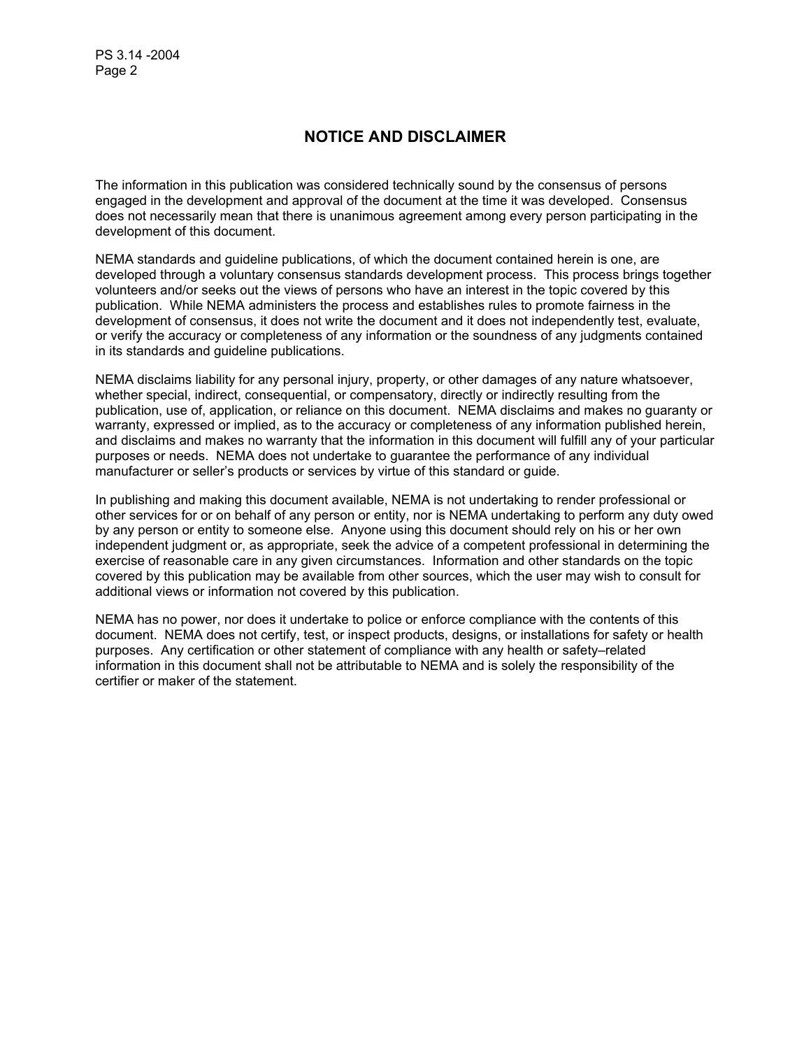## NOTICE AND DISCLAIMER

The information in this publication was considered technically sound by the consensus of persons engaged in the development and approval of the document at the time it was developed. Consensus does not necessarily mean that there is unanimous agreement among every person participating in the development of this document.

NEMA standards and guideline publications, of which the document contained herein is one, are developed through a voluntary consensus standards development process. This process brings together volunteers and/or seeks out the views of persons who have an interest in the topic covered by this publication. While NEMA administers the process and establishes rules to promote fairness in the development of consensus, it does not write the document and it does not independently test, evaluate, or verify the accuracy or completeness of any information or the soundness of any judgments contained in its standards and guideline publications.

NEMA disclaims liability for any personal injury, property, or other damages of any nature whatsoever, whether special, indirect, consequential, or compensatory, directly or indirectly resulting from the publication, use of, application, or reliance on this document. NEMA disclaims and makes no guaranty or warranty, expressed or implied, as to the accuracy or completeness of any information published herein, and disclaims and makes no warranty that the information in this document will fulfill any of your particular purposes or needs. NEMA does not undertake to guarantee the performance of any individual manufacturer or seller's products or services by virtue of this standard or guide.

In publishing and making this document available, NEMA is not undertaking to render professional or other services for or on behalf of any person or entity, nor is NEMA undertaking to perform any duty owed by any person or entity to someone else. Anyone using this document should rely on his or her own independent judgment or, as appropriate, seek the advice of a competent professional in determining the exercise of reasonable care in any given circumstances. Information and other standards on the topic covered by this publication may be available from other sources, which the user may wish to consult for additional views or information not covered by this publication.

NEMA has no power, nor does it undertake to police or enforce compliance with the contents of this document. NEMA does not certify, test, or inspect products, designs, or installations for safety or health purposes. Any certification or other statement of compliance with any health or safety–related information in this document shall not be attributable to NEMA and is solely the responsibility of the certifier or maker of the statement.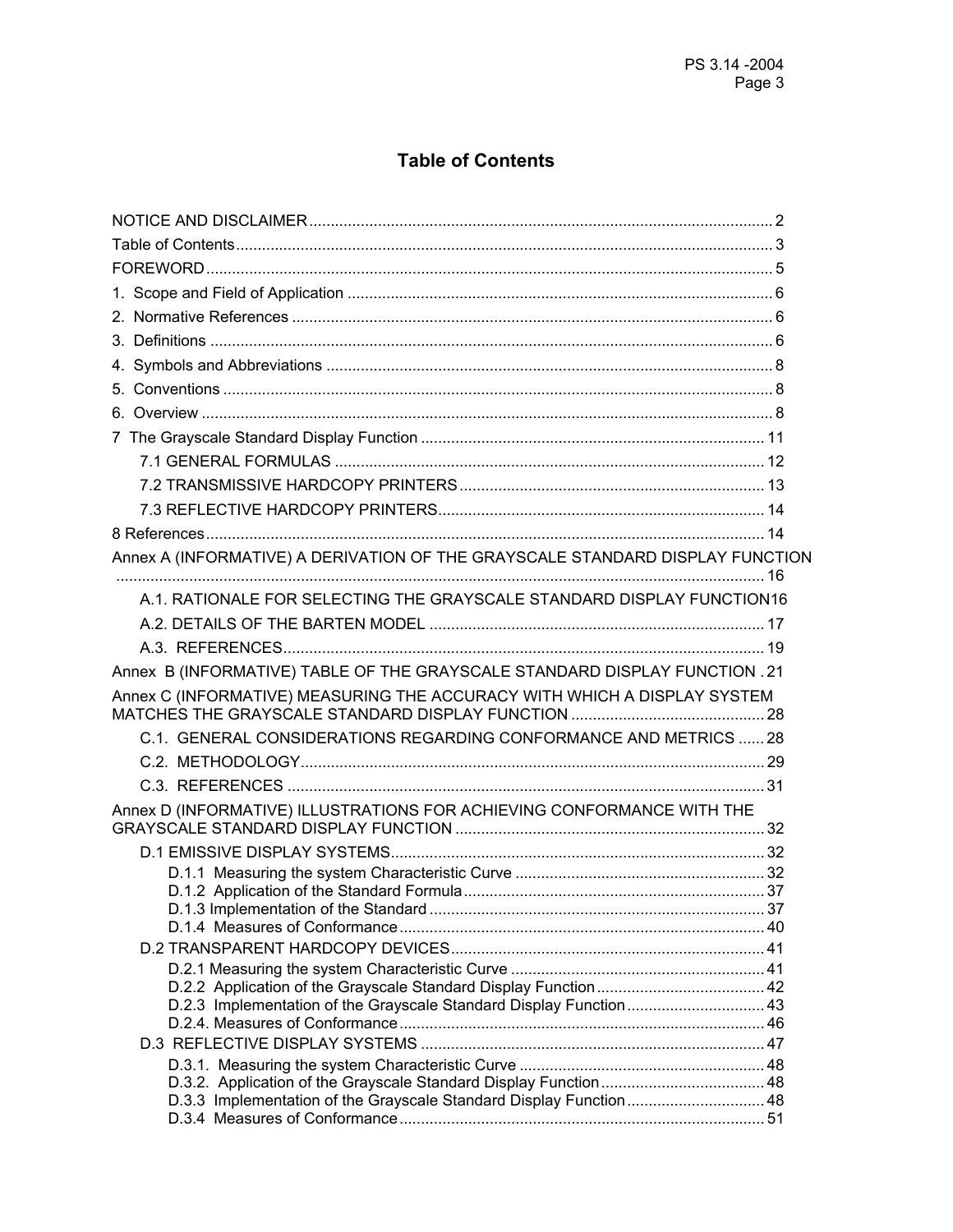# Table of Contents

NOTICE AND DISCLAIMER ........................................................................................................... 2

Table of Contents ........................................................................................................................ 3

FOREWORD ................................................................................................................................ 5

1. Scope and Field of Application ................................................................................................ 6

2. Normative References ............................................................................................................. 6

3. Definitions ................................................................................................................................ 6

4. Symbols and Abbreviations ...................................................................................................... 8

5. Conventions ............................................................................................................................. 8

6. Overview .................................................................................................................................. 8

7 The Grayscale Standard Display Function ............................................................................... 11

- 7.1 GENERAL FORMULAS ...................................................................................................... 12
- 7.2 TRANSMISSIVE HARDCOPY PRINTERS ......................................................................... 13
- 7.3 REFLECTIVE HARDCOPY PRINTERS .............................................................................. 14

8 References ................................................................................................................................ 14

Annex A (INFORMATIVE) A DERIVATION OF THE GRAYSCALE STANDARD DISPLAY FUNCTION ..................................................................................................................................... 16

- A.1. RATIONALE FOR SELECTING THE GRAYSCALE STANDARD DISPLAY FUNCTION 16
- A.2. DETAILS OF THE BARTEN MODEL ................................................................................ 17
- A.3. REFERENCES ................................................................................................................... 19

Annex B (INFORMATIVE) TABLE OF THE GRAYSCALE STANDARD DISPLAY FUNCTION . 21

Annex C (INFORMATIVE) MEASURING THE ACCURACY WITH WHICH A DISPLAY SYSTEM MATCHES THE GRAYSCALE STANDARD DISPLAY FUNCTION ............................................. 28

- C.1. GENERAL CONSIDERATIONS REGARDING CONFORMANCE AND METRICS ...... 28
- C.2. METHODOLOGY ............................................................................................................... 29
- C.3. REFERENCES ................................................................................................................... 31

Annex D (INFORMATIVE) ILLUSTRATIONS FOR ACHIEVING CONFORMANCE WITH THE GRAYSCALE STANDARD DISPLAY FUNCTION ........................................................................ 32

- D.1 EMISSIVE DISPLAY SYSTEMS ........................................................................................ 32
  - D.1.1 Measuring the system Characteristic Curve ................................................................ 32
  - D.1.2 Application of the Standard Formula ........................................................................... 37
  - D.1.3 Implementation of the Standard .................................................................................. 37
  - D.1.4 Measures of Conformance .......................................................................................... 40
- D.2 TRANSPARENT HARDCOPY DEVICES .......................................................................... 41
  - D.2.1 Measuring the system Characteristic Curve ................................................................ 41
  - D.2.2 Application of the Grayscale Standard Display Function ............................................. 42
  - D.2.3 Implementation of the Grayscale Standard Display Function ..................................... 43
  - D.2.4. Measures of Conformance ......................................................................................... 46
- D.3 REFLECTIVE DISPLAY SYSTEMS .................................................................................. 47
  - D.3.1. Measuring the system Characteristic Curve ............................................................... 48
  - D.3.2. Application of the Grayscale Standard Display Function ............................................ 48
  - D.3.3 Implementation of the Grayscale Standard Display Function ...................................... 48
  - D.3.4 Measures of Conformance .......................................................................................... 51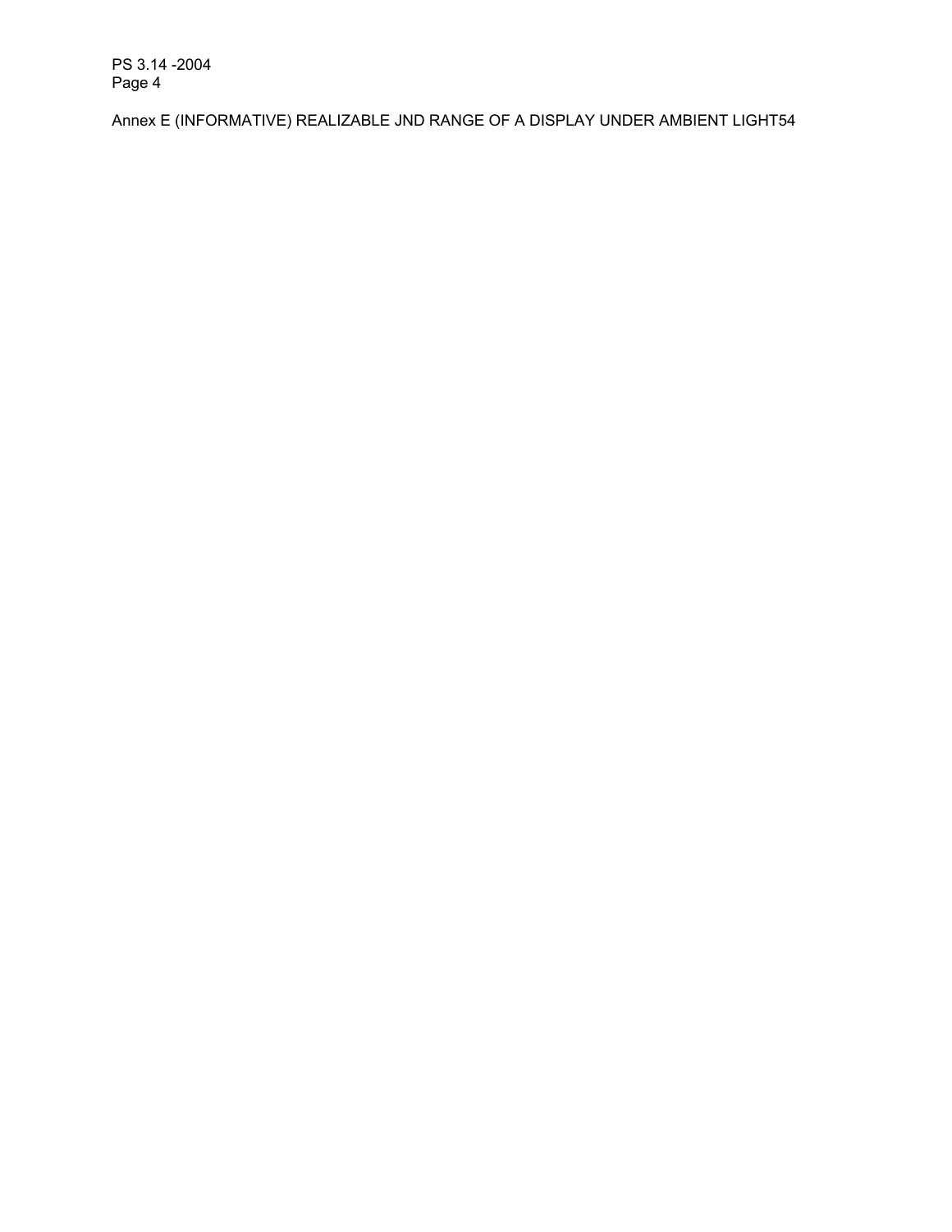Annex E (INFORMATIVE) REALIZABLE JND RANGE OF A DISPLAY UNDER AMBIENT LIGHT54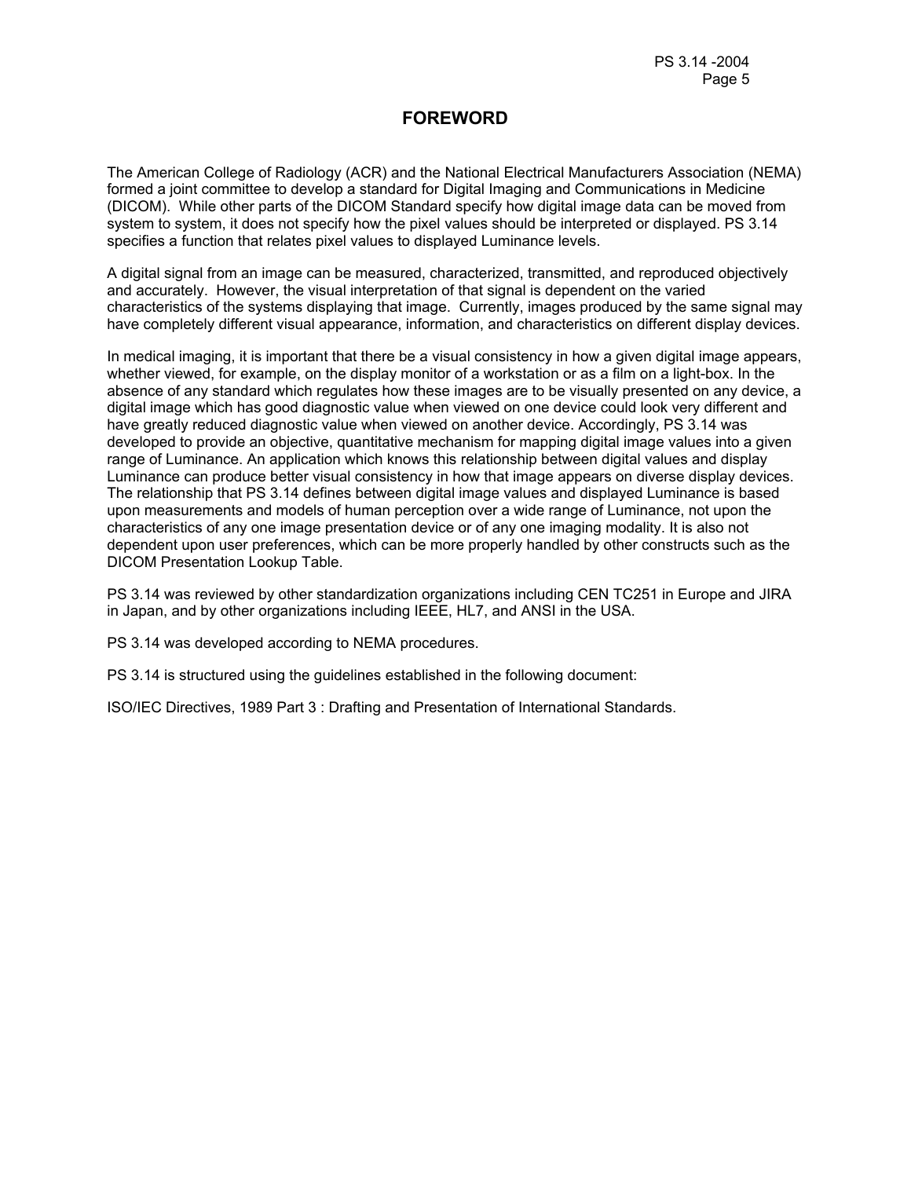# FOREWORD

The American College of Radiology (ACR) and the National Electrical Manufacturers Association (NEMA) formed a joint committee to develop a standard for Digital Imaging and Communications in Medicine (DICOM). While other parts of the DICOM Standard specify how digital image data can be moved from system to system, it does not specify how the pixel values should be interpreted or displayed. PS 3.14 specifies a function that relates pixel values to displayed Luminance levels.

A digital signal from an image can be measured, characterized, transmitted, and reproduced objectively and accurately. However, the visual interpretation of that signal is dependent on the varied characteristics of the systems displaying that image. Currently, images produced by the same signal may have completely different visual appearance, information, and characteristics on different display devices.

In medical imaging, it is important that there be a visual consistency in how a given digital image appears, whether viewed, for example, on the display monitor of a workstation or as a film on a light-box. In the absence of any standard which regulates how these images are to be visually presented on any device, a digital image which has good diagnostic value when viewed on one device could look very different and have greatly reduced diagnostic value when viewed on another device. Accordingly, PS 3.14 was developed to provide an objective, quantitative mechanism for mapping digital image values into a given range of Luminance. An application which knows this relationship between digital values and display Luminance can produce better visual consistency in how that image appears on diverse display devices. The relationship that PS 3.14 defines between digital image values and displayed Luminance is based upon measurements and models of human perception over a wide range of Luminance, not upon the characteristics of any one image presentation device or of any one imaging modality. It is also not dependent upon user preferences, which can be more properly handled by other constructs such as the DICOM Presentation Lookup Table.

PS 3.14 was reviewed by other standardization organizations including CEN TC251 in Europe and JIRA in Japan, and by other organizations including IEEE, HL7, and ANSI in the USA.

PS 3.14 was developed according to NEMA procedures.

PS 3.14 is structured using the guidelines established in the following document:

ISO/IEC Directives, 1989 Part 3 : Drafting and Presentation of International Standards.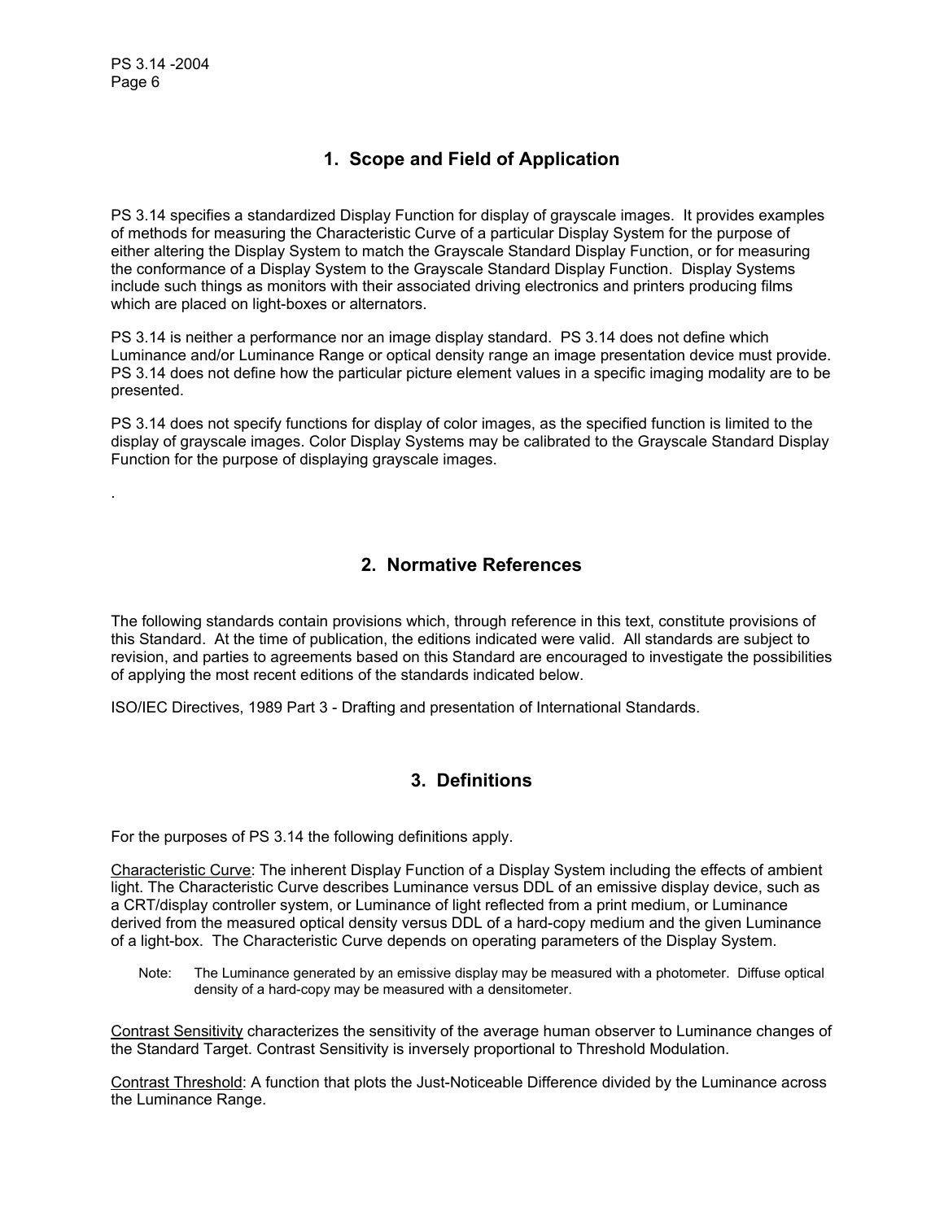# 1. Scope and Field of Application

PS 3.14 specifies a standardized Display Function for display of grayscale images. It provides examples of methods for measuring the Characteristic Curve of a particular Display System for the purpose of either altering the Display System to match the Grayscale Standard Display Function, or for measuring the conformance of a Display System to the Grayscale Standard Display Function. Display Systems include such things as monitors with their associated driving electronics and printers producing films which are placed on light-boxes or alternators.

PS 3.14 is neither a performance nor an image display standard. PS 3.14 does not define which Luminance and/or Luminance Range or optical density range an image presentation device must provide. PS 3.14 does not define how the particular picture element values in a specific imaging modality are to be presented.

PS 3.14 does not specify functions for display of color images, as the specified function is limited to the display of grayscale images. Color Display Systems may be calibrated to the Grayscale Standard Display Function for the purpose of displaying grayscale images.

.

# 2. Normative References

The following standards contain provisions which, through reference in this text, constitute provisions of this Standard. At the time of publication, the editions indicated were valid. All standards are subject to revision, and parties to agreements based on this Standard are encouraged to investigate the possibilities of applying the most recent editions of the standards indicated below.

ISO/IEC Directives, 1989 Part 3 - Drafting and presentation of International Standards.

# 3. Definitions

For the purposes of PS 3.14 the following definitions apply.

Characteristic Curve: The inherent Display Function of a Display System including the effects of ambient light. The Characteristic Curve describes Luminance versus DDL of an emissive display device, such as a CRT/display controller system, or Luminance of light reflected from a print medium, or Luminance derived from the measured optical density versus DDL of a hard-copy medium and the given Luminance of a light-box. The Characteristic Curve depends on operating parameters of the Display System.

> Note: The Luminance generated by an emissive display may be measured with a photometer. Diffuse optical density of a hard-copy may be measured with a densitometer.

Contrast Sensitivity characterizes the sensitivity of the average human observer to Luminance changes of the Standard Target. Contrast Sensitivity is inversely proportional to Threshold Modulation.

Contrast Threshold: A function that plots the Just-Noticeable Difference divided by the Luminance across the Luminance Range.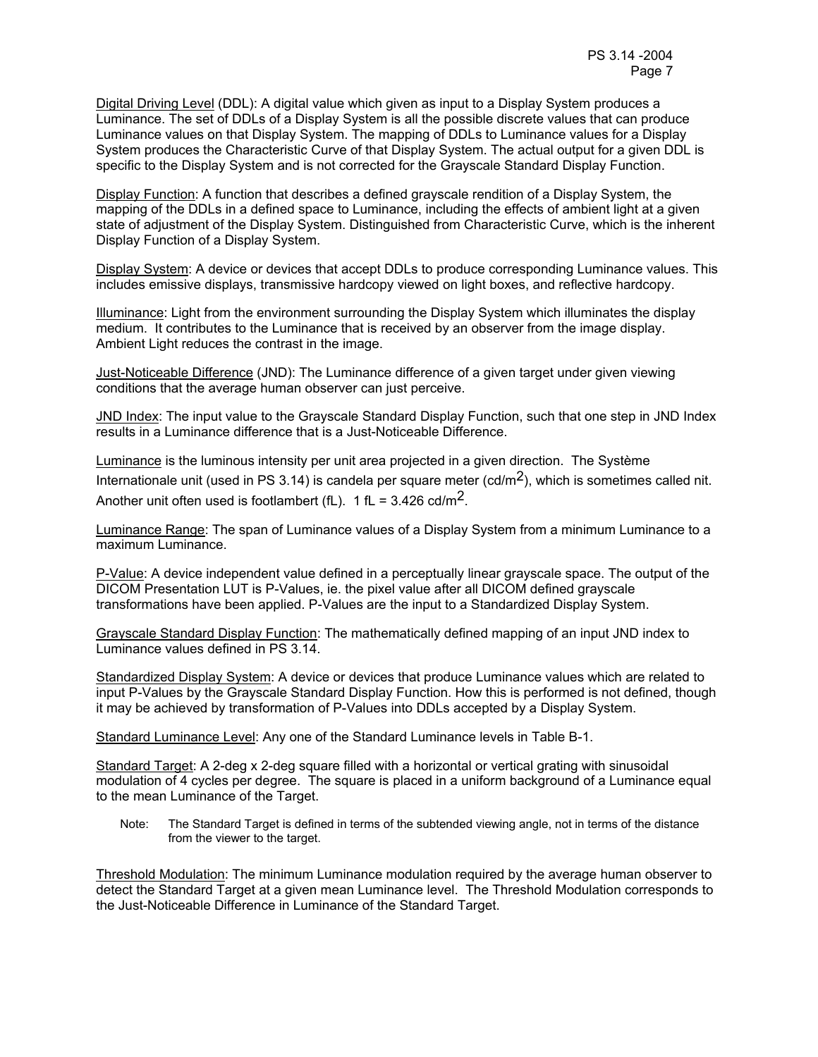Digital Driving Level (DDL): A digital value which given as input to a Display System produces a Luminance. The set of DDLs of a Display System is all the possible discrete values that can produce Luminance values on that Display System. The mapping of DDLs to Luminance values for a Display System produces the Characteristic Curve of that Display System. The actual output for a given DDL is specific to the Display System and is not corrected for the Grayscale Standard Display Function.

Display Function: A function that describes a defined grayscale rendition of a Display System, the mapping of the DDLs in a defined space to Luminance, including the effects of ambient light at a given state of adjustment of the Display System. Distinguished from Characteristic Curve, which is the inherent Display Function of a Display System.

Display System: A device or devices that accept DDLs to produce corresponding Luminance values. This includes emissive displays, transmissive hardcopy viewed on light boxes, and reflective hardcopy.

Illuminance: Light from the environment surrounding the Display System which illuminates the display medium. It contributes to the Luminance that is received by an observer from the image display. Ambient Light reduces the contrast in the image.

Just-Noticeable Difference (JND): The Luminance difference of a given target under given viewing conditions that the average human observer can just perceive.

JND Index: The input value to the Grayscale Standard Display Function, such that one step in JND Index results in a Luminance difference that is a Just-Noticeable Difference.

Luminance is the luminous intensity per unit area projected in a given direction. The Système Internationale unit (used in PS 3.14) is candela per square meter ($cd/m^2$), which is sometimes called nit. Another unit often used is footlambert (fL). 1 fL = 3.426 $cd/m^2$.

Luminance Range: The span of Luminance values of a Display System from a minimum Luminance to a maximum Luminance.

P-Value: A device independent value defined in a perceptually linear grayscale space. The output of the DICOM Presentation LUT is P-Values, ie. the pixel value after all DICOM defined grayscale transformations have been applied. P-Values are the input to a Standardized Display System.

Grayscale Standard Display Function: The mathematically defined mapping of an input JND index to Luminance values defined in PS 3.14.

Standardized Display System: A device or devices that produce Luminance values which are related to input P-Values by the Grayscale Standard Display Function. How this is performed is not defined, though it may be achieved by transformation of P-Values into DDLs accepted by a Display System.

Standard Luminance Level: Any one of the Standard Luminance levels in Table B-1.

Standard Target: A 2-deg x 2-deg square filled with a horizontal or vertical grating with sinusoidal modulation of 4 cycles per degree. The square is placed in a uniform background of a Luminance equal to the mean Luminance of the Target.

> Note: The Standard Target is defined in terms of the subtended viewing angle, not in terms of the distance from the viewer to the target.

Threshold Modulation: The minimum Luminance modulation required by the average human observer to detect the Standard Target at a given mean Luminance level. The Threshold Modulation corresponds to the Just-Noticeable Difference in Luminance of the Standard Target.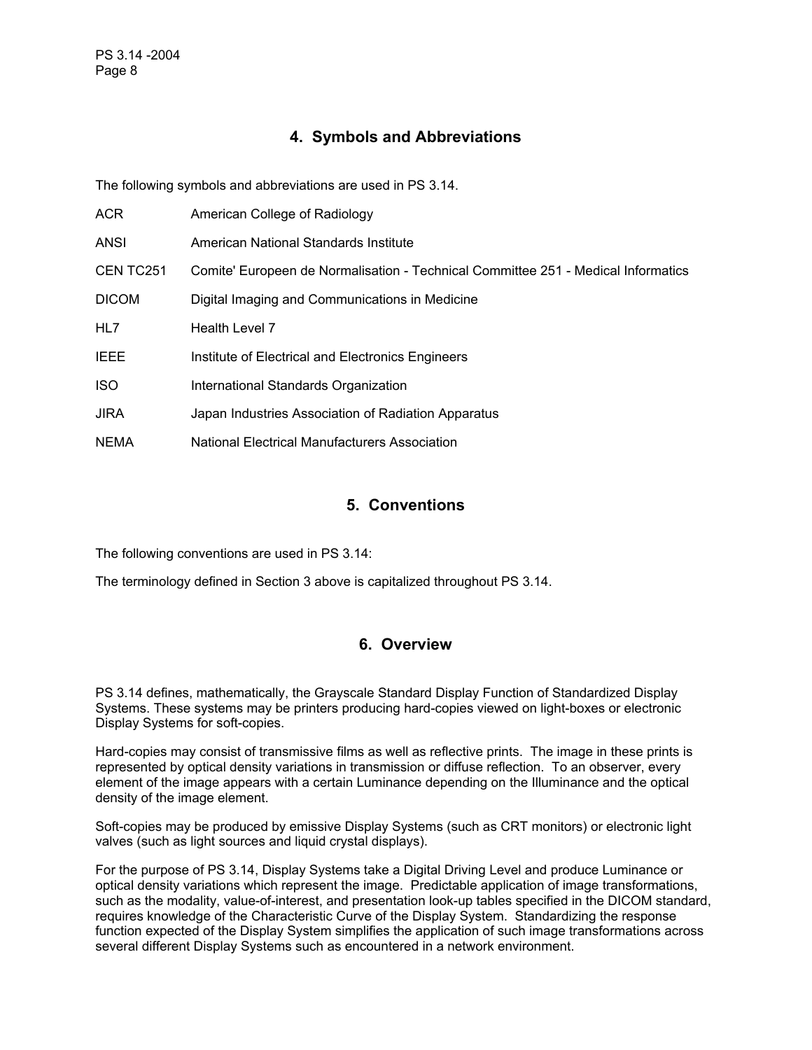## 4. Symbols and Abbreviations

The following symbols and abbreviations are used in PS 3.14.

| | |
|---|---|
| ACR | American College of Radiology |
| ANSI | American National Standards Institute |
| CEN TC251 | Comite' Europeen de Normalisation - Technical Committee 251 - Medical Informatics |
| DICOM | Digital Imaging and Communications in Medicine |
| HL7 | Health Level 7 |
| IEEE | Institute of Electrical and Electronics Engineers |
| ISO | International Standards Organization |
| JIRA | Japan Industries Association of Radiation Apparatus |
| NEMA | National Electrical Manufacturers Association |

## 5. Conventions

The following conventions are used in PS 3.14:

The terminology defined in Section 3 above is capitalized throughout PS 3.14.

## 6. Overview

PS 3.14 defines, mathematically, the Grayscale Standard Display Function of Standardized Display Systems. These systems may be printers producing hard-copies viewed on light-boxes or electronic Display Systems for soft-copies.

Hard-copies may consist of transmissive films as well as reflective prints. The image in these prints is represented by optical density variations in transmission or diffuse reflection. To an observer, every element of the image appears with a certain Luminance depending on the Illuminance and the optical density of the image element.

Soft-copies may be produced by emissive Display Systems (such as CRT monitors) or electronic light valves (such as light sources and liquid crystal displays).

For the purpose of PS 3.14, Display Systems take a Digital Driving Level and produce Luminance or optical density variations which represent the image. Predictable application of image transformations, such as the modality, value-of-interest, and presentation look-up tables specified in the DICOM standard, requires knowledge of the Characteristic Curve of the Display System. Standardizing the response function expected of the Display System simplifies the application of such image transformations across several different Display Systems such as encountered in a network environment.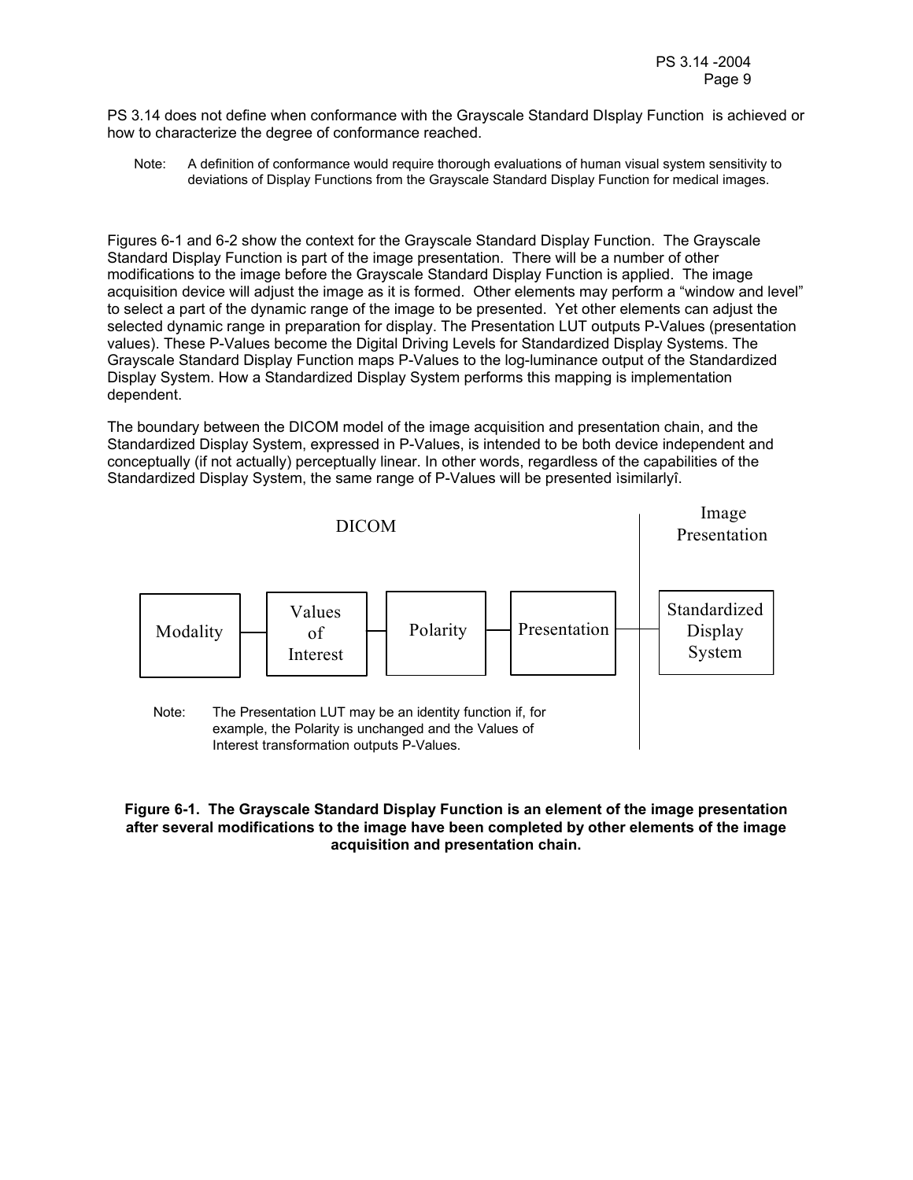PS 3.14 does not define when conformance with the Grayscale Standard DIsplay Function is achieved or how to characterize the degree of conformance reached.

Note: A definition of conformance would require thorough evaluations of human visual system sensitivity to deviations of Display Functions from the Grayscale Standard Display Function for medical images.

Figures 6-1 and 6-2 show the context for the Grayscale Standard Display Function. The Grayscale Standard Display Function is part of the image presentation. There will be a number of other modifications to the image before the Grayscale Standard Display Function is applied. The image acquisition device will adjust the image as it is formed. Other elements may perform a "window and level" to select a part of the dynamic range of the image to be presented. Yet other elements can adjust the selected dynamic range in preparation for display. The Presentation LUT outputs P-Values (presentation values). These P-Values become the Digital Driving Levels for Standardized Display Systems. The Grayscale Standard Display Function maps P-Values to the log-luminance output of the Standardized Display System. How a Standardized Display System performs this mapping is implementation dependent.

The boundary between the DICOM model of the image acquisition and presentation chain, and the Standardized Display System, expressed in P-Values, is intended to be both device independent and conceptually (if not actually) perceptually linear. In other words, regardless of the capabilities of the Standardized Display System, the same range of P-Values will be presented ìsimilarlyî.

DICOM

Image Presentation

Modality

Values of Interest

Polarity

Presentation

Standardized Display System

Note: The Presentation LUT may be an identity function if, for example, the Polarity is unchanged and the Values of Interest transformation outputs P-Values.

**Figure 6-1. The Grayscale Standard Display Function is an element of the image presentation after several modifications to the image have been completed by other elements of the image acquisition and presentation chain.**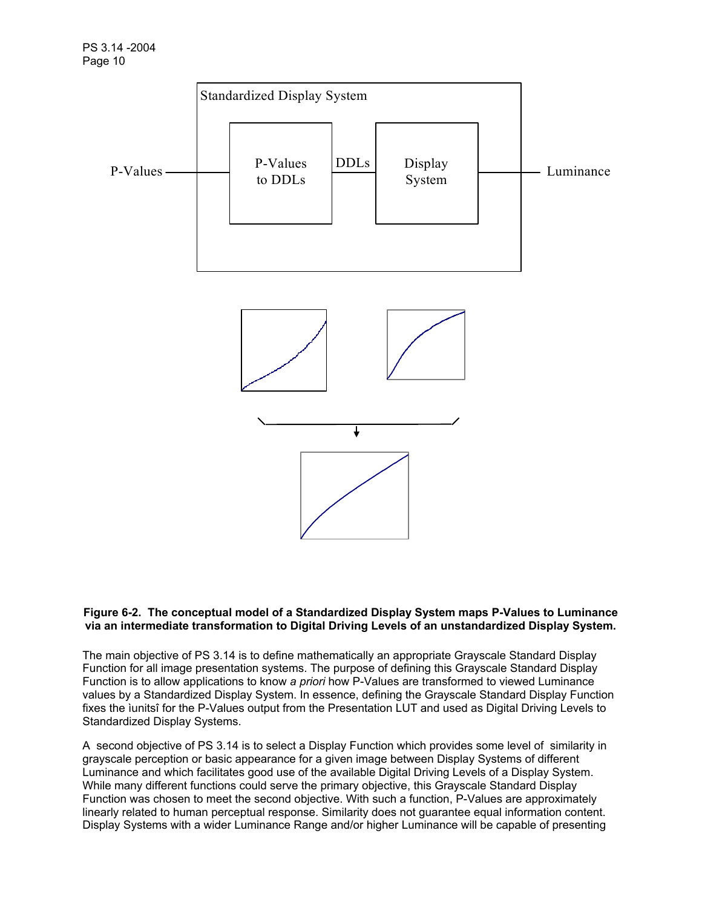Standardized Display System

P-Values

P-Values to DDLs

DDLs

Display System

Luminance

**Figure 6-2. The conceptual model of a Standardized Display System maps P-Values to Luminance via an intermediate transformation to Digital Driving Levels of an unstandardized Display System.**

The main objective of PS 3.14 is to define mathematically an appropriate Grayscale Standard Display Function for all image presentation systems. The purpose of defining this Grayscale Standard Display Function is to allow applications to know *a priori* how P-Values are transformed to viewed Luminance values by a Standardized Display System. In essence, defining the Grayscale Standard Display Function fixes the ìunitsî for the P-Values output from the Presentation LUT and used as Digital Driving Levels to Standardized Display Systems.

A second objective of PS 3.14 is to select a Display Function which provides some level of similarity in grayscale perception or basic appearance for a given image between Display Systems of different Luminance and which facilitates good use of the available Digital Driving Levels of a Display System. While many different functions could serve the primary objective, this Grayscale Standard Display Function was chosen to meet the second objective. With such a function, P-Values are approximately linearly related to human perceptual response. Similarity does not guarantee equal information content. Display Systems with a wider Luminance Range and/or higher Luminance will be capable of presenting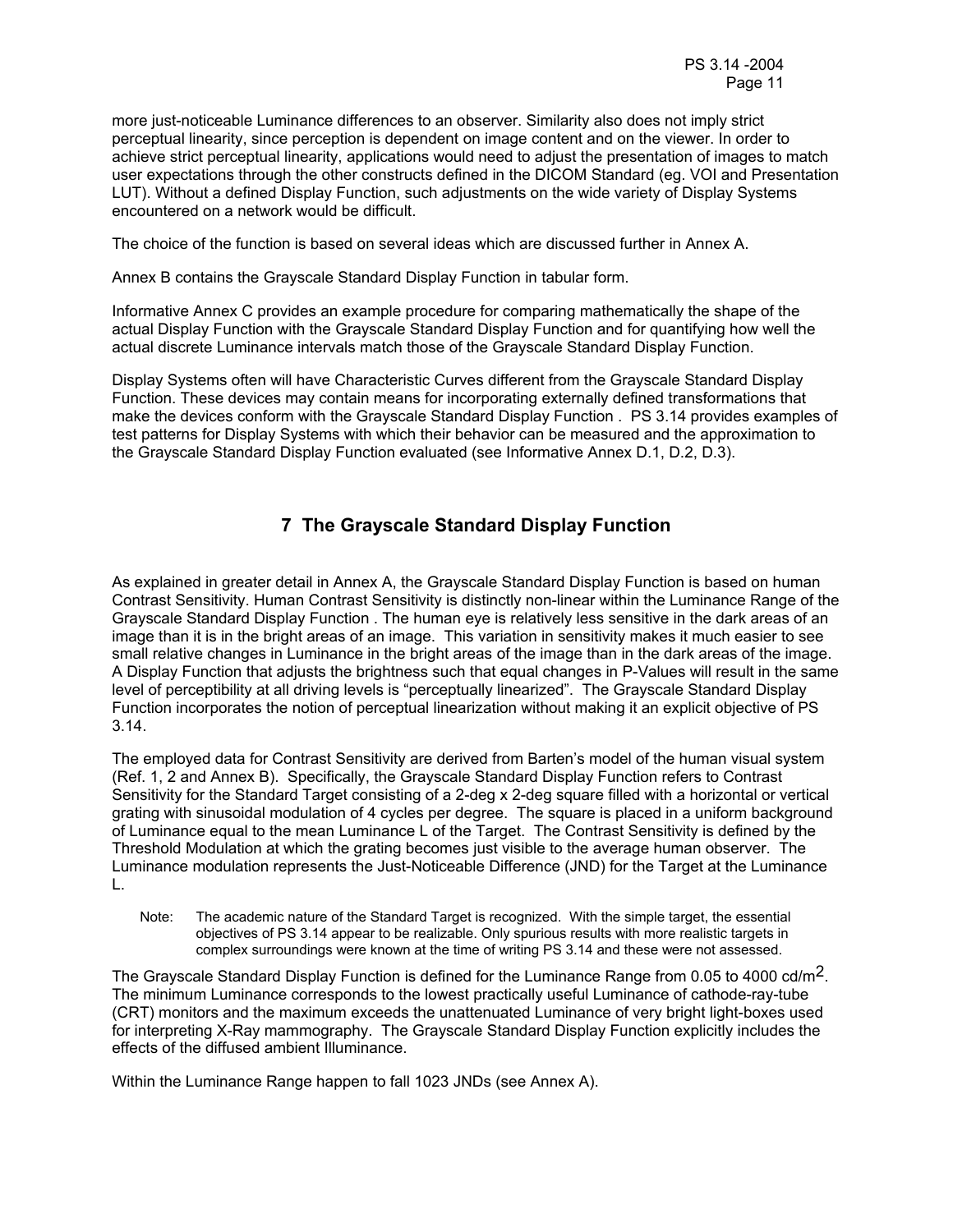more just-noticeable Luminance differences to an observer. Similarity also does not imply strict perceptual linearity, since perception is dependent on image content and on the viewer. In order to achieve strict perceptual linearity, applications would need to adjust the presentation of images to match user expectations through the other constructs defined in the DICOM Standard (eg. VOI and Presentation LUT). Without a defined Display Function, such adjustments on the wide variety of Display Systems encountered on a network would be difficult.

The choice of the function is based on several ideas which are discussed further in Annex A.

Annex B contains the Grayscale Standard Display Function in tabular form.

Informative Annex C provides an example procedure for comparing mathematically the shape of the actual Display Function with the Grayscale Standard Display Function and for quantifying how well the actual discrete Luminance intervals match those of the Grayscale Standard Display Function.

Display Systems often will have Characteristic Curves different from the Grayscale Standard Display Function. These devices may contain means for incorporating externally defined transformations that make the devices conform with the Grayscale Standard Display Function . PS 3.14 provides examples of test patterns for Display Systems with which their behavior can be measured and the approximation to the Grayscale Standard Display Function evaluated (see Informative Annex D.1, D.2, D.3).

# 7 The Grayscale Standard Display Function

As explained in greater detail in Annex A, the Grayscale Standard Display Function is based on human Contrast Sensitivity. Human Contrast Sensitivity is distinctly non-linear within the Luminance Range of the Grayscale Standard Display Function . The human eye is relatively less sensitive in the dark areas of an image than it is in the bright areas of an image. This variation in sensitivity makes it much easier to see small relative changes in Luminance in the bright areas of the image than in the dark areas of the image. A Display Function that adjusts the brightness such that equal changes in P-Values will result in the same level of perceptibility at all driving levels is "perceptually linearized". The Grayscale Standard Display Function incorporates the notion of perceptual linearization without making it an explicit objective of PS 3.14.

The employed data for Contrast Sensitivity are derived from Barten's model of the human visual system (Ref. 1, 2 and Annex B). Specifically, the Grayscale Standard Display Function refers to Contrast Sensitivity for the Standard Target consisting of a 2-deg x 2-deg square filled with a horizontal or vertical grating with sinusoidal modulation of 4 cycles per degree. The square is placed in a uniform background of Luminance equal to the mean Luminance L of the Target. The Contrast Sensitivity is defined by the Threshold Modulation at which the grating becomes just visible to the average human observer. The Luminance modulation represents the Just-Noticeable Difference (JND) for the Target at the Luminance L.

> Note: The academic nature of the Standard Target is recognized. With the simple target, the essential objectives of PS 3.14 appear to be realizable. Only spurious results with more realistic targets in complex surroundings were known at the time of writing PS 3.14 and these were not assessed.

The Grayscale Standard Display Function is defined for the Luminance Range from 0.05 to 4000 cd/m$^2$. The minimum Luminance corresponds to the lowest practically useful Luminance of cathode-ray-tube (CRT) monitors and the maximum exceeds the unattenuated Luminance of very bright light-boxes used for interpreting X-Ray mammography. The Grayscale Standard Display Function explicitly includes the effects of the diffused ambient Illuminance.

Within the Luminance Range happen to fall 1023 JNDs (see Annex A).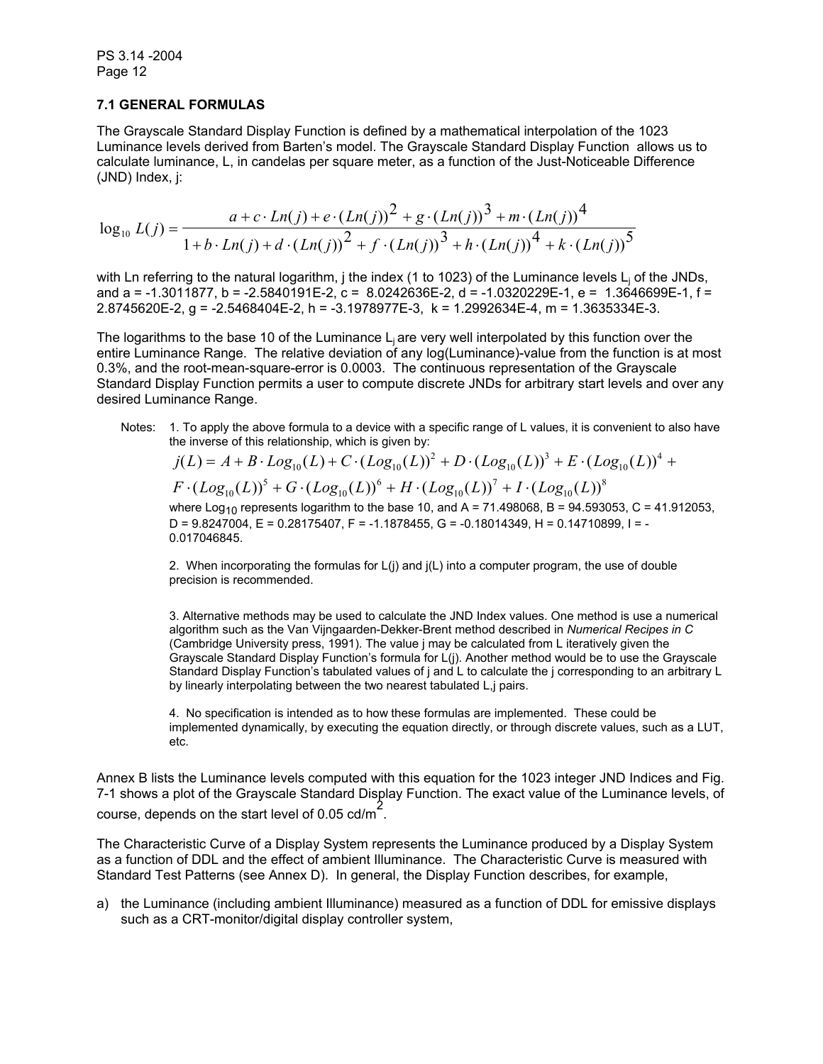### 7.1 GENERAL FORMULAS

The Grayscale Standard Display Function is defined by a mathematical interpolation of the 1023 Luminance levels derived from Barten's model. The Grayscale Standard Display Function allows us to calculate luminance, L, in candelas per square meter, as a function of the Just-Noticeable Difference (JND) Index, j:

$$\log_{10} L(j) = \frac{a + c \cdot Ln(j) + e \cdot (Ln(j))^2 + g \cdot (Ln(j))^3 + m \cdot (Ln(j))^4}{1 + b \cdot Ln(j) + d \cdot (Ln(j))^2 + f \cdot (Ln(j))^3 + h \cdot (Ln(j))^4 + k \cdot (Ln(j))^5}$$

with Ln referring to the natural logarithm, j the index (1 to 1023) of the Luminance levels $L_j$ of the JNDs, and a = -1.3011877, b = -2.5840191E-2, c = 8.0242636E-2, d = -1.0320229E-1, e = 1.3646699E-1, f = 2.8745620E-2, g = -2.5468404E-2, h = -3.1978977E-3, k = 1.2992634E-4, m = 1.3635334E-3.

The logarithms to the base 10 of the Luminance $L_j$ are very well interpolated by this function over the entire Luminance Range. The relative deviation of any log(Luminance)-value from the function is at most 0.3%, and the root-mean-square-error is 0.0003. The continuous representation of the Grayscale Standard Display Function permits a user to compute discrete JNDs for arbitrary start levels and over any desired Luminance Range.

Notes: 1. To apply the above formula to a device with a specific range of L values, it is convenient to also have the inverse of this relationship, which is given by:

$$j(L) = A + B \cdot Log_{10}(L) + C \cdot (Log_{10}(L))^2 + D \cdot (Log_{10}(L))^3 + E \cdot (Log_{10}(L))^4 + F \cdot (Log_{10}(L))^5 + G \cdot (Log_{10}(L))^6 + H \cdot (Log_{10}(L))^7 + I \cdot (Log_{10}(L))^8$$

where $Log_{10}$ represents logarithm to the base 10, and A = 71.498068, B = 94.593053, C = 41.912053, D = 9.8247004, E = 0.28175407, F = -1.1878455, G = -0.18014349, H = 0.14710899, I = -0.017046845.

2. When incorporating the formulas for L(j) and j(L) into a computer program, the use of double precision is recommended.

3. Alternative methods may be used to calculate the JND Index values. One method is use a numerical algorithm such as the Van Vijngaarden-Dekker-Brent method described in *Numerical Recipes in C* (Cambridge University press, 1991). The value j may be calculated from L iteratively given the Grayscale Standard Display Function's formula for L(j). Another method would be to use the Grayscale Standard Display Function's tabulated values of j and L to calculate the j corresponding to an arbitrary L by linearly interpolating between the two nearest tabulated L,j pairs.

4. No specification is intended as to how these formulas are implemented. These could be implemented dynamically, by executing the equation directly, or through discrete values, such as a LUT, etc.

Annex B lists the Luminance levels computed with this equation for the 1023 integer JND Indices and Fig. 7-1 shows a plot of the Grayscale Standard Display Function. The exact value of the Luminance levels, of course, depends on the start level of 0.05 $cd/m^2$.

The Characteristic Curve of a Display System represents the Luminance produced by a Display System as a function of DDL and the effect of ambient Illuminance. The Characteristic Curve is measured with Standard Test Patterns (see Annex D). In general, the Display Function describes, for example,

a) the Luminance (including ambient Illuminance) measured as a function of DDL for emissive displays such as a CRT-monitor/digital display controller system,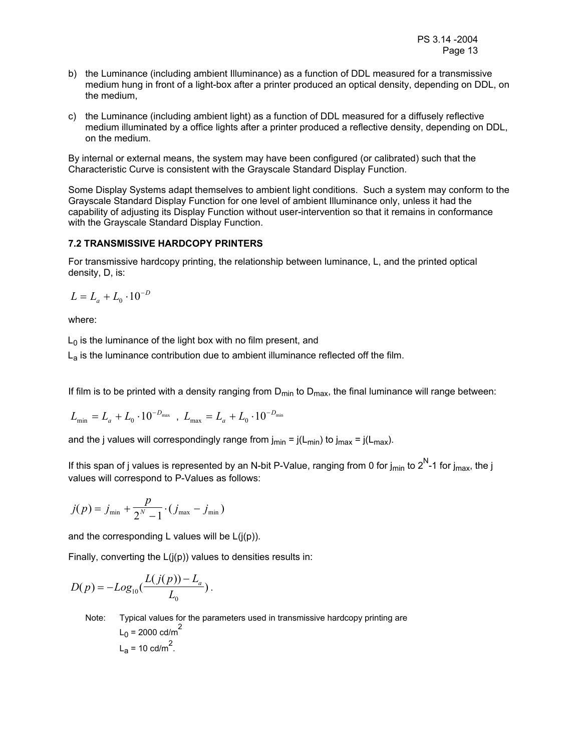b) the Luminance (including ambient Illuminance) as a function of DDL measured for a transmissive medium hung in front of a light-box after a printer produced an optical density, depending on DDL, on the medium,

c) the Luminance (including ambient light) as a function of DDL measured for a diffusely reflective medium illuminated by a office lights after a printer produced a reflective density, depending on DDL, on the medium.

By internal or external means, the system may have been configured (or calibrated) such that the Characteristic Curve is consistent with the Grayscale Standard Display Function.

Some Display Systems adapt themselves to ambient light conditions. Such a system may conform to the Grayscale Standard Display Function for one level of ambient Illuminance only, unless it had the capability of adjusting its Display Function without user-intervention so that it remains in conformance with the Grayscale Standard Display Function.

### 7.2 TRANSMISSIVE HARDCOPY PRINTERS

For transmissive hardcopy printing, the relationship between luminance, L, and the printed optical density, D, is:

$$L = L_a + L_0 \cdot 10^{-D}$$

where:

$L_0$ is the luminance of the light box with no film present, and

$L_a$ is the luminance contribution due to ambient illuminance reflected off the film.

If film is to be printed with a density ranging from $D_{min}$ to $D_{max}$, the final luminance will range between:

$$L_{\min} = L_a + L_0 \cdot 10^{-D_{\max}} \;,\; L_{\max} = L_a + L_0 \cdot 10^{-D_{\min}}$$

and the j values will correspondingly range from $j_{min} = j(L_{min})$ to $j_{max} = j(L_{max})$.

If this span of j values is represented by an N-bit P-Value, ranging from 0 for $j_{min}$ to $2^N$-1 for $j_{max}$, the j values will correspond to P-Values as follows:

$$j(p) = j_{\min} + \frac{p}{2^N - 1} \cdot (j_{\max} - j_{\min})$$

and the corresponding L values will be L(j(p)).

Finally, converting the L(j(p)) values to densities results in:

$$D(p) = -Log_{10}\left(\frac{L(j(p)) - L_a}{L_0}\right).$$

Note: Typical values for the parameters used in transmissive hardcopy printing are
$L_0$ = 2000 cd/m$^2$
$L_a$ = 10 cd/m$^2$.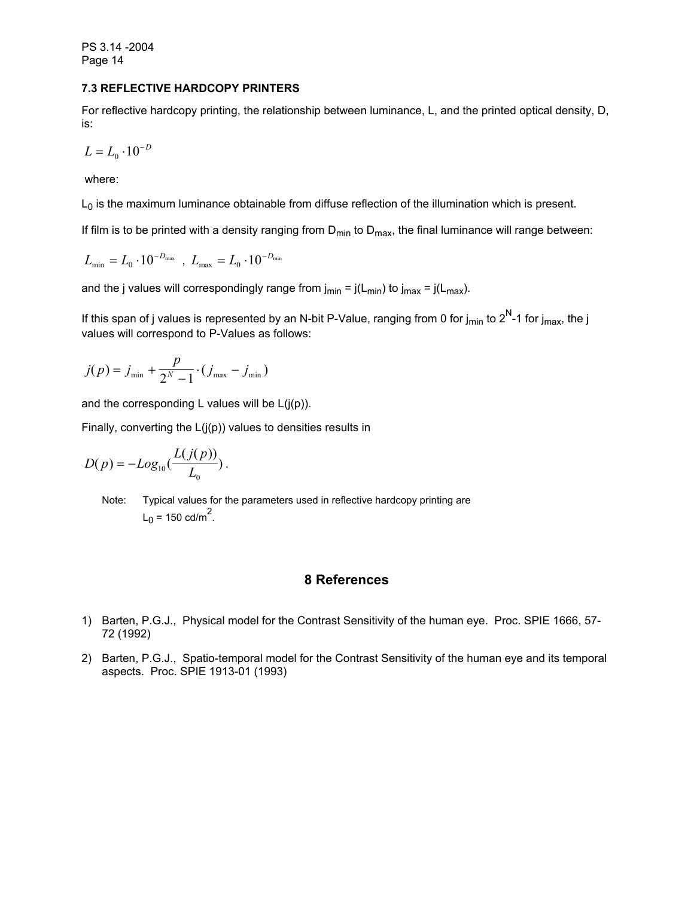### 7.3 REFLECTIVE HARDCOPY PRINTERS

For reflective hardcopy printing, the relationship between luminance, L, and the printed optical density, D, is:

$$L = L_0 \cdot 10^{-D}$$

where:

$L_0$ is the maximum luminance obtainable from diffuse reflection of the illumination which is present.

If film is to be printed with a density ranging from $D_{min}$ to $D_{max}$, the final luminance will range between:

$$L_{min} = L_0 \cdot 10^{-D_{max}} \;,\; L_{max} = L_0 \cdot 10^{-D_{min}}$$

and the j values will correspondingly range from $j_{min} = j(L_{min})$ to $j_{max} = j(L_{max})$.

If this span of j values is represented by an N-bit P-Value, ranging from 0 for $j_{min}$ to $2^N-1$ for $j_{max}$, the j values will correspond to P-Values as follows:

$$j(p) = j_{min} + \frac{p}{2^N - 1} \cdot (j_{max} - j_{min})$$

and the corresponding L values will be L(j(p)).

Finally, converting the L(j(p)) values to densities results in

$$D(p) = -Log_{10}(\frac{L(j(p))}{L_0}) \; .$$

> Note: Typical values for the parameters used in reflective hardcopy printing are
> $L_0$ = 150 cd/m$^2$.

## 8 References

1) Barten, P.G.J., Physical model for the Contrast Sensitivity of the human eye. Proc. SPIE 1666, 57-72 (1992)
2) Barten, P.G.J., Spatio-temporal model for the Contrast Sensitivity of the human eye and its temporal aspects. Proc. SPIE 1913-01 (1993)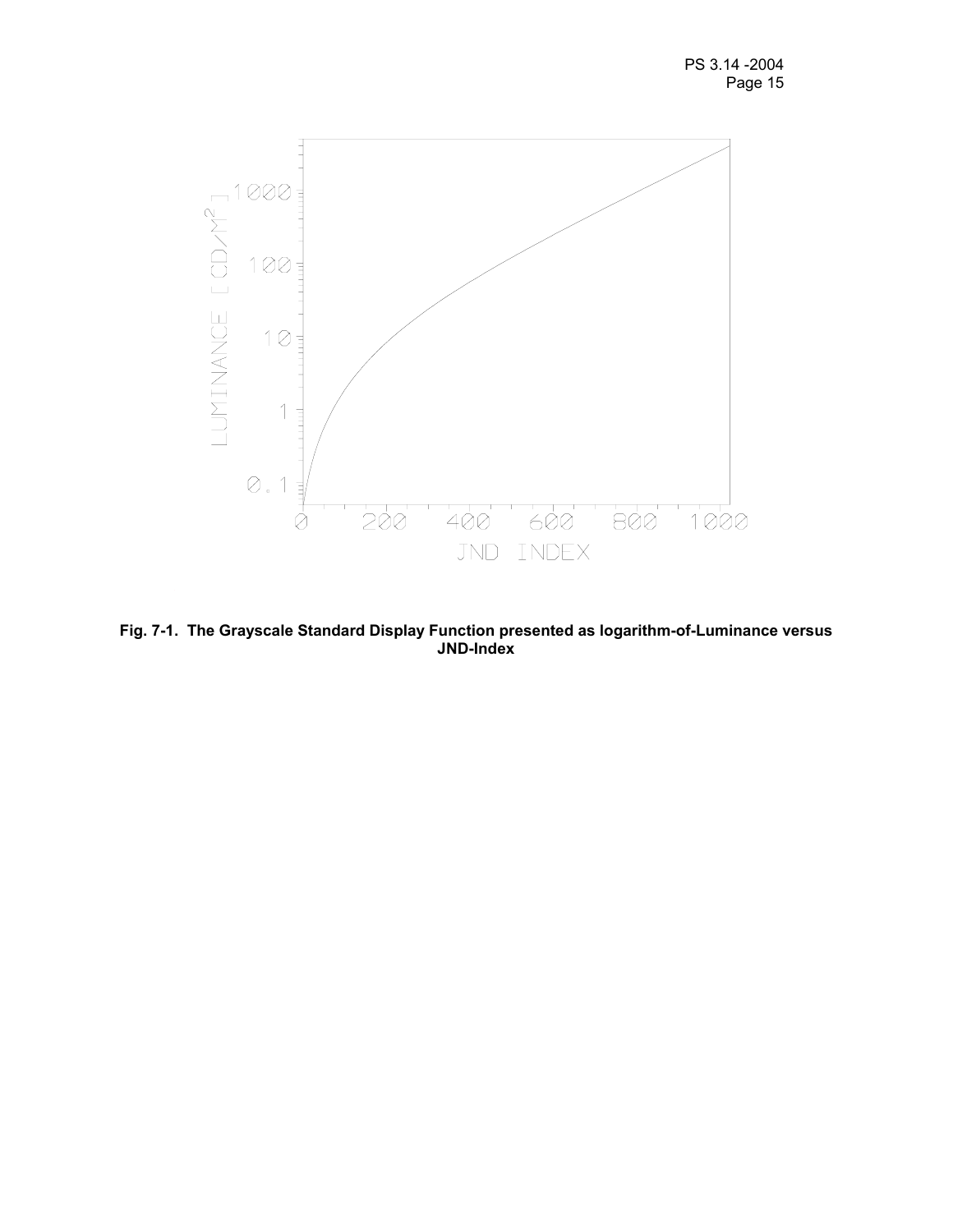LUMINANCE [CD/M$^2$]

1000

100

10

1

0.1

0

200

400

600

800

1000

JND INDEX

**Fig. 7-1. The Grayscale Standard Display Function presented as logarithm-of-Luminance versus JND-Index**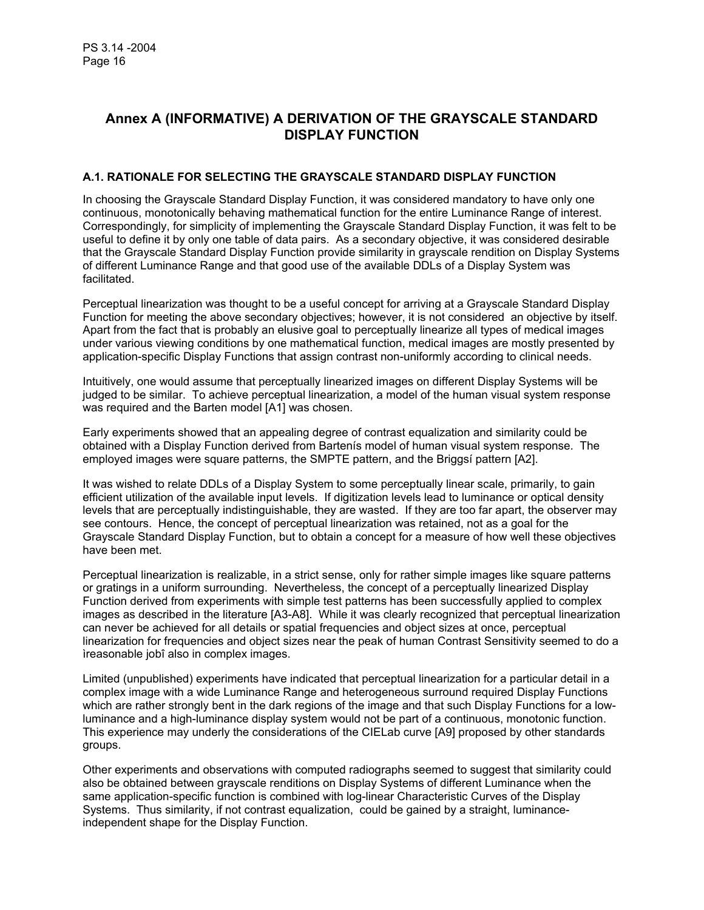# Annex A (INFORMATIVE) A DERIVATION OF THE GRAYSCALE STANDARD DISPLAY FUNCTION

## A.1. RATIONALE FOR SELECTING THE GRAYSCALE STANDARD DISPLAY FUNCTION

In choosing the Grayscale Standard Display Function, it was considered mandatory to have only one continuous, monotonically behaving mathematical function for the entire Luminance Range of interest. Correspondingly, for simplicity of implementing the Grayscale Standard Display Function, it was felt to be useful to define it by only one table of data pairs. As a secondary objective, it was considered desirable that the Grayscale Standard Display Function provide similarity in grayscale rendition on Display Systems of different Luminance Range and that good use of the available DDLs of a Display System was facilitated.

Perceptual linearization was thought to be a useful concept for arriving at a Grayscale Standard Display Function for meeting the above secondary objectives; however, it is not considered an objective by itself. Apart from the fact that is probably an elusive goal to perceptually linearize all types of medical images under various viewing conditions by one mathematical function, medical images are mostly presented by application-specific Display Functions that assign contrast non-uniformly according to clinical needs.

Intuitively, one would assume that perceptually linearized images on different Display Systems will be judged to be similar. To achieve perceptual linearization, a model of the human visual system response was required and the Barten model [A1] was chosen.

Early experiments showed that an appealing degree of contrast equalization and similarity could be obtained with a Display Function derived from Bartenís model of human visual system response. The employed images were square patterns, the SMPTE pattern, and the Briggsí pattern [A2].

It was wished to relate DDLs of a Display System to some perceptually linear scale, primarily, to gain efficient utilization of the available input levels. If digitization levels lead to luminance or optical density levels that are perceptually indistinguishable, they are wasted. If they are too far apart, the observer may see contours. Hence, the concept of perceptual linearization was retained, not as a goal for the Grayscale Standard Display Function, but to obtain a concept for a measure of how well these objectives have been met.

Perceptual linearization is realizable, in a strict sense, only for rather simple images like square patterns or gratings in a uniform surrounding. Nevertheless, the concept of a perceptually linearized Display Function derived from experiments with simple test patterns has been successfully applied to complex images as described in the literature [A3-A8]. While it was clearly recognized that perceptual linearization can never be achieved for all details or spatial frequencies and object sizes at once, perceptual linearization for frequencies and object sizes near the peak of human Contrast Sensitivity seemed to do a ìreasonable jobî also in complex images.

Limited (unpublished) experiments have indicated that perceptual linearization for a particular detail in a complex image with a wide Luminance Range and heterogeneous surround required Display Functions which are rather strongly bent in the dark regions of the image and that such Display Functions for a low-luminance and a high-luminance display system would not be part of a continuous, monotonic function. This experience may underly the considerations of the CIELab curve [A9] proposed by other standards groups.

Other experiments and observations with computed radiographs seemed to suggest that similarity could also be obtained between grayscale renditions on Display Systems of different Luminance when the same application-specific function is combined with log-linear Characteristic Curves of the Display Systems. Thus similarity, if not contrast equalization, could be gained by a straight, luminance-independent shape for the Display Function.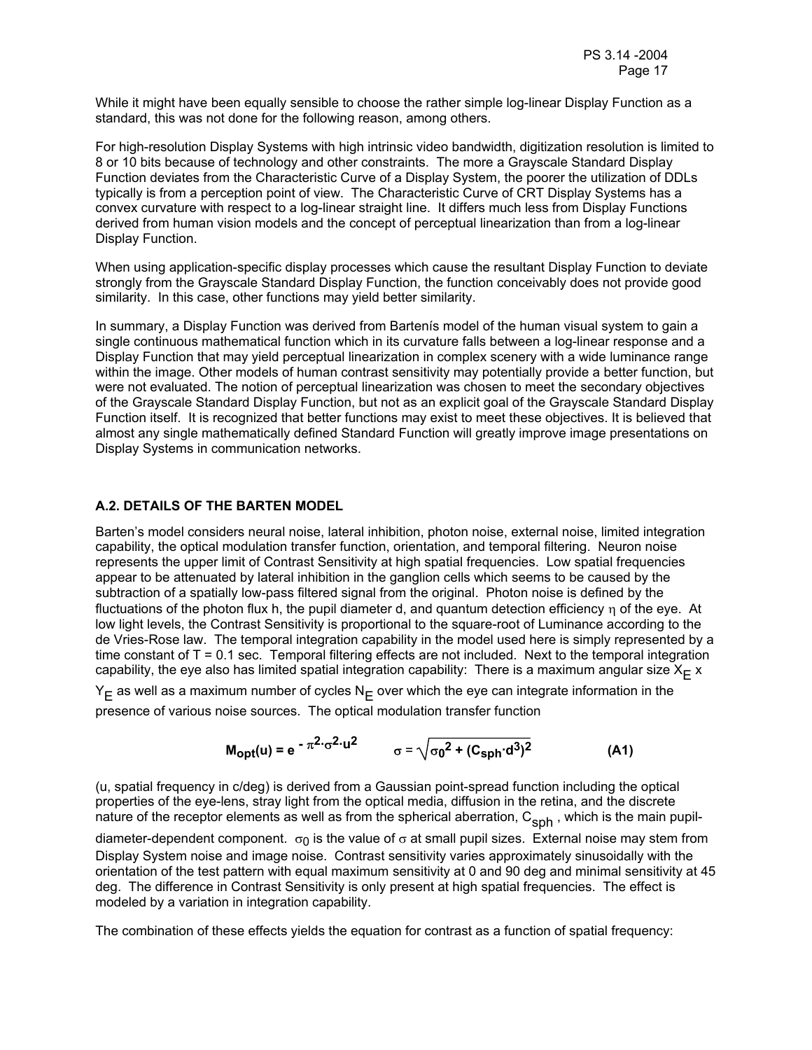While it might have been equally sensible to choose the rather simple log-linear Display Function as a standard, this was not done for the following reason, among others.

For high-resolution Display Systems with high intrinsic video bandwidth, digitization resolution is limited to 8 or 10 bits because of technology and other constraints. The more a Grayscale Standard Display Function deviates from the Characteristic Curve of a Display System, the poorer the utilization of DDLs typically is from a perception point of view. The Characteristic Curve of CRT Display Systems has a convex curvature with respect to a log-linear straight line. It differs much less from Display Functions derived from human vision models and the concept of perceptual linearization than from a log-linear Display Function.

When using application-specific display processes which cause the resultant Display Function to deviate strongly from the Grayscale Standard Display Function, the function conceivably does not provide good similarity. In this case, other functions may yield better similarity.

In summary, a Display Function was derived from Bartenís model of the human visual system to gain a single continuous mathematical function which in its curvature falls between a log-linear response and a Display Function that may yield perceptual linearization in complex scenery with a wide luminance range within the image. Other models of human contrast sensitivity may potentially provide a better function, but were not evaluated. The notion of perceptual linearization was chosen to meet the secondary objectives of the Grayscale Standard Display Function, but not as an explicit goal of the Grayscale Standard Display Function itself. It is recognized that better functions may exist to meet these objectives. It is believed that almost any single mathematically defined Standard Function will greatly improve image presentations on Display Systems in communication networks.

## A.2. DETAILS OF THE BARTEN MODEL

Barten's model considers neural noise, lateral inhibition, photon noise, external noise, limited integration capability, the optical modulation transfer function, orientation, and temporal filtering. Neuron noise represents the upper limit of Contrast Sensitivity at high spatial frequencies. Low spatial frequencies appear to be attenuated by lateral inhibition in the ganglion cells which seems to be caused by the subtraction of a spatially low-pass filtered signal from the original. Photon noise is defined by the fluctuations of the photon flux h, the pupil diameter d, and quantum detection efficiency $\eta$ of the eye. At low light levels, the Contrast Sensitivity is proportional to the square-root of Luminance according to the de Vries-Rose law. The temporal integration capability in the model used here is simply represented by a time constant of T = 0.1 sec. Temporal filtering effects are not included. Next to the temporal integration capability, the eye also has limited spatial integration capability: There is a maximum angular size $X_E$ x $Y_E$ as well as a maximum number of cycles $N_E$ over which the eye can integrate information in the presence of various noise sources. The optical modulation transfer function

$$M_{opt}(u) = e^{-\pi^2 \cdot \sigma^2 \cdot u^2} \qquad \sigma = \sqrt{\sigma_0^2 + (C_{sph} \cdot d^3)^2} \qquad \textbf{(A1)}$$

(u, spatial frequency in c/deg) is derived from a Gaussian point-spread function including the optical properties of the eye-lens, stray light from the optical media, diffusion in the retina, and the discrete nature of the receptor elements as well as from the spherical aberration, $C_{sph}$, which is the main pupil-diameter-dependent component. $\sigma_0$ is the value of $\sigma$ at small pupil sizes. External noise may stem from Display System noise and image noise. Contrast sensitivity varies approximately sinusoidally with the orientation of the test pattern with equal maximum sensitivity at 0 and 90 deg and minimal sensitivity at 45 deg. The difference in Contrast Sensitivity is only present at high spatial frequencies. The effect is modeled by a variation in integration capability.

The combination of these effects yields the equation for contrast as a function of spatial frequency: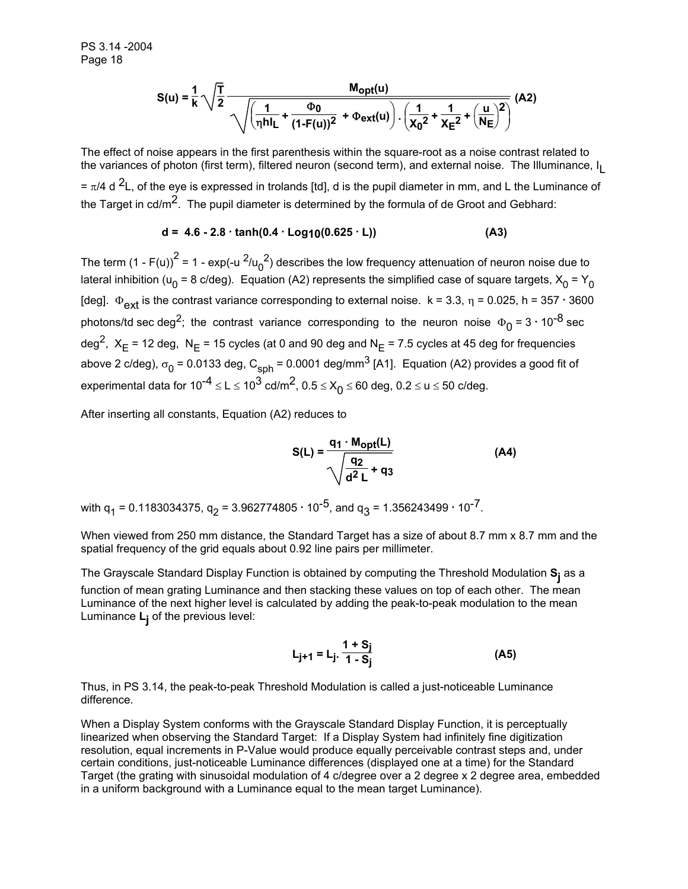$$S(u) = \frac{1}{k}\sqrt{\frac{T}{2}} \frac{M_{opt}(u)}{\sqrt{\left(\frac{1}{\eta h I_L} + \frac{\Phi_0}{(1-F(u))^2} + \Phi_{ext}(u)\right) \cdot \left(\frac{1}{X_0^2} + \frac{1}{X_E^2} + \left(\frac{u}{N_E}\right)^2\right)}} \quad \text{(A2)}$$

The effect of noise appears in the first parenthesis within the square-root as a noise contrast related to the variances of photon (first term), filtered neuron (second term), and external noise. The Illuminance, $I_L = \pi/4\ d^2 L$, of the eye is expressed in trolands [td], d is the pupil diameter in mm, and L the Luminance of the Target in cd/m$^2$. The pupil diameter is determined by the formula of de Groot and Gebhard:

$$d = 4.6 - 2.8 \cdot \tanh(0.4 \cdot \text{Log}_{10}(0.625 \cdot L)) \quad \text{(A3)}$$

The term $(1 - F(u))^2 = 1 - \exp(-u^2/u_0^2)$ describes the low frequency attenuation of neuron noise due to lateral inhibition ($u_0$ = 8 c/deg). Equation (A2) represents the simplified case of square targets, $X_0 = Y_0$ [deg]. $\Phi_{ext}$ is the contrast variance corresponding to external noise. k = 3.3, $\eta$ = 0.025, h = 357 · 3600 photons/td sec deg$^2$; the contrast variance corresponding to the neuron noise $\Phi_0 = 3 \cdot 10^{-8}$ sec deg$^2$, $X_E$ = 12 deg, $N_E$ = 15 cycles (at 0 and 90 deg and $N_E$ = 7.5 cycles at 45 deg for frequencies above 2 c/deg), $\sigma_0$ = 0.0133 deg, $C_{sph}$ = 0.0001 deg/mm$^3$ [A1]. Equation (A2) provides a good fit of experimental data for $10^{-4} \le L \le 10^3$ cd/m$^2$, $0.5 \le X_0 \le 60$ deg, $0.2 \le u \le 50$ c/deg.

After inserting all constants, Equation (A2) reduces to

$$S(L) = \frac{q_1 \cdot M_{opt}(L)}{\sqrt{\frac{q_2}{d^2 L} + q_3}} \quad \text{(A4)}$$

with $q_1$ = 0.1183034375, $q_2 = 3.962774805 \cdot 10^{-5}$, and $q_3 = 1.356243499 \cdot 10^{-7}$.

When viewed from 250 mm distance, the Standard Target has a size of about 8.7 mm x 8.7 mm and the spatial frequency of the grid equals about 0.92 line pairs per millimeter.

The Grayscale Standard Display Function is obtained by computing the Threshold Modulation $\mathbf{S_j}$ as a function of mean grating Luminance and then stacking these values on top of each other. The mean Luminance of the next higher level is calculated by adding the peak-to-peak modulation to the mean Luminance $\mathbf{L_j}$ of the previous level:

$$L_{j+1} = L_j \cdot \frac{1 + S_j}{1 - S_j} \quad \text{(A5)}$$

Thus, in PS 3.14, the peak-to-peak Threshold Modulation is called a just-noticeable Luminance difference.

When a Display System conforms with the Grayscale Standard Display Function, it is perceptually linearized when observing the Standard Target: If a Display System had infinitely fine digitization resolution, equal increments in P-Value would produce equally perceivable contrast steps and, under certain conditions, just-noticeable Luminance differences (displayed one at a time) for the Standard Target (the grating with sinusoidal modulation of 4 c/degree over a 2 degree x 2 degree area, embedded in a uniform background with a Luminance equal to the mean target Luminance).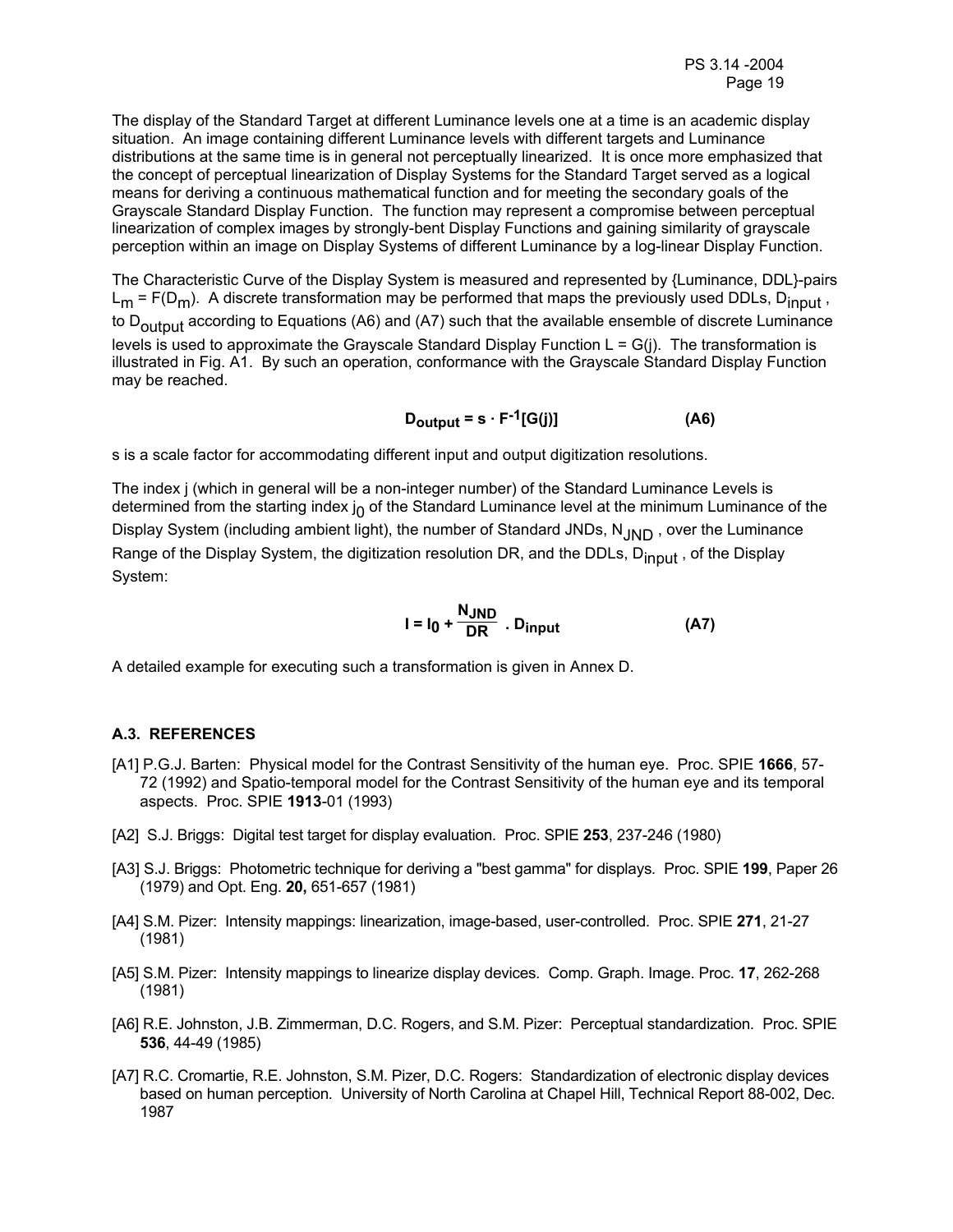The display of the Standard Target at different Luminance levels one at a time is an academic display situation. An image containing different Luminance levels with different targets and Luminance distributions at the same time is in general not perceptually linearized. It is once more emphasized that the concept of perceptual linearization of Display Systems for the Standard Target served as a logical means for deriving a continuous mathematical function and for meeting the secondary goals of the Grayscale Standard Display Function. The function may represent a compromise between perceptual linearization of complex images by strongly-bent Display Functions and gaining similarity of grayscale perception within an image on Display Systems of different Luminance by a log-linear Display Function.

The Characteristic Curve of the Display System is measured and represented by {Luminance, DDL}-pairs $L_m = F(D_m)$. A discrete transformation may be performed that maps the previously used DDLs, $D_{input}$, to $D_{output}$ according to Equations (A6) and (A7) such that the available ensemble of discrete Luminance levels is used to approximate the Grayscale Standard Display Function L = G(j). The transformation is illustrated in Fig. A1. By such an operation, conformance with the Grayscale Standard Display Function may be reached.

$$\mathbf{D_{output} = s \cdot F^{-1}[G(j)]} \qquad \textbf{(A6)}$$

s is a scale factor for accommodating different input and output digitization resolutions.

The index j (which in general will be a non-integer number) of the Standard Luminance Levels is determined from the starting index $j_0$ of the Standard Luminance level at the minimum Luminance of the Display System (including ambient light), the number of Standard JNDs, $N_{JND}$, over the Luminance Range of the Display System, the digitization resolution DR, and the DDLs, $D_{input}$, of the Display System:

$$\mathbf{I = I_0 + \frac{N_{JND}}{DR} \cdot D_{input}} \qquad \textbf{(A7)}$$

A detailed example for executing such a transformation is given in Annex D.

### A.3. REFERENCES

[A1] P.G.J. Barten: Physical model for the Contrast Sensitivity of the human eye. Proc. SPIE **1666**, 57-72 (1992) and Spatio-temporal model for the Contrast Sensitivity of the human eye and its temporal aspects. Proc. SPIE **1913**-01 (1993)

[A2] S.J. Briggs: Digital test target for display evaluation. Proc. SPIE **253**, 237-246 (1980)

[A3] S.J. Briggs: Photometric technique for deriving a "best gamma" for displays. Proc. SPIE **199**, Paper 26 (1979) and Opt. Eng. **20,** 651-657 (1981)

[A4] S.M. Pizer: Intensity mappings: linearization, image-based, user-controlled. Proc. SPIE **271**, 21-27 (1981)

[A5] S.M. Pizer: Intensity mappings to linearize display devices. Comp. Graph. Image. Proc. **17**, 262-268 (1981)

[A6] R.E. Johnston, J.B. Zimmerman, D.C. Rogers, and S.M. Pizer: Perceptual standardization. Proc. SPIE **536**, 44-49 (1985)

[A7] R.C. Cromartie, R.E. Johnston, S.M. Pizer, D.C. Rogers: Standardization of electronic display devices based on human perception. University of North Carolina at Chapel Hill, Technical Report 88-002, Dec. 1987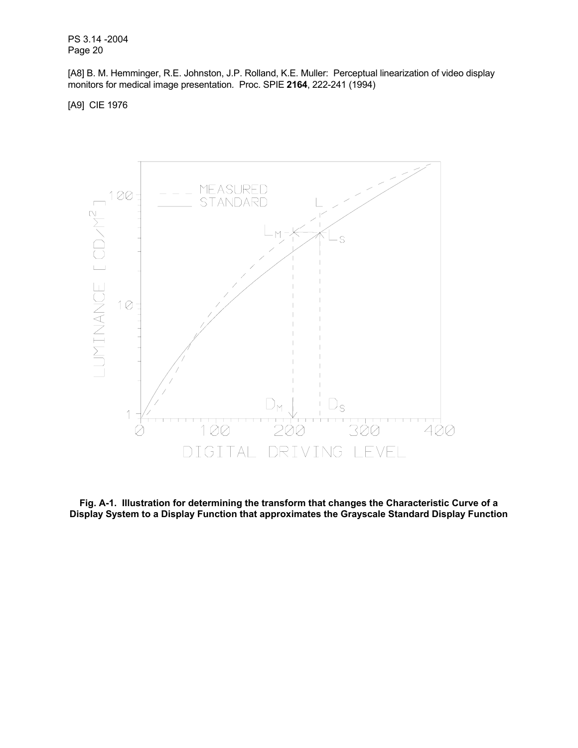[A8] B. M. Hemminger, R.E. Johnston, J.P. Rolland, K.E. Muller: Perceptual linearization of video display monitors for medical image presentation. Proc. SPIE **2164**, 222-241 (1994)

[A9] CIE 1976

MEASURED

STANDARD

L

$L_M$

$L_S$

$D_M$

$D_S$

LUMINANCE [ CD/M$^2$ ]

100

10

1

0

100

200

300

400

DIGITAL DRIVING LEVEL

**Fig. A-1. Illustration for determining the transform that changes the Characteristic Curve of a Display System to a Display Function that approximates the Grayscale Standard Display Function**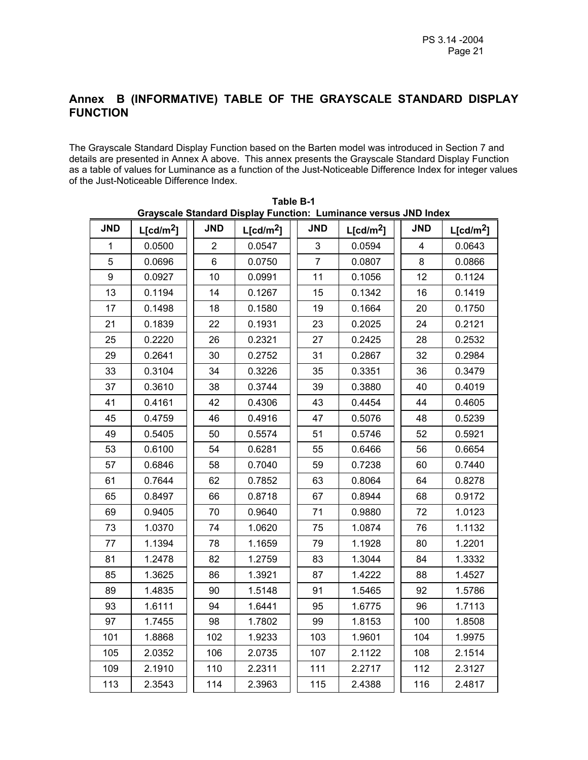## Annex B (INFORMATIVE) TABLE OF THE GRAYSCALE STANDARD DISPLAY FUNCTION

The Grayscale Standard Display Function based on the Barten model was introduced in Section 7 and details are presented in Annex A above. This annex presents the Grayscale Standard Display Function as a table of values for Luminance as a function of the Just-Noticeable Difference Index for integer values of the Just-Noticeable Difference Index.

**Table B-1**
**Grayscale Standard Display Function: Luminance versus JND Index**

| JND | L[cd/m$^2$] | JND | L[cd/m$^2$] | JND | L[cd/m$^2$] | JND | L[cd/m$^2$] |
|---|---|---|---|---|---|---|---|
| 1 | 0.0500 | 2 | 0.0547 | 3 | 0.0594 | 4 | 0.0643 |
| 5 | 0.0696 | 6 | 0.0750 | 7 | 0.0807 | 8 | 0.0866 |
| 9 | 0.0927 | 10 | 0.0991 | 11 | 0.1056 | 12 | 0.1124 |
| 13 | 0.1194 | 14 | 0.1267 | 15 | 0.1342 | 16 | 0.1419 |
| 17 | 0.1498 | 18 | 0.1580 | 19 | 0.1664 | 20 | 0.1750 |
| 21 | 0.1839 | 22 | 0.1931 | 23 | 0.2025 | 24 | 0.2121 |
| 25 | 0.2220 | 26 | 0.2321 | 27 | 0.2425 | 28 | 0.2532 |
| 29 | 0.2641 | 30 | 0.2752 | 31 | 0.2867 | 32 | 0.2984 |
| 33 | 0.3104 | 34 | 0.3226 | 35 | 0.3351 | 36 | 0.3479 |
| 37 | 0.3610 | 38 | 0.3744 | 39 | 0.3880 | 40 | 0.4019 |
| 41 | 0.4161 | 42 | 0.4306 | 43 | 0.4454 | 44 | 0.4605 |
| 45 | 0.4759 | 46 | 0.4916 | 47 | 0.5076 | 48 | 0.5239 |
| 49 | 0.5405 | 50 | 0.5574 | 51 | 0.5746 | 52 | 0.5921 |
| 53 | 0.6100 | 54 | 0.6281 | 55 | 0.6466 | 56 | 0.6654 |
| 57 | 0.6846 | 58 | 0.7040 | 59 | 0.7238 | 60 | 0.7440 |
| 61 | 0.7644 | 62 | 0.7852 | 63 | 0.8064 | 64 | 0.8278 |
| 65 | 0.8497 | 66 | 0.8718 | 67 | 0.8944 | 68 | 0.9172 |
| 69 | 0.9405 | 70 | 0.9640 | 71 | 0.9880 | 72 | 1.0123 |
| 73 | 1.0370 | 74 | 1.0620 | 75 | 1.0874 | 76 | 1.1132 |
| 77 | 1.1394 | 78 | 1.1659 | 79 | 1.1928 | 80 | 1.2201 |
| 81 | 1.2478 | 82 | 1.2759 | 83 | 1.3044 | 84 | 1.3332 |
| 85 | 1.3625 | 86 | 1.3921 | 87 | 1.4222 | 88 | 1.4527 |
| 89 | 1.4835 | 90 | 1.5148 | 91 | 1.5465 | 92 | 1.5786 |
| 93 | 1.6111 | 94 | 1.6441 | 95 | 1.6775 | 96 | 1.7113 |
| 97 | 1.7455 | 98 | 1.7802 | 99 | 1.8153 | 100 | 1.8508 |
| 101 | 1.8868 | 102 | 1.9233 | 103 | 1.9601 | 104 | 1.9975 |
| 105 | 2.0352 | 106 | 2.0735 | 107 | 2.1122 | 108 | 2.1514 |
| 109 | 2.1910 | 110 | 2.2311 | 111 | 2.2717 | 112 | 2.3127 |
| 113 | 2.3543 | 114 | 2.3963 | 115 | 2.4388 | 116 | 2.4817 |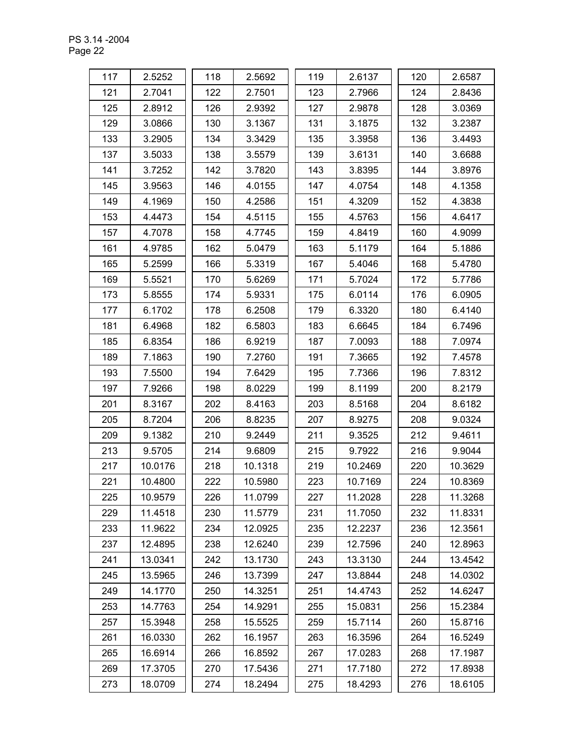| | | | | | | | |
|---|---|---|---|---|---|---|---|
| 117 | 2.5252 | 118 | 2.5692 | 119 | 2.6137 | 120 | 2.6587 |
| 121 | 2.7041 | 122 | 2.7501 | 123 | 2.7966 | 124 | 2.8436 |
| 125 | 2.8912 | 126 | 2.9392 | 127 | 2.9878 | 128 | 3.0369 |
| 129 | 3.0866 | 130 | 3.1367 | 131 | 3.1875 | 132 | 3.2387 |
| 133 | 3.2905 | 134 | 3.3429 | 135 | 3.3958 | 136 | 3.4493 |
| 137 | 3.5033 | 138 | 3.5579 | 139 | 3.6131 | 140 | 3.6688 |
| 141 | 3.7252 | 142 | 3.7820 | 143 | 3.8395 | 144 | 3.8976 |
| 145 | 3.9563 | 146 | 4.0155 | 147 | 4.0754 | 148 | 4.1358 |
| 149 | 4.1969 | 150 | 4.2586 | 151 | 4.3209 | 152 | 4.3838 |
| 153 | 4.4473 | 154 | 4.5115 | 155 | 4.5763 | 156 | 4.6417 |
| 157 | 4.7078 | 158 | 4.7745 | 159 | 4.8419 | 160 | 4.9099 |
| 161 | 4.9785 | 162 | 5.0479 | 163 | 5.1179 | 164 | 5.1886 |
| 165 | 5.2599 | 166 | 5.3319 | 167 | 5.4046 | 168 | 5.4780 |
| 169 | 5.5521 | 170 | 5.6269 | 171 | 5.7024 | 172 | 5.7786 |
| 173 | 5.8555 | 174 | 5.9331 | 175 | 6.0114 | 176 | 6.0905 |
| 177 | 6.1702 | 178 | 6.2508 | 179 | 6.3320 | 180 | 6.4140 |
| 181 | 6.4968 | 182 | 6.5803 | 183 | 6.6645 | 184 | 6.7496 |
| 185 | 6.8354 | 186 | 6.9219 | 187 | 7.0093 | 188 | 7.0974 |
| 189 | 7.1863 | 190 | 7.2760 | 191 | 7.3665 | 192 | 7.4578 |
| 193 | 7.5500 | 194 | 7.6429 | 195 | 7.7366 | 196 | 7.8312 |
| 197 | 7.9266 | 198 | 8.0229 | 199 | 8.1199 | 200 | 8.2179 |
| 201 | 8.3167 | 202 | 8.4163 | 203 | 8.5168 | 204 | 8.6182 |
| 205 | 8.7204 | 206 | 8.8235 | 207 | 8.9275 | 208 | 9.0324 |
| 209 | 9.1382 | 210 | 9.2449 | 211 | 9.3525 | 212 | 9.4611 |
| 213 | 9.5705 | 214 | 9.6809 | 215 | 9.7922 | 216 | 9.9044 |
| 217 | 10.0176 | 218 | 10.1318 | 219 | 10.2469 | 220 | 10.3629 |
| 221 | 10.4800 | 222 | 10.5980 | 223 | 10.7169 | 224 | 10.8369 |
| 225 | 10.9579 | 226 | 11.0799 | 227 | 11.2028 | 228 | 11.3268 |
| 229 | 11.4518 | 230 | 11.5779 | 231 | 11.7050 | 232 | 11.8331 |
| 233 | 11.9622 | 234 | 12.0925 | 235 | 12.2237 | 236 | 12.3561 |
| 237 | 12.4895 | 238 | 12.6240 | 239 | 12.7596 | 240 | 12.8963 |
| 241 | 13.0341 | 242 | 13.1730 | 243 | 13.3130 | 244 | 13.4542 |
| 245 | 13.5965 | 246 | 13.7399 | 247 | 13.8844 | 248 | 14.0302 |
| 249 | 14.1770 | 250 | 14.3251 | 251 | 14.4743 | 252 | 14.6247 |
| 253 | 14.7763 | 254 | 14.9291 | 255 | 15.0831 | 256 | 15.2384 |
| 257 | 15.3948 | 258 | 15.5525 | 259 | 15.7114 | 260 | 15.8716 |
| 261 | 16.0330 | 262 | 16.1957 | 263 | 16.3596 | 264 | 16.5249 |
| 265 | 16.6914 | 266 | 16.8592 | 267 | 17.0283 | 268 | 17.1987 |
| 269 | 17.3705 | 270 | 17.5436 | 271 | 17.7180 | 272 | 17.8938 |
| 273 | 18.0709 | 274 | 18.2494 | 275 | 18.4293 | 276 | 18.6105 |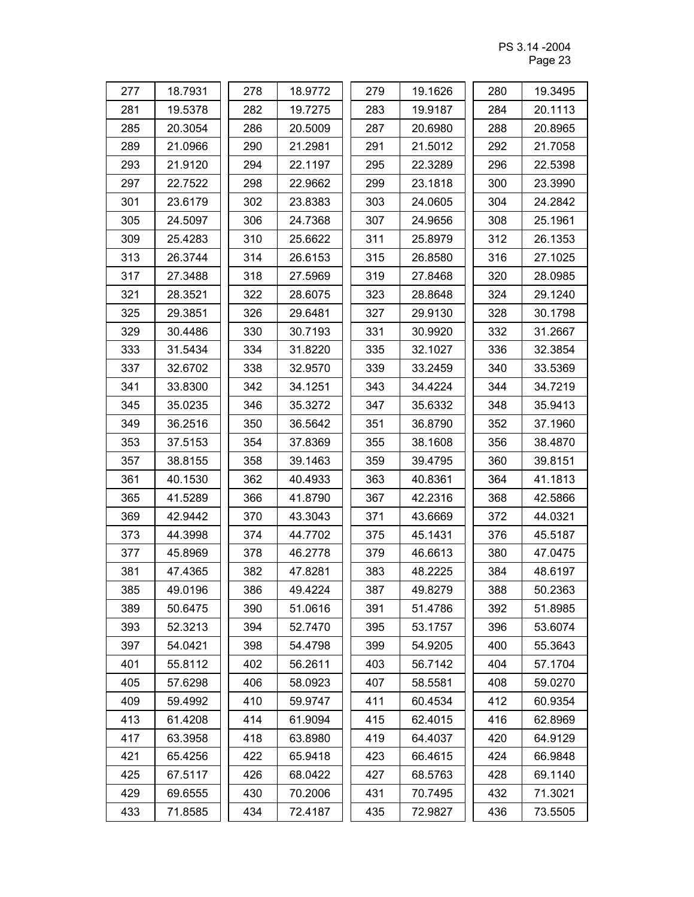| | | | | | | | |
|---|---|---|---|---|---|---|---|
| 277 | 18.7931 | 278 | 18.9772 | 279 | 19.1626 | 280 | 19.3495 |
| 281 | 19.5378 | 282 | 19.7275 | 283 | 19.9187 | 284 | 20.1113 |
| 285 | 20.3054 | 286 | 20.5009 | 287 | 20.6980 | 288 | 20.8965 |
| 289 | 21.0966 | 290 | 21.2981 | 291 | 21.5012 | 292 | 21.7058 |
| 293 | 21.9120 | 294 | 22.1197 | 295 | 22.3289 | 296 | 22.5398 |
| 297 | 22.7522 | 298 | 22.9662 | 299 | 23.1818 | 300 | 23.3990 |
| 301 | 23.6179 | 302 | 23.8383 | 303 | 24.0605 | 304 | 24.2842 |
| 305 | 24.5097 | 306 | 24.7368 | 307 | 24.9656 | 308 | 25.1961 |
| 309 | 25.4283 | 310 | 25.6622 | 311 | 25.8979 | 312 | 26.1353 |
| 313 | 26.3744 | 314 | 26.6153 | 315 | 26.8580 | 316 | 27.1025 |
| 317 | 27.3488 | 318 | 27.5969 | 319 | 27.8468 | 320 | 28.0985 |
| 321 | 28.3521 | 322 | 28.6075 | 323 | 28.8648 | 324 | 29.1240 |
| 325 | 29.3851 | 326 | 29.6481 | 327 | 29.9130 | 328 | 30.1798 |
| 329 | 30.4486 | 330 | 30.7193 | 331 | 30.9920 | 332 | 31.2667 |
| 333 | 31.5434 | 334 | 31.8220 | 335 | 32.1027 | 336 | 32.3854 |
| 337 | 32.6702 | 338 | 32.9570 | 339 | 33.2459 | 340 | 33.5369 |
| 341 | 33.8300 | 342 | 34.1251 | 343 | 34.4224 | 344 | 34.7219 |
| 345 | 35.0235 | 346 | 35.3272 | 347 | 35.6332 | 348 | 35.9413 |
| 349 | 36.2516 | 350 | 36.5642 | 351 | 36.8790 | 352 | 37.1960 |
| 353 | 37.5153 | 354 | 37.8369 | 355 | 38.1608 | 356 | 38.4870 |
| 357 | 38.8155 | 358 | 39.1463 | 359 | 39.4795 | 360 | 39.8151 |
| 361 | 40.1530 | 362 | 40.4933 | 363 | 40.8361 | 364 | 41.1813 |
| 365 | 41.5289 | 366 | 41.8790 | 367 | 42.2316 | 368 | 42.5866 |
| 369 | 42.9442 | 370 | 43.3043 | 371 | 43.6669 | 372 | 44.0321 |
| 373 | 44.3998 | 374 | 44.7702 | 375 | 45.1431 | 376 | 45.5187 |
| 377 | 45.8969 | 378 | 46.2778 | 379 | 46.6613 | 380 | 47.0475 |
| 381 | 47.4365 | 382 | 47.8281 | 383 | 48.2225 | 384 | 48.6197 |
| 385 | 49.0196 | 386 | 49.4224 | 387 | 49.8279 | 388 | 50.2363 |
| 389 | 50.6475 | 390 | 51.0616 | 391 | 51.4786 | 392 | 51.8985 |
| 393 | 52.3213 | 394 | 52.7470 | 395 | 53.1757 | 396 | 53.6074 |
| 397 | 54.0421 | 398 | 54.4798 | 399 | 54.9205 | 400 | 55.3643 |
| 401 | 55.8112 | 402 | 56.2611 | 403 | 56.7142 | 404 | 57.1704 |
| 405 | 57.6298 | 406 | 58.0923 | 407 | 58.5581 | 408 | 59.0270 |
| 409 | 59.4992 | 410 | 59.9747 | 411 | 60.4534 | 412 | 60.9354 |
| 413 | 61.4208 | 414 | 61.9094 | 415 | 62.4015 | 416 | 62.8969 |
| 417 | 63.3958 | 418 | 63.8980 | 419 | 64.4037 | 420 | 64.9129 |
| 421 | 65.4256 | 422 | 65.9418 | 423 | 66.4615 | 424 | 66.9848 |
| 425 | 67.5117 | 426 | 68.0422 | 427 | 68.5763 | 428 | 69.1140 |
| 429 | 69.6555 | 430 | 70.2006 | 431 | 70.7495 | 432 | 71.3021 |
| 433 | 71.8585 | 434 | 72.4187 | 435 | 72.9827 | 436 | 73.5505 |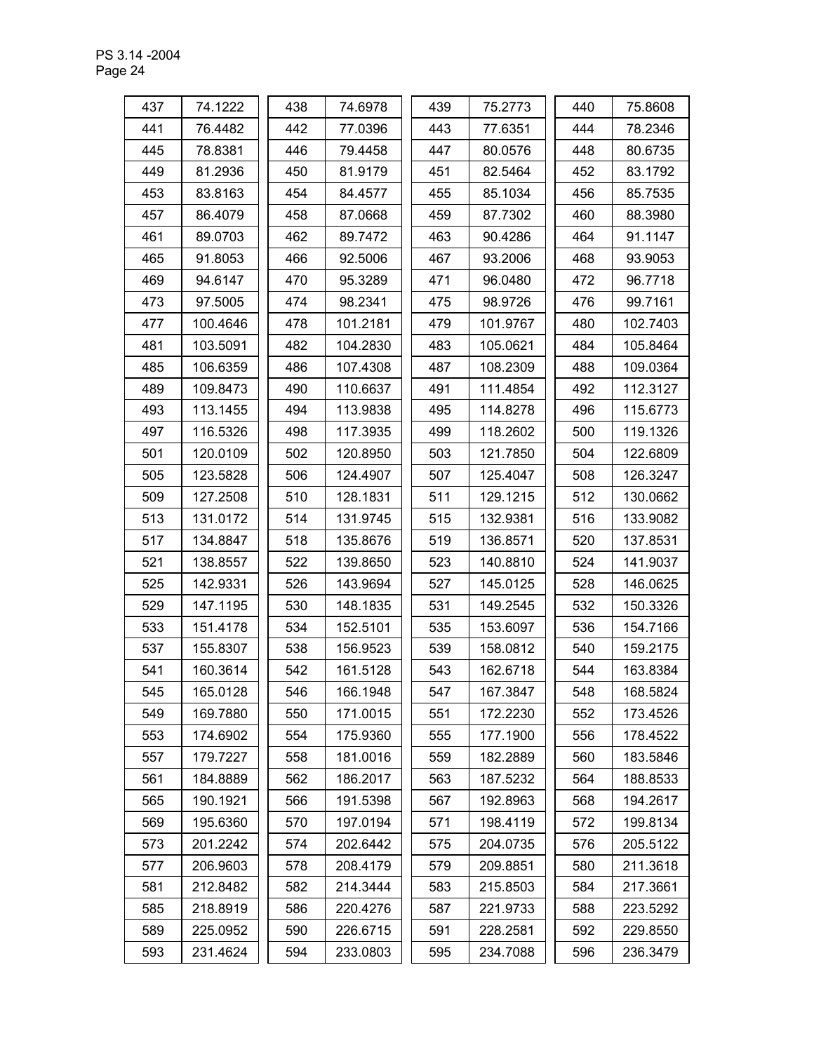| | | | | | | | |
|---|---|---|---|---|---|---|---|
| 437 | 74.1222 | 438 | 74.6978 | 439 | 75.2773 | 440 | 75.8608 |
| 441 | 76.4482 | 442 | 77.0396 | 443 | 77.6351 | 444 | 78.2346 |
| 445 | 78.8381 | 446 | 79.4458 | 447 | 80.0576 | 448 | 80.6735 |
| 449 | 81.2936 | 450 | 81.9179 | 451 | 82.5464 | 452 | 83.1792 |
| 453 | 83.8163 | 454 | 84.4577 | 455 | 85.1034 | 456 | 85.7535 |
| 457 | 86.4079 | 458 | 87.0668 | 459 | 87.7302 | 460 | 88.3980 |
| 461 | 89.0703 | 462 | 89.7472 | 463 | 90.4286 | 464 | 91.1147 |
| 465 | 91.8053 | 466 | 92.5006 | 467 | 93.2006 | 468 | 93.9053 |
| 469 | 94.6147 | 470 | 95.3289 | 471 | 96.0480 | 472 | 96.7718 |
| 473 | 97.5005 | 474 | 98.2341 | 475 | 98.9726 | 476 | 99.7161 |
| 477 | 100.4646 | 478 | 101.2181 | 479 | 101.9767 | 480 | 102.7403 |
| 481 | 103.5091 | 482 | 104.2830 | 483 | 105.0621 | 484 | 105.8464 |
| 485 | 106.6359 | 486 | 107.4308 | 487 | 108.2309 | 488 | 109.0364 |
| 489 | 109.8473 | 490 | 110.6637 | 491 | 111.4854 | 492 | 112.3127 |
| 493 | 113.1455 | 494 | 113.9838 | 495 | 114.8278 | 496 | 115.6773 |
| 497 | 116.5326 | 498 | 117.3935 | 499 | 118.2602 | 500 | 119.1326 |
| 501 | 120.0109 | 502 | 120.8950 | 503 | 121.7850 | 504 | 122.6809 |
| 505 | 123.5828 | 506 | 124.4907 | 507 | 125.4047 | 508 | 126.3247 |
| 509 | 127.2508 | 510 | 128.1831 | 511 | 129.1215 | 512 | 130.0662 |
| 513 | 131.0172 | 514 | 131.9745 | 515 | 132.9381 | 516 | 133.9082 |
| 517 | 134.8847 | 518 | 135.8676 | 519 | 136.8571 | 520 | 137.8531 |
| 521 | 138.8557 | 522 | 139.8650 | 523 | 140.8810 | 524 | 141.9037 |
| 525 | 142.9331 | 526 | 143.9694 | 527 | 145.0125 | 528 | 146.0625 |
| 529 | 147.1195 | 530 | 148.1835 | 531 | 149.2545 | 532 | 150.3326 |
| 533 | 151.4178 | 534 | 152.5101 | 535 | 153.6097 | 536 | 154.7166 |
| 537 | 155.8307 | 538 | 156.9523 | 539 | 158.0812 | 540 | 159.2175 |
| 541 | 160.3614 | 542 | 161.5128 | 543 | 162.6718 | 544 | 163.8384 |
| 545 | 165.0128 | 546 | 166.1948 | 547 | 167.3847 | 548 | 168.5824 |
| 549 | 169.7880 | 550 | 171.0015 | 551 | 172.2230 | 552 | 173.4526 |
| 553 | 174.6902 | 554 | 175.9360 | 555 | 177.1900 | 556 | 178.4522 |
| 557 | 179.7227 | 558 | 181.0016 | 559 | 182.2889 | 560 | 183.5846 |
| 561 | 184.8889 | 562 | 186.2017 | 563 | 187.5232 | 564 | 188.8533 |
| 565 | 190.1921 | 566 | 191.5398 | 567 | 192.8963 | 568 | 194.2617 |
| 569 | 195.6360 | 570 | 197.0194 | 571 | 198.4119 | 572 | 199.8134 |
| 573 | 201.2242 | 574 | 202.6442 | 575 | 204.0735 | 576 | 205.5122 |
| 577 | 206.9603 | 578 | 208.4179 | 579 | 209.8851 | 580 | 211.3618 |
| 581 | 212.8482 | 582 | 214.3444 | 583 | 215.8503 | 584 | 217.3661 |
| 585 | 218.8919 | 586 | 220.4276 | 587 | 221.9733 | 588 | 223.5292 |
| 589 | 225.0952 | 590 | 226.6715 | 591 | 228.2581 | 592 | 229.8550 |
| 593 | 231.4624 | 594 | 233.0803 | 595 | 234.7088 | 596 | 236.3479 |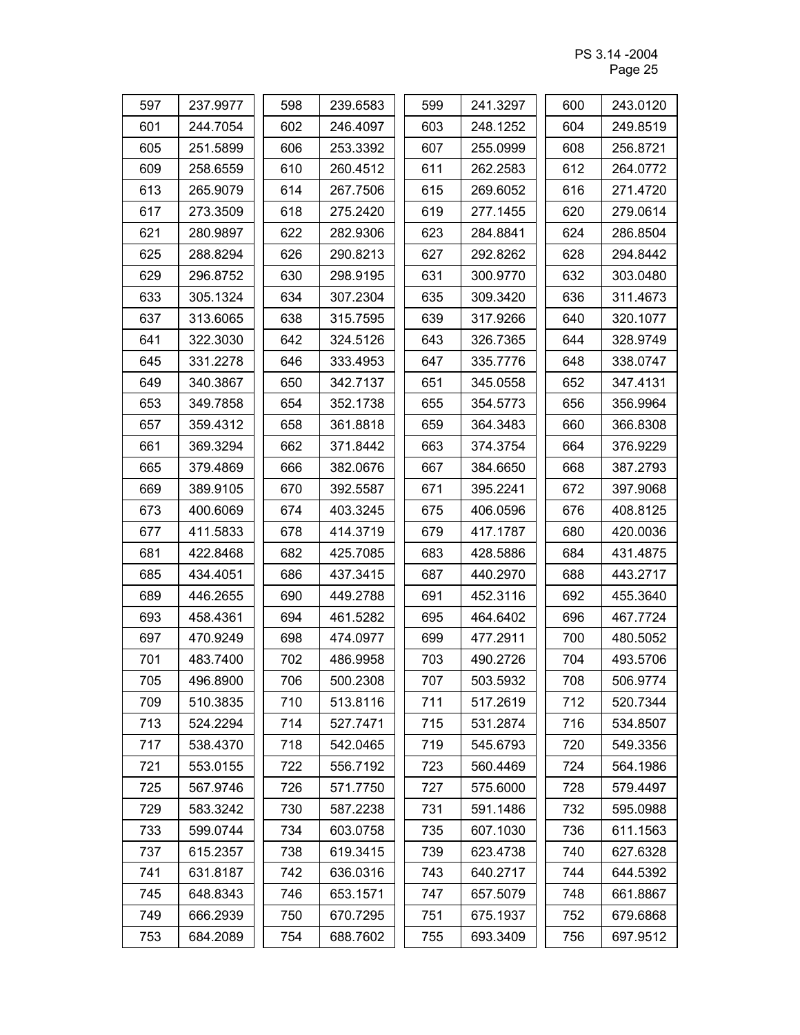| | | | | | | | |
|---|---|---|---|---|---|---|---|
| 597 | 237.9977 | 598 | 239.6583 | 599 | 241.3297 | 600 | 243.0120 |
| 601 | 244.7054 | 602 | 246.4097 | 603 | 248.1252 | 604 | 249.8519 |
| 605 | 251.5899 | 606 | 253.3392 | 607 | 255.0999 | 608 | 256.8721 |
| 609 | 258.6559 | 610 | 260.4512 | 611 | 262.2583 | 612 | 264.0772 |
| 613 | 265.9079 | 614 | 267.7506 | 615 | 269.6052 | 616 | 271.4720 |
| 617 | 273.3509 | 618 | 275.2420 | 619 | 277.1455 | 620 | 279.0614 |
| 621 | 280.9897 | 622 | 282.9306 | 623 | 284.8841 | 624 | 286.8504 |
| 625 | 288.8294 | 626 | 290.8213 | 627 | 292.8262 | 628 | 294.8442 |
| 629 | 296.8752 | 630 | 298.9195 | 631 | 300.9770 | 632 | 303.0480 |
| 633 | 305.1324 | 634 | 307.2304 | 635 | 309.3420 | 636 | 311.4673 |
| 637 | 313.6065 | 638 | 315.7595 | 639 | 317.9266 | 640 | 320.1077 |
| 641 | 322.3030 | 642 | 324.5126 | 643 | 326.7365 | 644 | 328.9749 |
| 645 | 331.2278 | 646 | 333.4953 | 647 | 335.7776 | 648 | 338.0747 |
| 649 | 340.3867 | 650 | 342.7137 | 651 | 345.0558 | 652 | 347.4131 |
| 653 | 349.7858 | 654 | 352.1738 | 655 | 354.5773 | 656 | 356.9964 |
| 657 | 359.4312 | 658 | 361.8818 | 659 | 364.3483 | 660 | 366.8308 |
| 661 | 369.3294 | 662 | 371.8442 | 663 | 374.3754 | 664 | 376.9229 |
| 665 | 379.4869 | 666 | 382.0676 | 667 | 384.6650 | 668 | 387.2793 |
| 669 | 389.9105 | 670 | 392.5587 | 671 | 395.2241 | 672 | 397.9068 |
| 673 | 400.6069 | 674 | 403.3245 | 675 | 406.0596 | 676 | 408.8125 |
| 677 | 411.5833 | 678 | 414.3719 | 679 | 417.1787 | 680 | 420.0036 |
| 681 | 422.8468 | 682 | 425.7085 | 683 | 428.5886 | 684 | 431.4875 |
| 685 | 434.4051 | 686 | 437.3415 | 687 | 440.2970 | 688 | 443.2717 |
| 689 | 446.2655 | 690 | 449.2788 | 691 | 452.3116 | 692 | 455.3640 |
| 693 | 458.4361 | 694 | 461.5282 | 695 | 464.6402 | 696 | 467.7724 |
| 697 | 470.9249 | 698 | 474.0977 | 699 | 477.2911 | 700 | 480.5052 |
| 701 | 483.7400 | 702 | 486.9958 | 703 | 490.2726 | 704 | 493.5706 |
| 705 | 496.8900 | 706 | 500.2308 | 707 | 503.5932 | 708 | 506.9774 |
| 709 | 510.3835 | 710 | 513.8116 | 711 | 517.2619 | 712 | 520.7344 |
| 713 | 524.2294 | 714 | 527.7471 | 715 | 531.2874 | 716 | 534.8507 |
| 717 | 538.4370 | 718 | 542.0465 | 719 | 545.6793 | 720 | 549.3356 |
| 721 | 553.0155 | 722 | 556.7192 | 723 | 560.4469 | 724 | 564.1986 |
| 725 | 567.9746 | 726 | 571.7750 | 727 | 575.6000 | 728 | 579.4497 |
| 729 | 583.3242 | 730 | 587.2238 | 731 | 591.1486 | 732 | 595.0988 |
| 733 | 599.0744 | 734 | 603.0758 | 735 | 607.1030 | 736 | 611.1563 |
| 737 | 615.2357 | 738 | 619.3415 | 739 | 623.4738 | 740 | 627.6328 |
| 741 | 631.8187 | 742 | 636.0316 | 743 | 640.2717 | 744 | 644.5392 |
| 745 | 648.8343 | 746 | 653.1571 | 747 | 657.5079 | 748 | 661.8867 |
| 749 | 666.2939 | 750 | 670.7295 | 751 | 675.1937 | 752 | 679.6868 |
| 753 | 684.2089 | 754 | 688.7602 | 755 | 693.3409 | 756 | 697.9512 |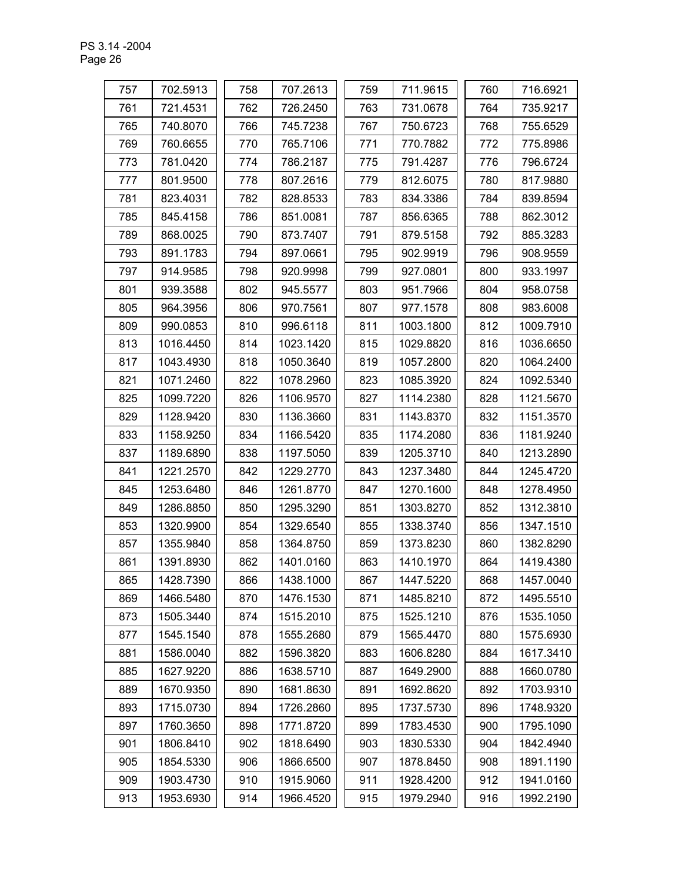| | | | | | | | |
|---|---|---|---|---|---|---|---|
| 757 | 702.5913 | 758 | 707.2613 | 759 | 711.9615 | 760 | 716.6921 |
| 761 | 721.4531 | 762 | 726.2450 | 763 | 731.0678 | 764 | 735.9217 |
| 765 | 740.8070 | 766 | 745.7238 | 767 | 750.6723 | 768 | 755.6529 |
| 769 | 760.6655 | 770 | 765.7106 | 771 | 770.7882 | 772 | 775.8986 |
| 773 | 781.0420 | 774 | 786.2187 | 775 | 791.4287 | 776 | 796.6724 |
| 777 | 801.9500 | 778 | 807.2616 | 779 | 812.6075 | 780 | 817.9880 |
| 781 | 823.4031 | 782 | 828.8533 | 783 | 834.3386 | 784 | 839.8594 |
| 785 | 845.4158 | 786 | 851.0081 | 787 | 856.6365 | 788 | 862.3012 |
| 789 | 868.0025 | 790 | 873.7407 | 791 | 879.5158 | 792 | 885.3283 |
| 793 | 891.1783 | 794 | 897.0661 | 795 | 902.9919 | 796 | 908.9559 |
| 797 | 914.9585 | 798 | 920.9998 | 799 | 927.0801 | 800 | 933.1997 |
| 801 | 939.3588 | 802 | 945.5577 | 803 | 951.7966 | 804 | 958.0758 |
| 805 | 964.3956 | 806 | 970.7561 | 807 | 977.1578 | 808 | 983.6008 |
| 809 | 990.0853 | 810 | 996.6118 | 811 | 1003.1800 | 812 | 1009.7910 |
| 813 | 1016.4450 | 814 | 1023.1420 | 815 | 1029.8820 | 816 | 1036.6650 |
| 817 | 1043.4930 | 818 | 1050.3640 | 819 | 1057.2800 | 820 | 1064.2400 |
| 821 | 1071.2460 | 822 | 1078.2960 | 823 | 1085.3920 | 824 | 1092.5340 |
| 825 | 1099.7220 | 826 | 1106.9570 | 827 | 1114.2380 | 828 | 1121.5670 |
| 829 | 1128.9420 | 830 | 1136.3660 | 831 | 1143.8370 | 832 | 1151.3570 |
| 833 | 1158.9250 | 834 | 1166.5420 | 835 | 1174.2080 | 836 | 1181.9240 |
| 837 | 1189.6890 | 838 | 1197.5050 | 839 | 1205.3710 | 840 | 1213.2890 |
| 841 | 1221.2570 | 842 | 1229.2770 | 843 | 1237.3480 | 844 | 1245.4720 |
| 845 | 1253.6480 | 846 | 1261.8770 | 847 | 1270.1600 | 848 | 1278.4950 |
| 849 | 1286.8850 | 850 | 1295.3290 | 851 | 1303.8270 | 852 | 1312.3810 |
| 853 | 1320.9900 | 854 | 1329.6540 | 855 | 1338.3740 | 856 | 1347.1510 |
| 857 | 1355.9840 | 858 | 1364.8750 | 859 | 1373.8230 | 860 | 1382.8290 |
| 861 | 1391.8930 | 862 | 1401.0160 | 863 | 1410.1970 | 864 | 1419.4380 |
| 865 | 1428.7390 | 866 | 1438.1000 | 867 | 1447.5220 | 868 | 1457.0040 |
| 869 | 1466.5480 | 870 | 1476.1530 | 871 | 1485.8210 | 872 | 1495.5510 |
| 873 | 1505.3440 | 874 | 1515.2010 | 875 | 1525.1210 | 876 | 1535.1050 |
| 877 | 1545.1540 | 878 | 1555.2680 | 879 | 1565.4470 | 880 | 1575.6930 |
| 881 | 1586.0040 | 882 | 1596.3820 | 883 | 1606.8280 | 884 | 1617.3410 |
| 885 | 1627.9220 | 886 | 1638.5710 | 887 | 1649.2900 | 888 | 1660.0780 |
| 889 | 1670.9350 | 890 | 1681.8630 | 891 | 1692.8620 | 892 | 1703.9310 |
| 893 | 1715.0730 | 894 | 1726.2860 | 895 | 1737.5730 | 896 | 1748.9320 |
| 897 | 1760.3650 | 898 | 1771.8720 | 899 | 1783.4530 | 900 | 1795.1090 |
| 901 | 1806.8410 | 902 | 1818.6490 | 903 | 1830.5330 | 904 | 1842.4940 |
| 905 | 1854.5330 | 906 | 1866.6500 | 907 | 1878.8450 | 908 | 1891.1190 |
| 909 | 1903.4730 | 910 | 1915.9060 | 911 | 1928.4200 | 912 | 1941.0160 |
| 913 | 1953.6930 | 914 | 1966.4520 | 915 | 1979.2940 | 916 | 1992.2190 |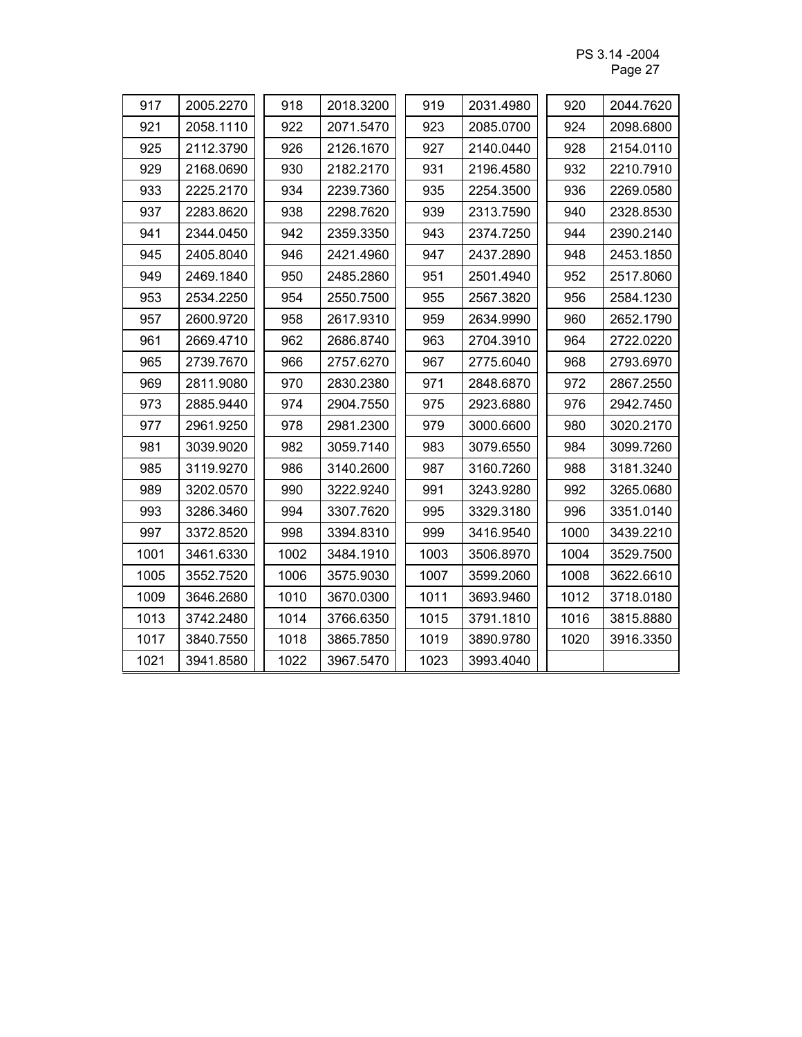| | | | | | | | |
|---|---|---|---|---|---|---|---|
| 917 | 2005.2270 | 918 | 2018.3200 | 919 | 2031.4980 | 920 | 2044.7620 |
| 921 | 2058.1110 | 922 | 2071.5470 | 923 | 2085.0700 | 924 | 2098.6800 |
| 925 | 2112.3790 | 926 | 2126.1670 | 927 | 2140.0440 | 928 | 2154.0110 |
| 929 | 2168.0690 | 930 | 2182.2170 | 931 | 2196.4580 | 932 | 2210.7910 |
| 933 | 2225.2170 | 934 | 2239.7360 | 935 | 2254.3500 | 936 | 2269.0580 |
| 937 | 2283.8620 | 938 | 2298.7620 | 939 | 2313.7590 | 940 | 2328.8530 |
| 941 | 2344.0450 | 942 | 2359.3350 | 943 | 2374.7250 | 944 | 2390.2140 |
| 945 | 2405.8040 | 946 | 2421.4960 | 947 | 2437.2890 | 948 | 2453.1850 |
| 949 | 2469.1840 | 950 | 2485.2860 | 951 | 2501.4940 | 952 | 2517.8060 |
| 953 | 2534.2250 | 954 | 2550.7500 | 955 | 2567.3820 | 956 | 2584.1230 |
| 957 | 2600.9720 | 958 | 2617.9310 | 959 | 2634.9990 | 960 | 2652.1790 |
| 961 | 2669.4710 | 962 | 2686.8740 | 963 | 2704.3910 | 964 | 2722.0220 |
| 965 | 2739.7670 | 966 | 2757.6270 | 967 | 2775.6040 | 968 | 2793.6970 |
| 969 | 2811.9080 | 970 | 2830.2380 | 971 | 2848.6870 | 972 | 2867.2550 |
| 973 | 2885.9440 | 974 | 2904.7550 | 975 | 2923.6880 | 976 | 2942.7450 |
| 977 | 2961.9250 | 978 | 2981.2300 | 979 | 3000.6600 | 980 | 3020.2170 |
| 981 | 3039.9020 | 982 | 3059.7140 | 983 | 3079.6550 | 984 | 3099.7260 |
| 985 | 3119.9270 | 986 | 3140.2600 | 987 | 3160.7260 | 988 | 3181.3240 |
| 989 | 3202.0570 | 990 | 3222.9240 | 991 | 3243.9280 | 992 | 3265.0680 |
| 993 | 3286.3460 | 994 | 3307.7620 | 995 | 3329.3180 | 996 | 3351.0140 |
| 997 | 3372.8520 | 998 | 3394.8310 | 999 | 3416.9540 | 1000 | 3439.2210 |
| 1001 | 3461.6330 | 1002 | 3484.1910 | 1003 | 3506.8970 | 1004 | 3529.7500 |
| 1005 | 3552.7520 | 1006 | 3575.9030 | 1007 | 3599.2060 | 1008 | 3622.6610 |
| 1009 | 3646.2680 | 1010 | 3670.0300 | 1011 | 3693.9460 | 1012 | 3718.0180 |
| 1013 | 3742.2480 | 1014 | 3766.6350 | 1015 | 3791.1810 | 1016 | 3815.8880 |
| 1017 | 3840.7550 | 1018 | 3865.7850 | 1019 | 3890.9780 | 1020 | 3916.3350 |
| 1021 | 3941.8580 | 1022 | 3967.5470 | 1023 | 3993.4040 | | |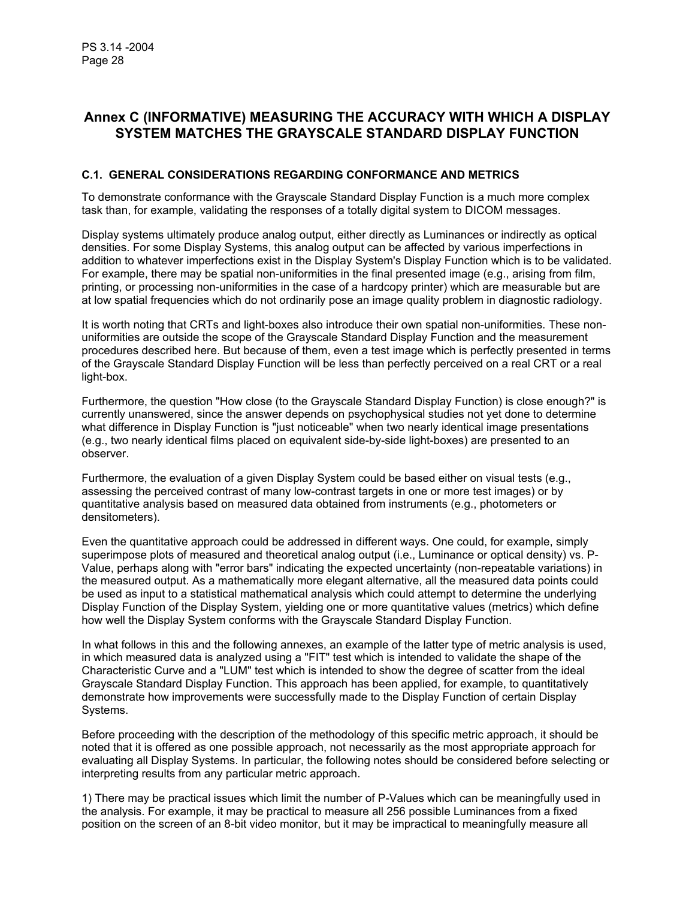# Annex C (INFORMATIVE) MEASURING THE ACCURACY WITH WHICH A DISPLAY SYSTEM MATCHES THE GRAYSCALE STANDARD DISPLAY FUNCTION

## C.1. GENERAL CONSIDERATIONS REGARDING CONFORMANCE AND METRICS

To demonstrate conformance with the Grayscale Standard Display Function is a much more complex task than, for example, validating the responses of a totally digital system to DICOM messages.

Display systems ultimately produce analog output, either directly as Luminances or indirectly as optical densities. For some Display Systems, this analog output can be affected by various imperfections in addition to whatever imperfections exist in the Display System's Display Function which is to be validated. For example, there may be spatial non-uniformities in the final presented image (e.g., arising from film, printing, or processing non-uniformities in the case of a hardcopy printer) which are measurable but are at low spatial frequencies which do not ordinarily pose an image quality problem in diagnostic radiology.

It is worth noting that CRTs and light-boxes also introduce their own spatial non-uniformities. These non-uniformities are outside the scope of the Grayscale Standard Display Function and the measurement procedures described here. But because of them, even a test image which is perfectly presented in terms of the Grayscale Standard Display Function will be less than perfectly perceived on a real CRT or a real light-box.

Furthermore, the question "How close (to the Grayscale Standard Display Function) is close enough?" is currently unanswered, since the answer depends on psychophysical studies not yet done to determine what difference in Display Function is "just noticeable" when two nearly identical image presentations (e.g., two nearly identical films placed on equivalent side-by-side light-boxes) are presented to an observer.

Furthermore, the evaluation of a given Display System could be based either on visual tests (e.g., assessing the perceived contrast of many low-contrast targets in one or more test images) or by quantitative analysis based on measured data obtained from instruments (e.g., photometers or densitometers).

Even the quantitative approach could be addressed in different ways. One could, for example, simply superimpose plots of measured and theoretical analog output (i.e., Luminance or optical density) vs. P-Value, perhaps along with "error bars" indicating the expected uncertainty (non-repeatable variations) in the measured output. As a mathematically more elegant alternative, all the measured data points could be used as input to a statistical mathematical analysis which could attempt to determine the underlying Display Function of the Display System, yielding one or more quantitative values (metrics) which define how well the Display System conforms with the Grayscale Standard Display Function.

In what follows in this and the following annexes, an example of the latter type of metric analysis is used, in which measured data is analyzed using a "FIT" test which is intended to validate the shape of the Characteristic Curve and a "LUM" test which is intended to show the degree of scatter from the ideal Grayscale Standard Display Function. This approach has been applied, for example, to quantitatively demonstrate how improvements were successfully made to the Display Function of certain Display Systems.

Before proceeding with the description of the methodology of this specific metric approach, it should be noted that it is offered as one possible approach, not necessarily as the most appropriate approach for evaluating all Display Systems. In particular, the following notes should be considered before selecting or interpreting results from any particular metric approach.

1) There may be practical issues which limit the number of P-Values which can be meaningfully used in the analysis. For example, it may be practical to measure all 256 possible Luminances from a fixed position on the screen of an 8-bit video monitor, but it may be impractical to meaningfully measure all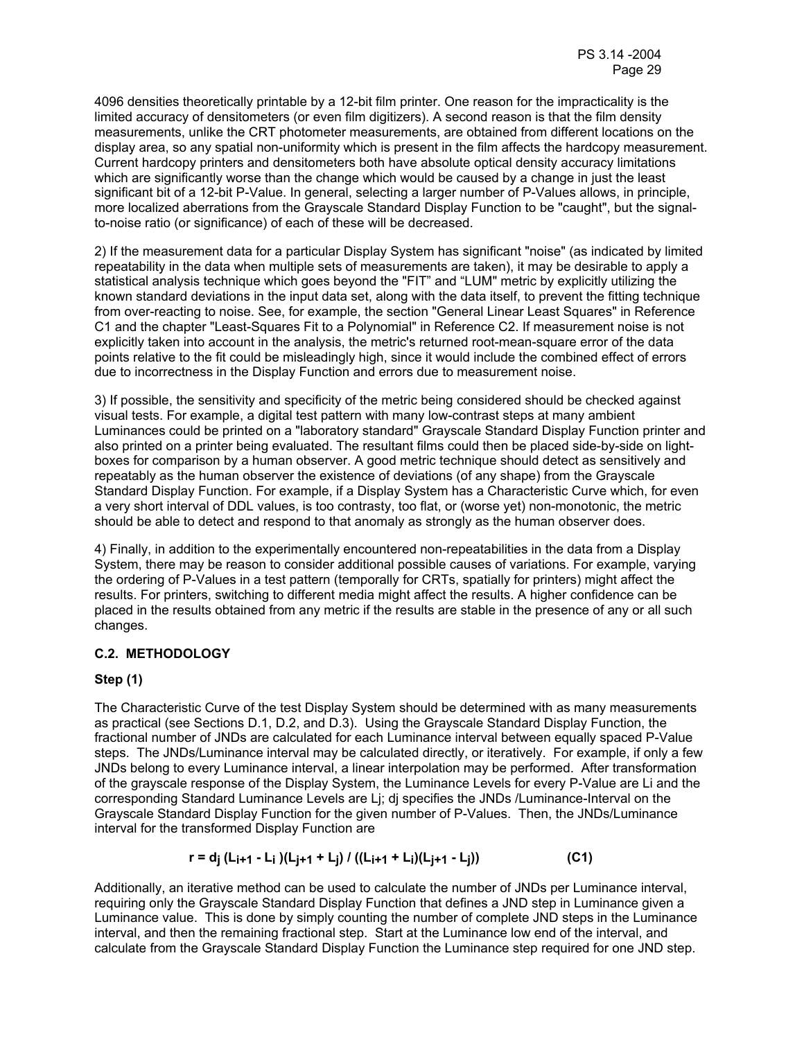4096 densities theoretically printable by a 12-bit film printer. One reason for the impracticality is the limited accuracy of densitometers (or even film digitizers). A second reason is that the film density measurements, unlike the CRT photometer measurements, are obtained from different locations on the display area, so any spatial non-uniformity which is present in the film affects the hardcopy measurement. Current hardcopy printers and densitometers both have absolute optical density accuracy limitations which are significantly worse than the change which would be caused by a change in just the least significant bit of a 12-bit P-Value. In general, selecting a larger number of P-Values allows, in principle, more localized aberrations from the Grayscale Standard Display Function to be "caught", but the signal-to-noise ratio (or significance) of each of these will be decreased.

2) If the measurement data for a particular Display System has significant "noise" (as indicated by limited repeatability in the data when multiple sets of measurements are taken), it may be desirable to apply a statistical analysis technique which goes beyond the "FIT" and "LUM" metric by explicitly utilizing the known standard deviations in the input data set, along with the data itself, to prevent the fitting technique from over-reacting to noise. See, for example, the section "General Linear Least Squares" in Reference C1 and the chapter "Least-Squares Fit to a Polynomial" in Reference C2. If measurement noise is not explicitly taken into account in the analysis, the metric's returned root-mean-square error of the data points relative to the fit could be misleadingly high, since it would include the combined effect of errors due to incorrectness in the Display Function and errors due to measurement noise.

3) If possible, the sensitivity and specificity of the metric being considered should be checked against visual tests. For example, a digital test pattern with many low-contrast steps at many ambient Luminances could be printed on a "laboratory standard" Grayscale Standard Display Function printer and also printed on a printer being evaluated. The resultant films could then be placed side-by-side on light-boxes for comparison by a human observer. A good metric technique should detect as sensitively and repeatably as the human observer the existence of deviations (of any shape) from the Grayscale Standard Display Function. For example, if a Display System has a Characteristic Curve which, for even a very short interval of DDL values, is too contrasty, too flat, or (worse yet) non-monotonic, the metric should be able to detect and respond to that anomaly as strongly as the human observer does.

4) Finally, in addition to the experimentally encountered non-repeatabilities in the data from a Display System, there may be reason to consider additional possible causes of variations. For example, varying the ordering of P-Values in a test pattern (temporally for CRTs, spatially for printers) might affect the results. For printers, switching to different media might affect the results. A higher confidence can be placed in the results obtained from any metric if the results are stable in the presence of any or all such changes.

## C.2. METHODOLOGY

### Step (1)

The Characteristic Curve of the test Display System should be determined with as many measurements as practical (see Sections D.1, D.2, and D.3). Using the Grayscale Standard Display Function, the fractional number of JNDs are calculated for each Luminance interval between equally spaced P-Value steps. The JNDs/Luminance interval may be calculated directly, or iteratively. For example, if only a few JNDs belong to every Luminance interval, a linear interpolation may be performed. After transformation of the grayscale response of the Display System, the Luminance Levels for every P-Value are $L_i$ and the corresponding Standard Luminance Levels are $L_j$; $d_j$ specifies the JNDs /Luminance-Interval on the Grayscale Standard Display Function for the given number of P-Values. Then, the JNDs/Luminance interval for the transformed Display Function are

$$r = d_j (L_{i+1} - L_i)(L_{j+1} + L_j) / ((L_{i+1} + L_i)(L_{j+1} - L_j)) \qquad \textbf{(C1)}$$

Additionally, an iterative method can be used to calculate the number of JNDs per Luminance interval, requiring only the Grayscale Standard Display Function that defines a JND step in Luminance given a Luminance value. This is done by simply counting the number of complete JND steps in the Luminance interval, and then the remaining fractional step. Start at the Luminance low end of the interval, and calculate from the Grayscale Standard Display Function the Luminance step required for one JND step.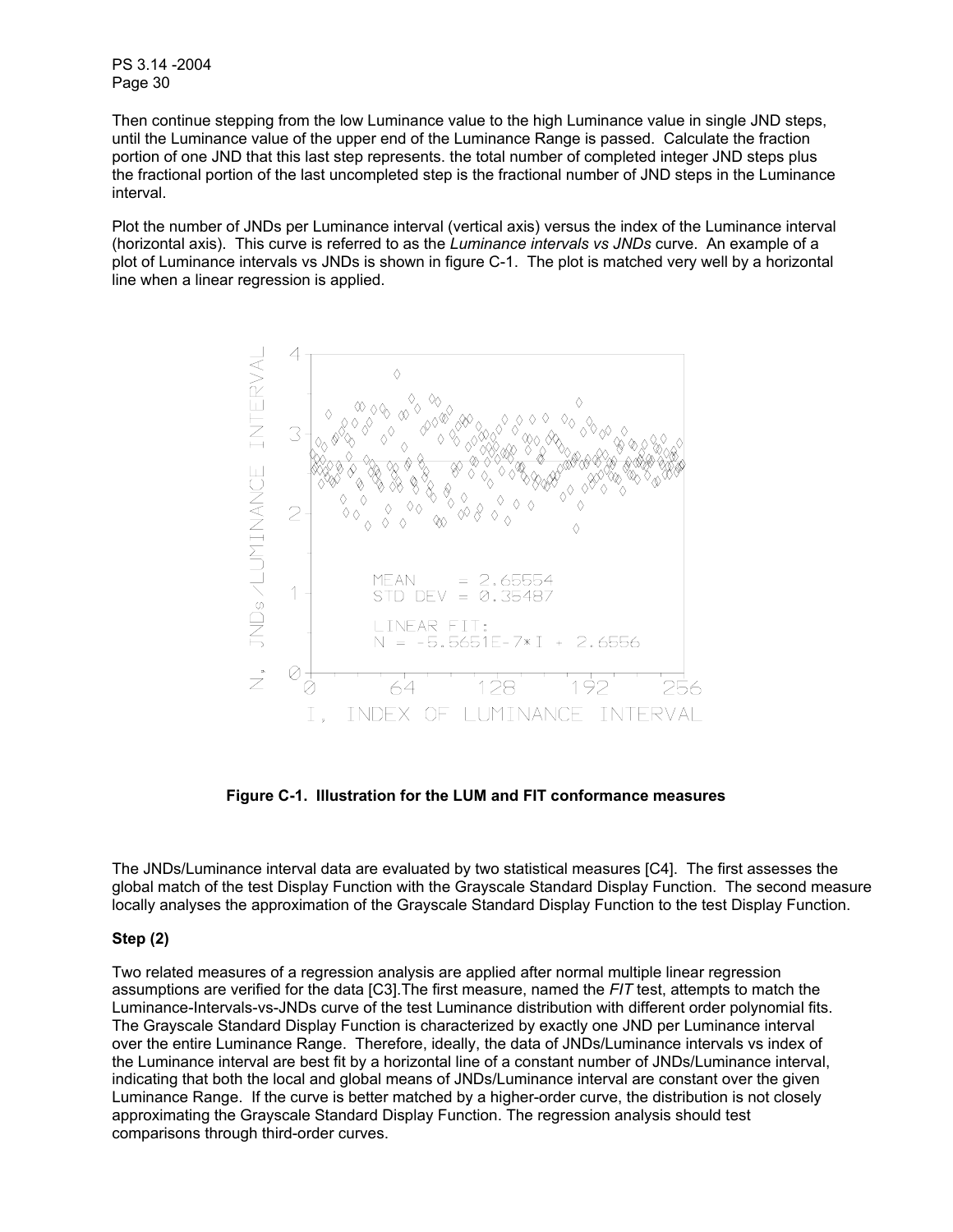Then continue stepping from the low Luminance value to the high Luminance value in single JND steps, until the Luminance value of the upper end of the Luminance Range is passed. Calculate the fraction portion of one JND that this last step represents. the total number of completed integer JND steps plus the fractional portion of the last uncompleted step is the fractional number of JND steps in the Luminance interval.

Plot the number of JNDs per Luminance interval (vertical axis) versus the index of the Luminance interval (horizontal axis). This curve is referred to as the *Luminance intervals vs JNDs* curve. An example of a plot of Luminance intervals vs JNDs is shown in figure C-1. The plot is matched very well by a horizontal line when a linear regression is applied.

N, JNDs/LUMINANCE INTERVAL

0
1
2
3
4

MEAN = 2.65554
STD DEV = 0.35487

LINEAR FIT:
N = -5.5651E-7*I + 2.6556

0
64
128
192
256

I, INDEX OF LUMINANCE INTERVAL

**Figure C-1. Illustration for the LUM and FIT conformance measures**

The JNDs/Luminance interval data are evaluated by two statistical measures [C4]. The first assesses the global match of the test Display Function with the Grayscale Standard Display Function. The second measure locally analyses the approximation of the Grayscale Standard Display Function to the test Display Function.

**Step (2)**

Two related measures of a regression analysis are applied after normal multiple linear regression assumptions are verified for the data [C3].The first measure, named the *FIT* test, attempts to match the Luminance-Intervals-vs-JNDs curve of the test Luminance distribution with different order polynomial fits. The Grayscale Standard Display Function is characterized by exactly one JND per Luminance interval over the entire Luminance Range. Therefore, ideally, the data of JNDs/Luminance intervals vs index of the Luminance interval are best fit by a horizontal line of a constant number of JNDs/Luminance interval, indicating that both the local and global means of JNDs/Luminance interval are constant over the given Luminance Range. If the curve is better matched by a higher-order curve, the distribution is not closely approximating the Grayscale Standard Display Function. The regression analysis should test comparisons through third-order curves.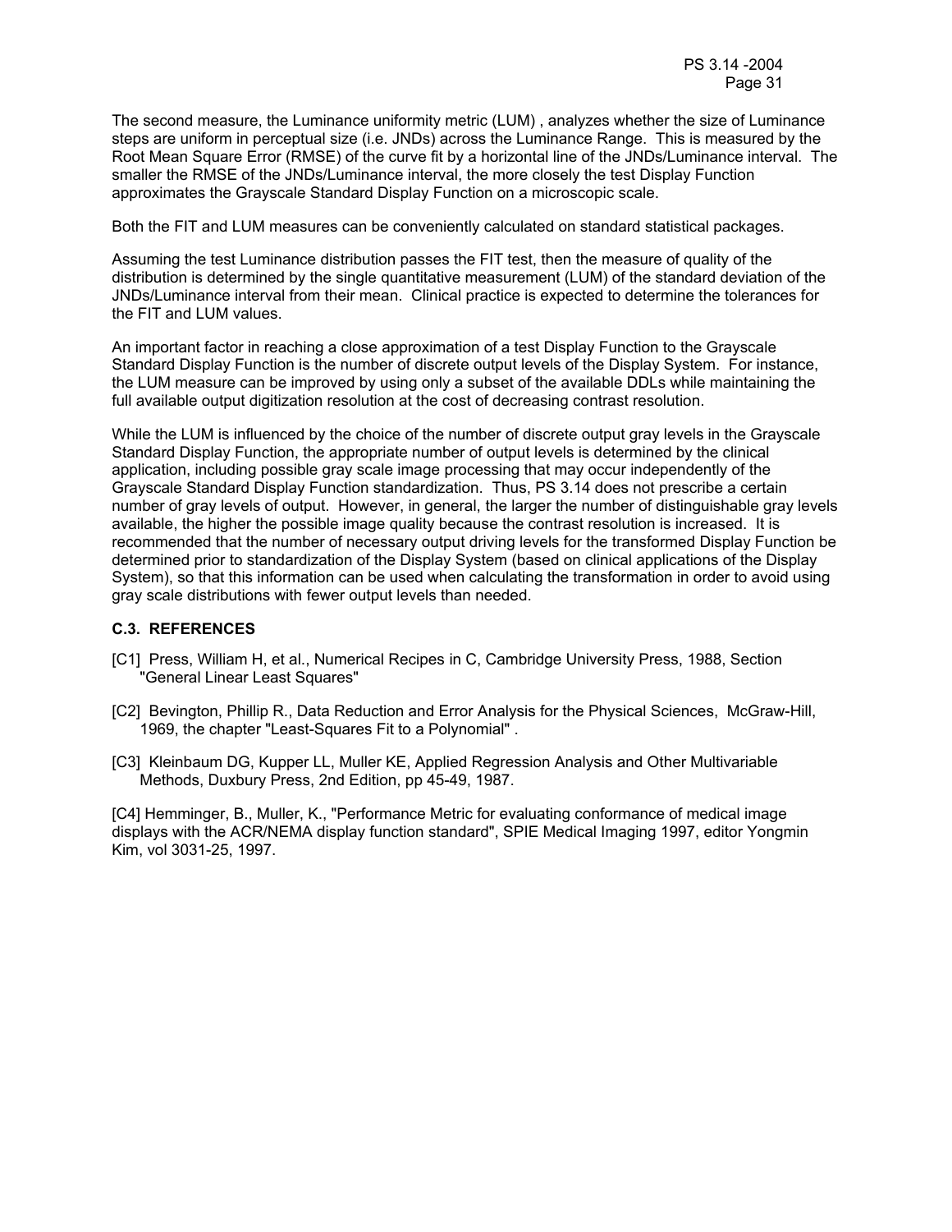The second measure, the Luminance uniformity metric (LUM) , analyzes whether the size of Luminance steps are uniform in perceptual size (i.e. JNDs) across the Luminance Range. This is measured by the Root Mean Square Error (RMSE) of the curve fit by a horizontal line of the JNDs/Luminance interval. The smaller the RMSE of the JNDs/Luminance interval, the more closely the test Display Function approximates the Grayscale Standard Display Function on a microscopic scale.

Both the FIT and LUM measures can be conveniently calculated on standard statistical packages.

Assuming the test Luminance distribution passes the FIT test, then the measure of quality of the distribution is determined by the single quantitative measurement (LUM) of the standard deviation of the JNDs/Luminance interval from their mean. Clinical practice is expected to determine the tolerances for the FIT and LUM values.

An important factor in reaching a close approximation of a test Display Function to the Grayscale Standard Display Function is the number of discrete output levels of the Display System. For instance, the LUM measure can be improved by using only a subset of the available DDLs while maintaining the full available output digitization resolution at the cost of decreasing contrast resolution.

While the LUM is influenced by the choice of the number of discrete output gray levels in the Grayscale Standard Display Function, the appropriate number of output levels is determined by the clinical application, including possible gray scale image processing that may occur independently of the Grayscale Standard Display Function standardization. Thus, PS 3.14 does not prescribe a certain number of gray levels of output. However, in general, the larger the number of distinguishable gray levels available, the higher the possible image quality because the contrast resolution is increased. It is recommended that the number of necessary output driving levels for the transformed Display Function be determined prior to standardization of the Display System (based on clinical applications of the Display System), so that this information can be used when calculating the transformation in order to avoid using gray scale distributions with fewer output levels than needed.

### C.3. REFERENCES

[C1] Press, William H, et al., Numerical Recipes in C, Cambridge University Press, 1988, Section "General Linear Least Squares"

[C2] Bevington, Phillip R., Data Reduction and Error Analysis for the Physical Sciences, McGraw-Hill, 1969, the chapter "Least-Squares Fit to a Polynomial" .

[C3] Kleinbaum DG, Kupper LL, Muller KE, Applied Regression Analysis and Other Multivariable Methods, Duxbury Press, 2nd Edition, pp 45-49, 1987.

[C4] Hemminger, B., Muller, K., "Performance Metric for evaluating conformance of medical image displays with the ACR/NEMA display function standard", SPIE Medical Imaging 1997, editor Yongmin Kim, vol 3031-25, 1997.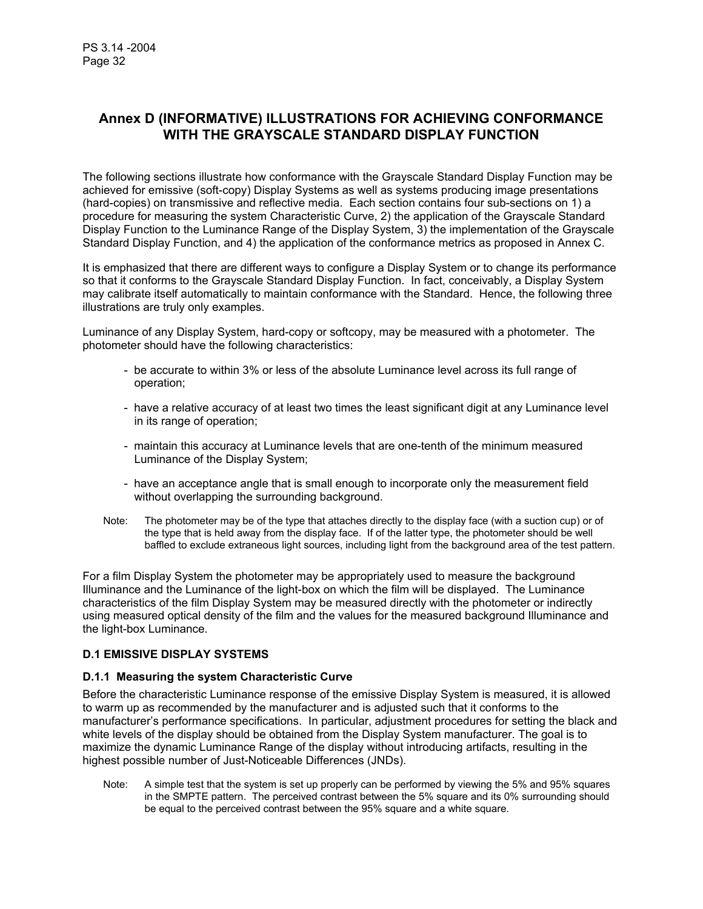# Annex D (INFORMATIVE) ILLUSTRATIONS FOR ACHIEVING CONFORMANCE WITH THE GRAYSCALE STANDARD DISPLAY FUNCTION

The following sections illustrate how conformance with the Grayscale Standard Display Function may be achieved for emissive (soft-copy) Display Systems as well as systems producing image presentations (hard-copies) on transmissive and reflective media. Each section contains four sub-sections on 1) a procedure for measuring the system Characteristic Curve, 2) the application of the Grayscale Standard Display Function to the Luminance Range of the Display System, 3) the implementation of the Grayscale Standard Display Function, and 4) the application of the conformance metrics as proposed in Annex C.

It is emphasized that there are different ways to configure a Display System or to change its performance so that it conforms to the Grayscale Standard Display Function. In fact, conceivably, a Display System may calibrate itself automatically to maintain conformance with the Standard. Hence, the following three illustrations are truly only examples.

Luminance of any Display System, hard-copy or softcopy, may be measured with a photometer. The photometer should have the following characteristics:

- be accurate to within 3% or less of the absolute Luminance level across its full range of operation;
- have a relative accuracy of at least two times the least significant digit at any Luminance level in its range of operation;
- maintain this accuracy at Luminance levels that are one-tenth of the minimum measured Luminance of the Display System;
- have an acceptance angle that is small enough to incorporate only the measurement field without overlapping the surrounding background.

Note: The photometer may be of the type that attaches directly to the display face (with a suction cup) or of the type that is held away from the display face. If of the latter type, the photometer should be well baffled to exclude extraneous light sources, including light from the background area of the test pattern.

For a film Display System the photometer may be appropriately used to measure the background Illuminance and the Luminance of the light-box on which the film will be displayed. The Luminance characteristics of the film Display System may be measured directly with the photometer or indirectly using measured optical density of the film and the values for the measured background Illuminance and the light-box Luminance.

## D.1 EMISSIVE DISPLAY SYSTEMS

### D.1.1 Measuring the system Characteristic Curve

Before the characteristic Luminance response of the emissive Display System is measured, it is allowed to warm up as recommended by the manufacturer and is adjusted such that it conforms to the manufacturer's performance specifications. In particular, adjustment procedures for setting the black and white levels of the display should be obtained from the Display System manufacturer. The goal is to maximize the dynamic Luminance Range of the display without introducing artifacts, resulting in the highest possible number of Just-Noticeable Differences (JNDs).

Note: A simple test that the system is set up properly can be performed by viewing the 5% and 95% squares in the SMPTE pattern. The perceived contrast between the 5% square and its 0% surrounding should be equal to the perceived contrast between the 95% square and a white square.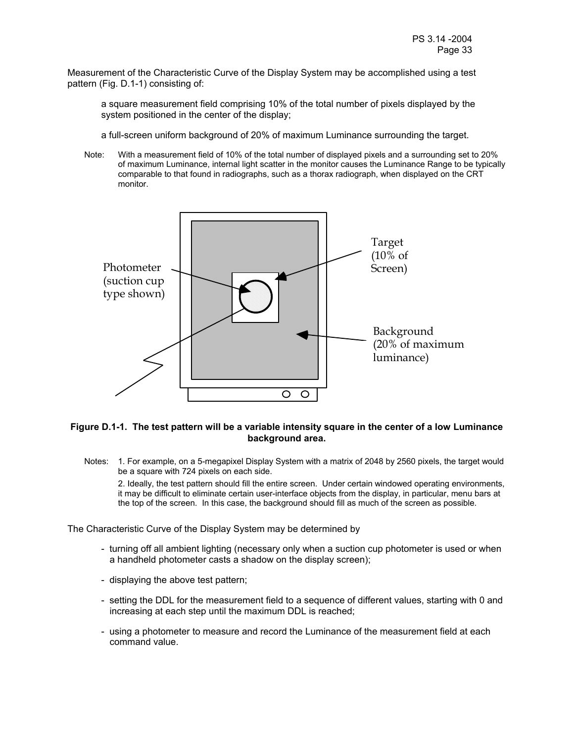Measurement of the Characteristic Curve of the Display System may be accomplished using a test pattern (Fig. D.1-1) consisting of:

> a square measurement field comprising 10% of the total number of pixels displayed by the system positioned in the center of the display;
>
> a full-screen uniform background of 20% of maximum Luminance surrounding the target.

Note: With a measurement field of 10% of the total number of displayed pixels and a surrounding set to 20% of maximum Luminance, internal light scatter in the monitor causes the Luminance Range to be typically comparable to that found in radiographs, such as a thorax radiograph, when displayed on the CRT monitor.

Photometer (suction cup type shown)

Target (10% of Screen)

Background (20% of maximum luminance)

**Figure D.1-1. The test pattern will be a variable intensity square in the center of a low Luminance background area.**

Notes: 1. For example, on a 5-megapixel Display System with a matrix of 2048 by 2560 pixels, the target would be a square with 724 pixels on each side.

2. Ideally, the test pattern should fill the entire screen. Under certain windowed operating environments, it may be difficult to eliminate certain user-interface objects from the display, in particular, menu bars at the top of the screen. In this case, the background should fill as much of the screen as possible.

The Characteristic Curve of the Display System may be determined by

- turning off all ambient lighting (necessary only when a suction cup photometer is used or when a handheld photometer casts a shadow on the display screen);
- displaying the above test pattern;
- setting the DDL for the measurement field to a sequence of different values, starting with 0 and increasing at each step until the maximum DDL is reached;
- using a photometer to measure and record the Luminance of the measurement field at each command value.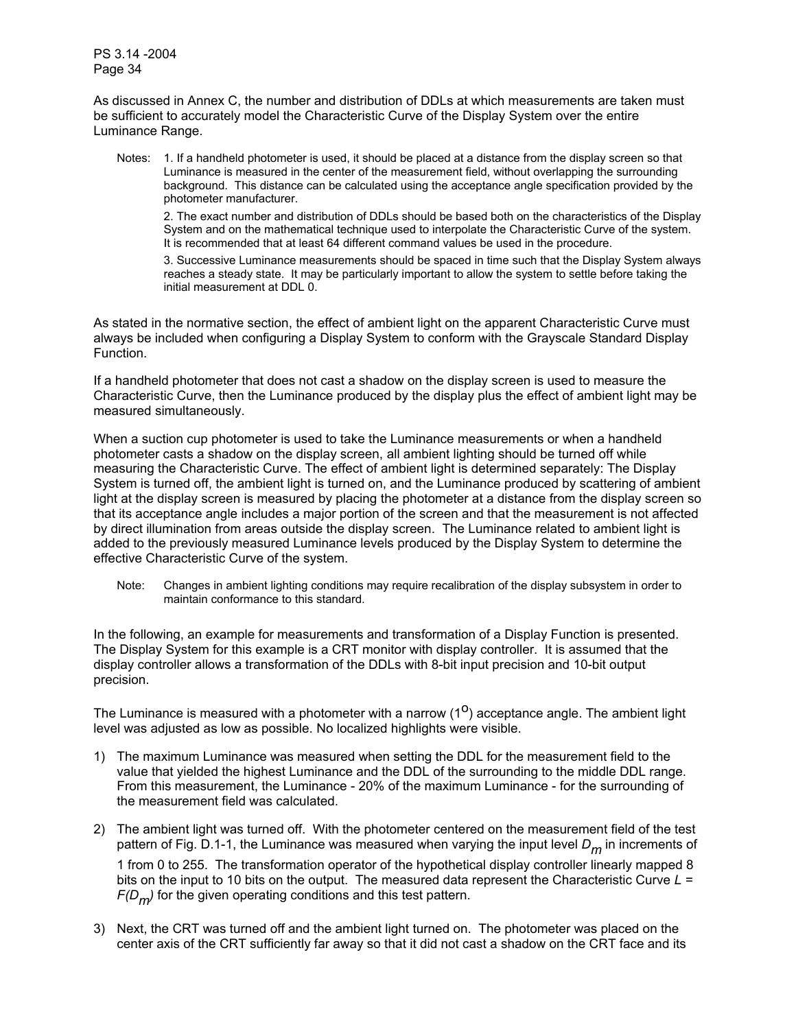As discussed in Annex C, the number and distribution of DDLs at which measurements are taken must be sufficient to accurately model the Characteristic Curve of the Display System over the entire Luminance Range.

Notes: 1. If a handheld photometer is used, it should be placed at a distance from the display screen so that Luminance is measured in the center of the measurement field, without overlapping the surrounding background. This distance can be calculated using the acceptance angle specification provided by the photometer manufacturer.

2. The exact number and distribution of DDLs should be based both on the characteristics of the Display System and on the mathematical technique used to interpolate the Characteristic Curve of the system. It is recommended that at least 64 different command values be used in the procedure.

3. Successive Luminance measurements should be spaced in time such that the Display System always reaches a steady state. It may be particularly important to allow the system to settle before taking the initial measurement at DDL 0.

As stated in the normative section, the effect of ambient light on the apparent Characteristic Curve must always be included when configuring a Display System to conform with the Grayscale Standard Display Function.

If a handheld photometer that does not cast a shadow on the display screen is used to measure the Characteristic Curve, then the Luminance produced by the display plus the effect of ambient light may be measured simultaneously.

When a suction cup photometer is used to take the Luminance measurements or when a handheld photometer casts a shadow on the display screen, all ambient lighting should be turned off while measuring the Characteristic Curve. The effect of ambient light is determined separately: The Display System is turned off, the ambient light is turned on, and the Luminance produced by scattering of ambient light at the display screen is measured by placing the photometer at a distance from the display screen so that its acceptance angle includes a major portion of the screen and that the measurement is not affected by direct illumination from areas outside the display screen. The Luminance related to ambient light is added to the previously measured Luminance levels produced by the Display System to determine the effective Characteristic Curve of the system.

Note: Changes in ambient lighting conditions may require recalibration of the display subsystem in order to maintain conformance to this standard.

In the following, an example for measurements and transformation of a Display Function is presented. The Display System for this example is a CRT monitor with display controller. It is assumed that the display controller allows a transformation of the DDLs with 8-bit input precision and 10-bit output precision.

The Luminance is measured with a photometer with a narrow ($1^{o}$) acceptance angle. The ambient light level was adjusted as low as possible. No localized highlights were visible.

1) The maximum Luminance was measured when setting the DDL for the measurement field to the value that yielded the highest Luminance and the DDL of the surrounding to the middle DDL range. From this measurement, the Luminance - 20% of the maximum Luminance - for the surrounding of the measurement field was calculated.

2) The ambient light was turned off. With the photometer centered on the measurement field of the test pattern of Fig. D.1-1, the Luminance was measured when varying the input level $D_m$ in increments of 1 from 0 to 255. The transformation operator of the hypothetical display controller linearly mapped 8 bits on the input to 10 bits on the output. The measured data represent the Characteristic Curve $L = F(D_m)$ for the given operating conditions and this test pattern.

3) Next, the CRT was turned off and the ambient light turned on. The photometer was placed on the center axis of the CRT sufficiently far away so that it did not cast a shadow on the CRT face and its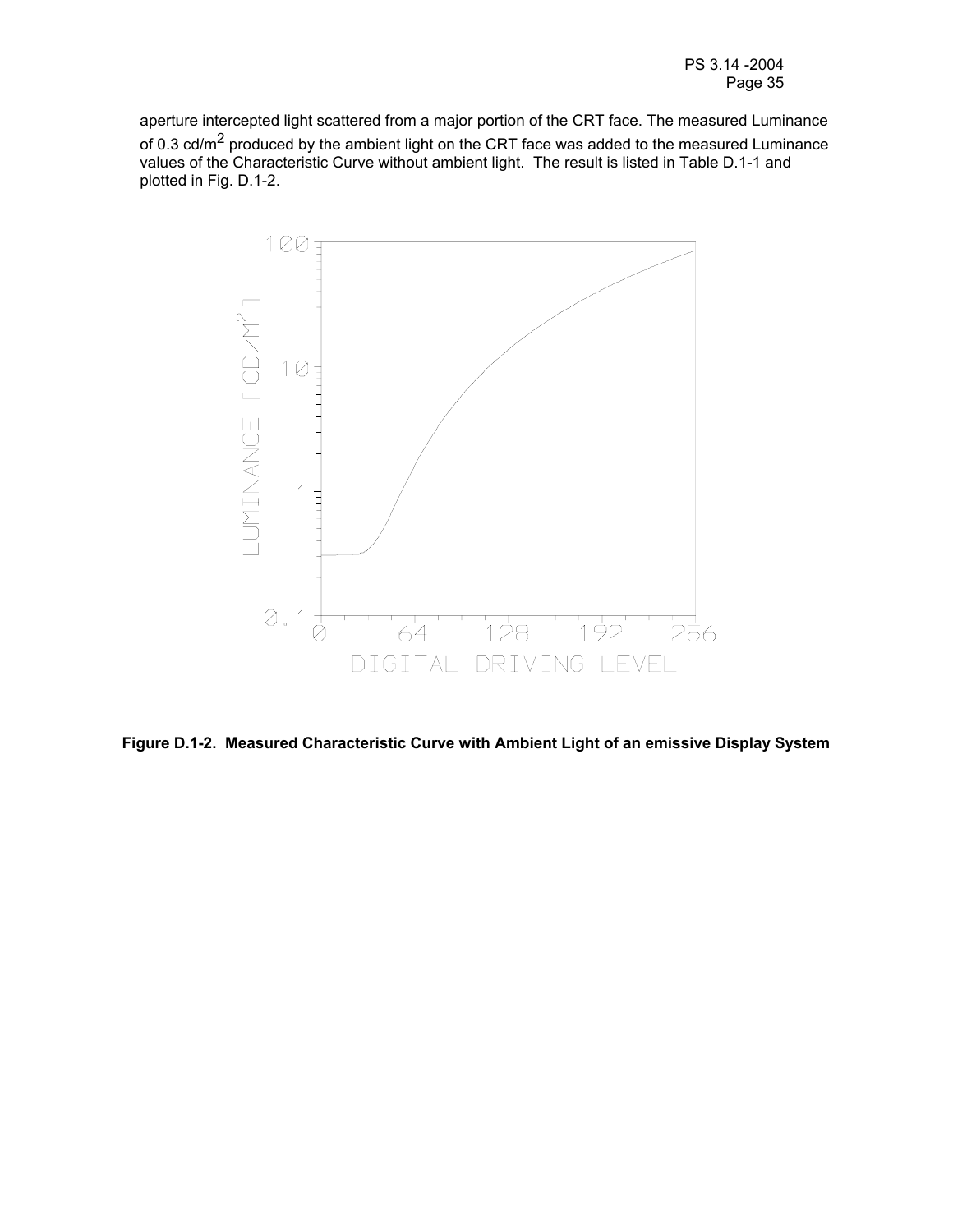aperture intercepted light scattered from a major portion of the CRT face. The measured Luminance of 0.3 cd/m$^2$ produced by the ambient light on the CRT face was added to the measured Luminance values of the Characteristic Curve without ambient light. The result is listed in Table D.1-1 and plotted in Fig. D.1-2.

100

10

1

0.1

LUMINANCE [ CD/M$^2$ ]

0 64 128 192 256

DIGITAL DRIVING LEVEL

**Figure D.1-2. Measured Characteristic Curve with Ambient Light of an emissive Display System**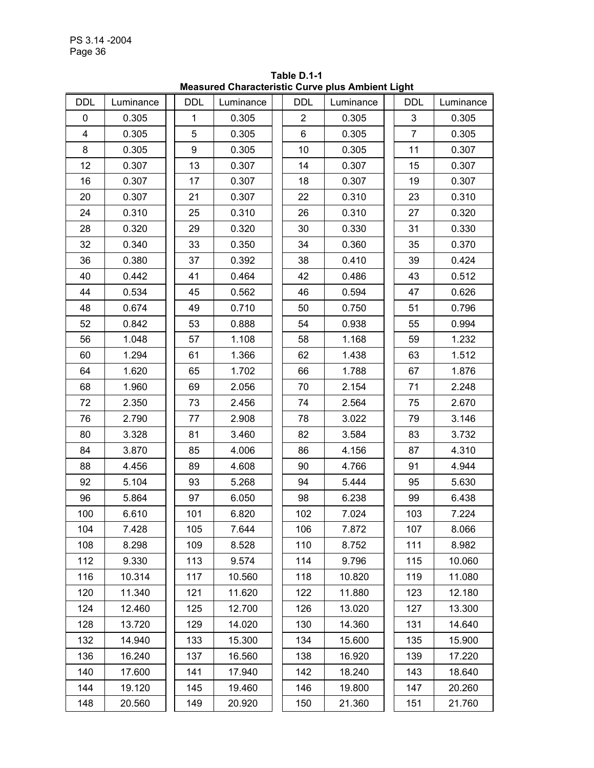**Table D.1-1**
**Measured Characteristic Curve plus Ambient Light**

| DDL | Luminance | DDL | Luminance | DDL | Luminance | DDL | Luminance |
|---|---|---|---|---|---|---|---|
| 0 | 0.305 | 1 | 0.305 | 2 | 0.305 | 3 | 0.305 |
| 4 | 0.305 | 5 | 0.305 | 6 | 0.305 | 7 | 0.305 |
| 8 | 0.305 | 9 | 0.305 | 10 | 0.305 | 11 | 0.307 |
| 12 | 0.307 | 13 | 0.307 | 14 | 0.307 | 15 | 0.307 |
| 16 | 0.307 | 17 | 0.307 | 18 | 0.307 | 19 | 0.307 |
| 20 | 0.307 | 21 | 0.307 | 22 | 0.310 | 23 | 0.310 |
| 24 | 0.310 | 25 | 0.310 | 26 | 0.310 | 27 | 0.320 |
| 28 | 0.320 | 29 | 0.320 | 30 | 0.330 | 31 | 0.330 |
| 32 | 0.340 | 33 | 0.350 | 34 | 0.360 | 35 | 0.370 |
| 36 | 0.380 | 37 | 0.392 | 38 | 0.410 | 39 | 0.424 |
| 40 | 0.442 | 41 | 0.464 | 42 | 0.486 | 43 | 0.512 |
| 44 | 0.534 | 45 | 0.562 | 46 | 0.594 | 47 | 0.626 |
| 48 | 0.674 | 49 | 0.710 | 50 | 0.750 | 51 | 0.796 |
| 52 | 0.842 | 53 | 0.888 | 54 | 0.938 | 55 | 0.994 |
| 56 | 1.048 | 57 | 1.108 | 58 | 1.168 | 59 | 1.232 |
| 60 | 1.294 | 61 | 1.366 | 62 | 1.438 | 63 | 1.512 |
| 64 | 1.620 | 65 | 1.702 | 66 | 1.788 | 67 | 1.876 |
| 68 | 1.960 | 69 | 2.056 | 70 | 2.154 | 71 | 2.248 |
| 72 | 2.350 | 73 | 2.456 | 74 | 2.564 | 75 | 2.670 |
| 76 | 2.790 | 77 | 2.908 | 78 | 3.022 | 79 | 3.146 |
| 80 | 3.328 | 81 | 3.460 | 82 | 3.584 | 83 | 3.732 |
| 84 | 3.870 | 85 | 4.006 | 86 | 4.156 | 87 | 4.310 |
| 88 | 4.456 | 89 | 4.608 | 90 | 4.766 | 91 | 4.944 |
| 92 | 5.104 | 93 | 5.268 | 94 | 5.444 | 95 | 5.630 |
| 96 | 5.864 | 97 | 6.050 | 98 | 6.238 | 99 | 6.438 |
| 100 | 6.610 | 101 | 6.820 | 102 | 7.024 | 103 | 7.224 |
| 104 | 7.428 | 105 | 7.644 | 106 | 7.872 | 107 | 8.066 |
| 108 | 8.298 | 109 | 8.528 | 110 | 8.752 | 111 | 8.982 |
| 112 | 9.330 | 113 | 9.574 | 114 | 9.796 | 115 | 10.060 |
| 116 | 10.314 | 117 | 10.560 | 118 | 10.820 | 119 | 11.080 |
| 120 | 11.340 | 121 | 11.620 | 122 | 11.880 | 123 | 12.180 |
| 124 | 12.460 | 125 | 12.700 | 126 | 13.020 | 127 | 13.300 |
| 128 | 13.720 | 129 | 14.020 | 130 | 14.360 | 131 | 14.640 |
| 132 | 14.940 | 133 | 15.300 | 134 | 15.600 | 135 | 15.900 |
| 136 | 16.240 | 137 | 16.560 | 138 | 16.920 | 139 | 17.220 |
| 140 | 17.600 | 141 | 17.940 | 142 | 18.240 | 143 | 18.640 |
| 144 | 19.120 | 145 | 19.460 | 146 | 19.800 | 147 | 20.260 |
| 148 | 20.560 | 149 | 20.920 | 150 | 21.360 | 151 | 21.760 |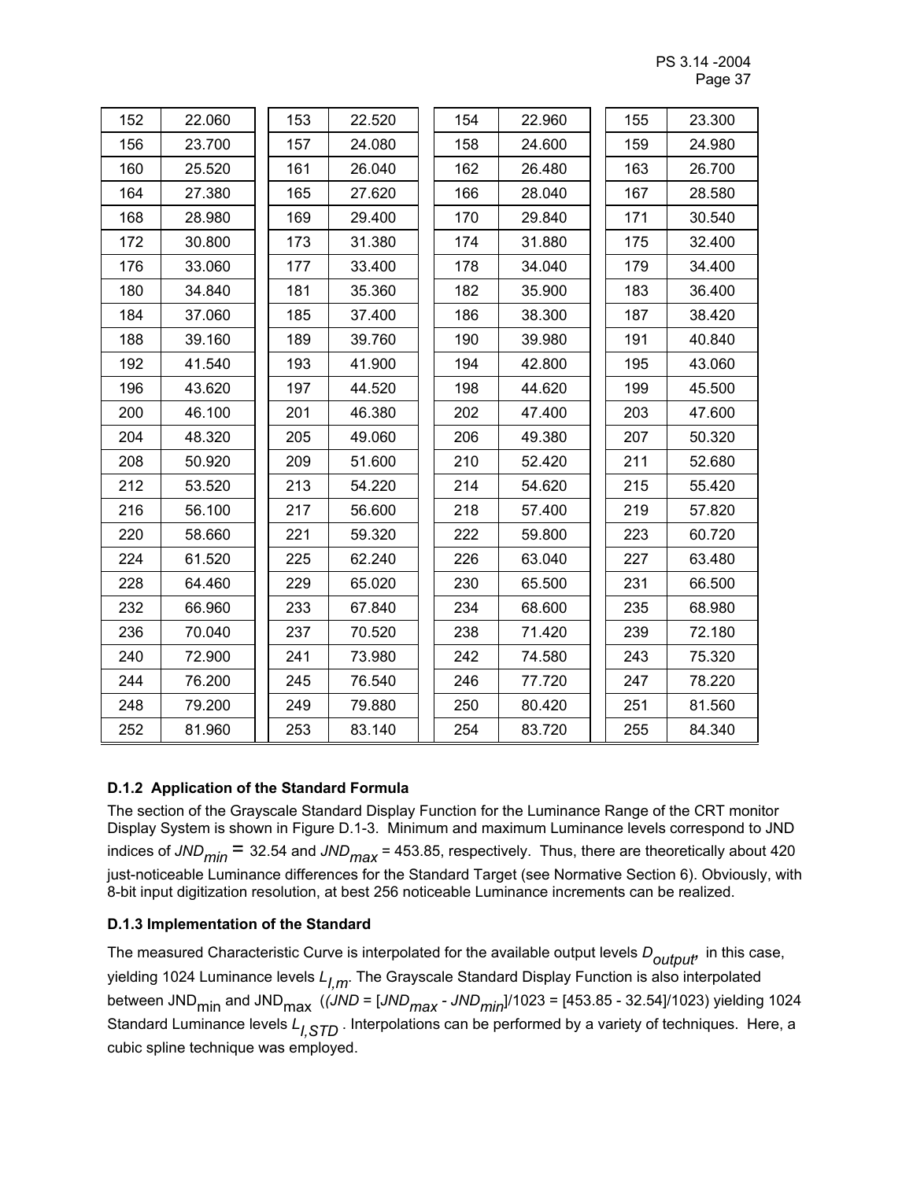| | | | | | | | |
|---|---|---|---|---|---|---|---|
| 152 | 22.060 | 153 | 22.520 | 154 | 22.960 | 155 | 23.300 |
| 156 | 23.700 | 157 | 24.080 | 158 | 24.600 | 159 | 24.980 |
| 160 | 25.520 | 161 | 26.040 | 162 | 26.480 | 163 | 26.700 |
| 164 | 27.380 | 165 | 27.620 | 166 | 28.040 | 167 | 28.580 |
| 168 | 28.980 | 169 | 29.400 | 170 | 29.840 | 171 | 30.540 |
| 172 | 30.800 | 173 | 31.380 | 174 | 31.880 | 175 | 32.400 |
| 176 | 33.060 | 177 | 33.400 | 178 | 34.040 | 179 | 34.400 |
| 180 | 34.840 | 181 | 35.360 | 182 | 35.900 | 183 | 36.400 |
| 184 | 37.060 | 185 | 37.400 | 186 | 38.300 | 187 | 38.420 |
| 188 | 39.160 | 189 | 39.760 | 190 | 39.980 | 191 | 40.840 |
| 192 | 41.540 | 193 | 41.900 | 194 | 42.800 | 195 | 43.060 |
| 196 | 43.620 | 197 | 44.520 | 198 | 44.620 | 199 | 45.500 |
| 200 | 46.100 | 201 | 46.380 | 202 | 47.400 | 203 | 47.600 |
| 204 | 48.320 | 205 | 49.060 | 206 | 49.380 | 207 | 50.320 |
| 208 | 50.920 | 209 | 51.600 | 210 | 52.420 | 211 | 52.680 |
| 212 | 53.520 | 213 | 54.220 | 214 | 54.620 | 215 | 55.420 |
| 216 | 56.100 | 217 | 56.600 | 218 | 57.400 | 219 | 57.820 |
| 220 | 58.660 | 221 | 59.320 | 222 | 59.800 | 223 | 60.720 |
| 224 | 61.520 | 225 | 62.240 | 226 | 63.040 | 227 | 63.480 |
| 228 | 64.460 | 229 | 65.020 | 230 | 65.500 | 231 | 66.500 |
| 232 | 66.960 | 233 | 67.840 | 234 | 68.600 | 235 | 68.980 |
| 236 | 70.040 | 237 | 70.520 | 238 | 71.420 | 239 | 72.180 |
| 240 | 72.900 | 241 | 73.980 | 242 | 74.580 | 243 | 75.320 |
| 244 | 76.200 | 245 | 76.540 | 246 | 77.720 | 247 | 78.220 |
| 248 | 79.200 | 249 | 79.880 | 250 | 80.420 | 251 | 81.560 |
| 252 | 81.960 | 253 | 83.140 | 254 | 83.720 | 255 | 84.340 |

### D.1.2 Application of the Standard Formula

The section of the Grayscale Standard Display Function for the Luminance Range of the CRT monitor Display System is shown in Figure D.1-3. Minimum and maximum Luminance levels correspond to JND indices of $JND_{min} = 32.54$ and $JND_{max} = 453.85$, respectively. Thus, there are theoretically about 420 just-noticeable Luminance differences for the Standard Target (see Normative Section 6). Obviously, with 8-bit input digitization resolution, at best 256 noticeable Luminance increments can be realized.

### D.1.3 Implementation of the Standard

The measured Characteristic Curve is interpolated for the available output levels $D_{output}$, in this case, yielding 1024 Luminance levels $L_{l,m}$. The Grayscale Standard Display Function is also interpolated between $JND_{min}$ and $JND_{max}$ ($(JND = [JND_{max} - JND_{min}]/1023 = [453.85 - 32.54]/1023)$ yielding 1024 Standard Luminance levels $L_{l,STD}$. Interpolations can be performed by a variety of techniques. Here, a cubic spline technique was employed.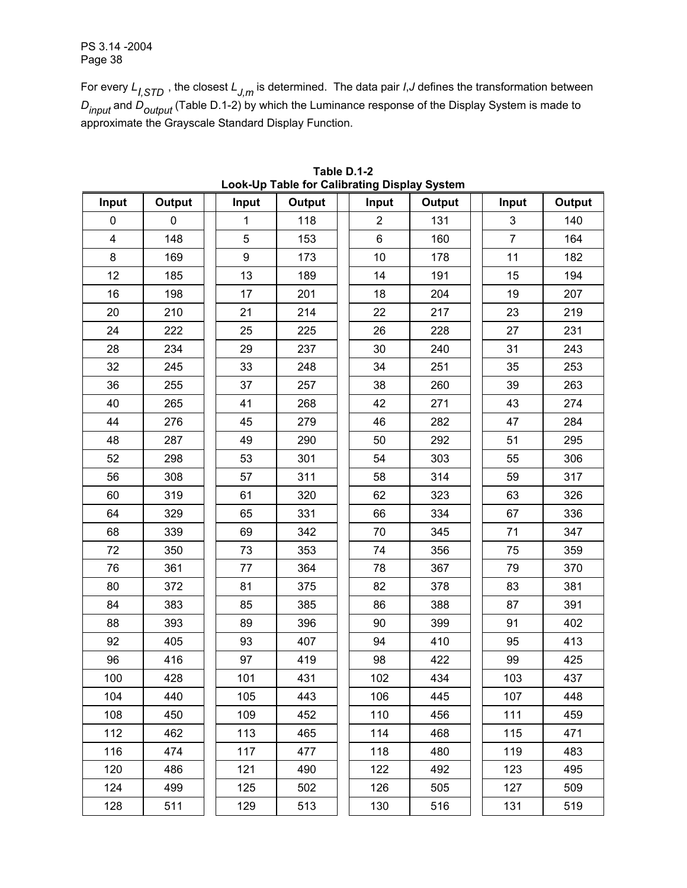For every $L_{I,STD}$ , the closest $L_{J,m}$ is determined. The data pair $I$,$J$ defines the transformation between $D_{input}$ and $D_{output}$ (Table D.1-2) by which the Luminance response of the Display System is made to approximate the Grayscale Standard Display Function.

**Table D.1-2**
**Look-Up Table for Calibrating Display System**

| Input | Output | Input | Output | Input | Output | Input | Output |
|---|---|---|---|---|---|---|---|
| 0 | 0 | 1 | 118 | 2 | 131 | 3 | 140 |
| 4 | 148 | 5 | 153 | 6 | 160 | 7 | 164 |
| 8 | 169 | 9 | 173 | 10 | 178 | 11 | 182 |
| 12 | 185 | 13 | 189 | 14 | 191 | 15 | 194 |
| 16 | 198 | 17 | 201 | 18 | 204 | 19 | 207 |
| 20 | 210 | 21 | 214 | 22 | 217 | 23 | 219 |
| 24 | 222 | 25 | 225 | 26 | 228 | 27 | 231 |
| 28 | 234 | 29 | 237 | 30 | 240 | 31 | 243 |
| 32 | 245 | 33 | 248 | 34 | 251 | 35 | 253 |
| 36 | 255 | 37 | 257 | 38 | 260 | 39 | 263 |
| 40 | 265 | 41 | 268 | 42 | 271 | 43 | 274 |
| 44 | 276 | 45 | 279 | 46 | 282 | 47 | 284 |
| 48 | 287 | 49 | 290 | 50 | 292 | 51 | 295 |
| 52 | 298 | 53 | 301 | 54 | 303 | 55 | 306 |
| 56 | 308 | 57 | 311 | 58 | 314 | 59 | 317 |
| 60 | 319 | 61 | 320 | 62 | 323 | 63 | 326 |
| 64 | 329 | 65 | 331 | 66 | 334 | 67 | 336 |
| 68 | 339 | 69 | 342 | 70 | 345 | 71 | 347 |
| 72 | 350 | 73 | 353 | 74 | 356 | 75 | 359 |
| 76 | 361 | 77 | 364 | 78 | 367 | 79 | 370 |
| 80 | 372 | 81 | 375 | 82 | 378 | 83 | 381 |
| 84 | 383 | 85 | 385 | 86 | 388 | 87 | 391 |
| 88 | 393 | 89 | 396 | 90 | 399 | 91 | 402 |
| 92 | 405 | 93 | 407 | 94 | 410 | 95 | 413 |
| 96 | 416 | 97 | 419 | 98 | 422 | 99 | 425 |
| 100 | 428 | 101 | 431 | 102 | 434 | 103 | 437 |
| 104 | 440 | 105 | 443 | 106 | 445 | 107 | 448 |
| 108 | 450 | 109 | 452 | 110 | 456 | 111 | 459 |
| 112 | 462 | 113 | 465 | 114 | 468 | 115 | 471 |
| 116 | 474 | 117 | 477 | 118 | 480 | 119 | 483 |
| 120 | 486 | 121 | 490 | 122 | 492 | 123 | 495 |
| 124 | 499 | 125 | 502 | 126 | 505 | 127 | 509 |
| 128 | 511 | 129 | 513 | 130 | 516 | 131 | 519 |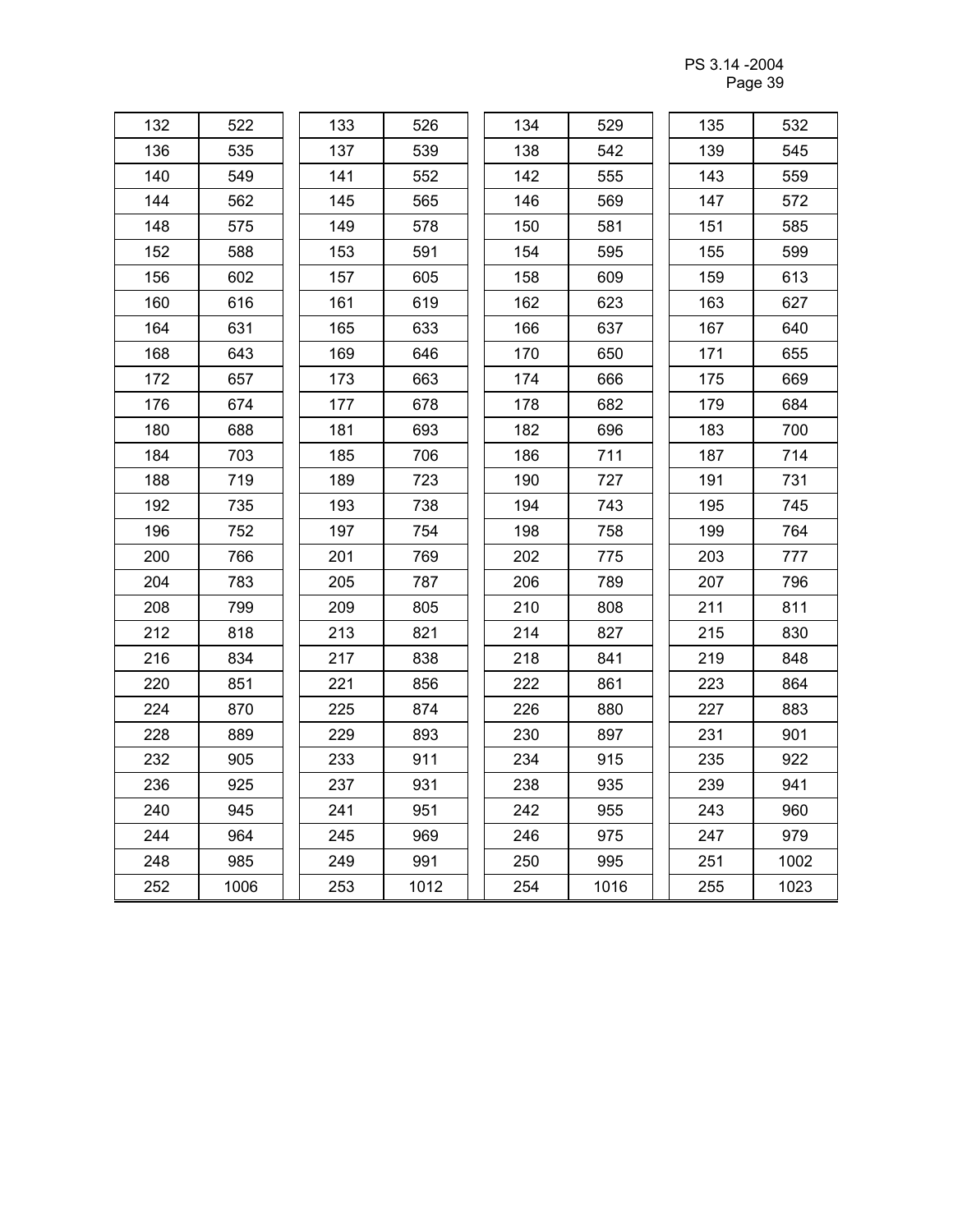| | | | | | | | | | | |
|---|---|---|---|---|---|---|---|---|---|---|
| 132 | 522 | | 133 | 526 | | 134 | 529 | | 135 | 532 |
| 136 | 535 | | 137 | 539 | | 138 | 542 | | 139 | 545 |
| 140 | 549 | | 141 | 552 | | 142 | 555 | | 143 | 559 |
| 144 | 562 | | 145 | 565 | | 146 | 569 | | 147 | 572 |
| 148 | 575 | | 149 | 578 | | 150 | 581 | | 151 | 585 |
| 152 | 588 | | 153 | 591 | | 154 | 595 | | 155 | 599 |
| 156 | 602 | | 157 | 605 | | 158 | 609 | | 159 | 613 |
| 160 | 616 | | 161 | 619 | | 162 | 623 | | 163 | 627 |
| 164 | 631 | | 165 | 633 | | 166 | 637 | | 167 | 640 |
| 168 | 643 | | 169 | 646 | | 170 | 650 | | 171 | 655 |
| 172 | 657 | | 173 | 663 | | 174 | 666 | | 175 | 669 |
| 176 | 674 | | 177 | 678 | | 178 | 682 | | 179 | 684 |
| 180 | 688 | | 181 | 693 | | 182 | 696 | | 183 | 700 |
| 184 | 703 | | 185 | 706 | | 186 | 711 | | 187 | 714 |
| 188 | 719 | | 189 | 723 | | 190 | 727 | | 191 | 731 |
| 192 | 735 | | 193 | 738 | | 194 | 743 | | 195 | 745 |
| 196 | 752 | | 197 | 754 | | 198 | 758 | | 199 | 764 |
| 200 | 766 | | 201 | 769 | | 202 | 775 | | 203 | 777 |
| 204 | 783 | | 205 | 787 | | 206 | 789 | | 207 | 796 |
| 208 | 799 | | 209 | 805 | | 210 | 808 | | 211 | 811 |
| 212 | 818 | | 213 | 821 | | 214 | 827 | | 215 | 830 |
| 216 | 834 | | 217 | 838 | | 218 | 841 | | 219 | 848 |
| 220 | 851 | | 221 | 856 | | 222 | 861 | | 223 | 864 |
| 224 | 870 | | 225 | 874 | | 226 | 880 | | 227 | 883 |
| 228 | 889 | | 229 | 893 | | 230 | 897 | | 231 | 901 |
| 232 | 905 | | 233 | 911 | | 234 | 915 | | 235 | 922 |
| 236 | 925 | | 237 | 931 | | 238 | 935 | | 239 | 941 |
| 240 | 945 | | 241 | 951 | | 242 | 955 | | 243 | 960 |
| 244 | 964 | | 245 | 969 | | 246 | 975 | | 247 | 979 |
| 248 | 985 | | 249 | 991 | | 250 | 995 | | 251 | 1002 |
| 252 | 1006 | | 253 | 1012 | | 254 | 1016 | | 255 | 1023 |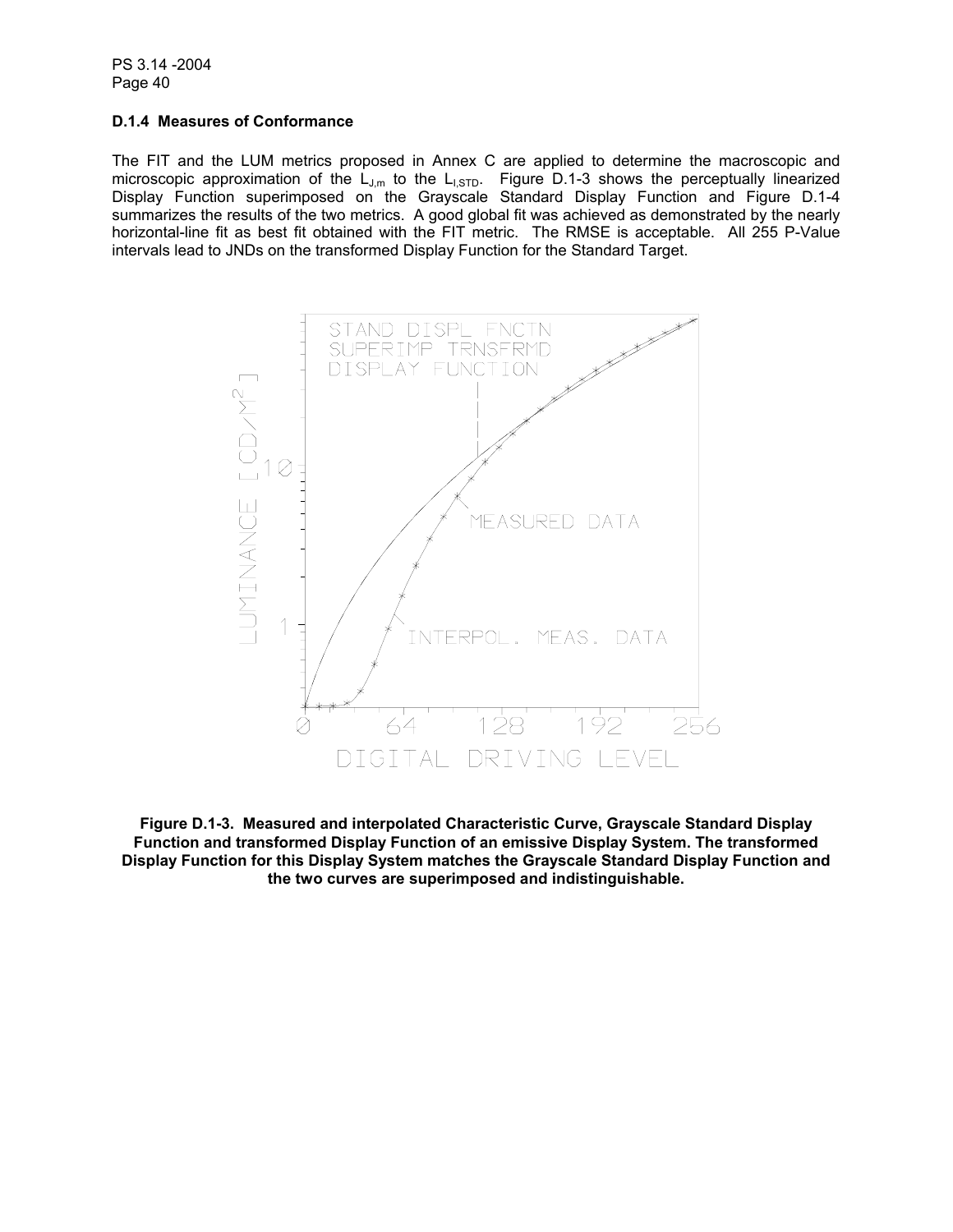### D.1.4 Measures of Conformance

The FIT and the LUM metrics proposed in Annex C are applied to determine the macroscopic and microscopic approximation of the $L_{J,m}$ to the $L_{I,STD}$. Figure D.1-3 shows the perceptually linearized Display Function superimposed on the Grayscale Standard Display Function and Figure D.1-4 summarizes the results of the two metrics. A good global fit was achieved as demonstrated by the nearly horizontal-line fit as best fit obtained with the FIT metric. The RMSE is acceptable. All 255 P-Value intervals lead to JNDs on the transformed Display Function for the Standard Target.

STAND DISPL FNCTN
SUPERIMP TRNSFRMD
DISPLAY FUNCTION

MEASURED DATA

INTERPOL. MEAS. DATA

LUMINANCE [CD/M²]

10

1

0
64
128
192
256

DIGITAL DRIVING LEVEL

**Figure D.1-3. Measured and interpolated Characteristic Curve, Grayscale Standard Display Function and transformed Display Function of an emissive Display System. The transformed Display Function for this Display System matches the Grayscale Standard Display Function and the two curves are superimposed and indistinguishable.**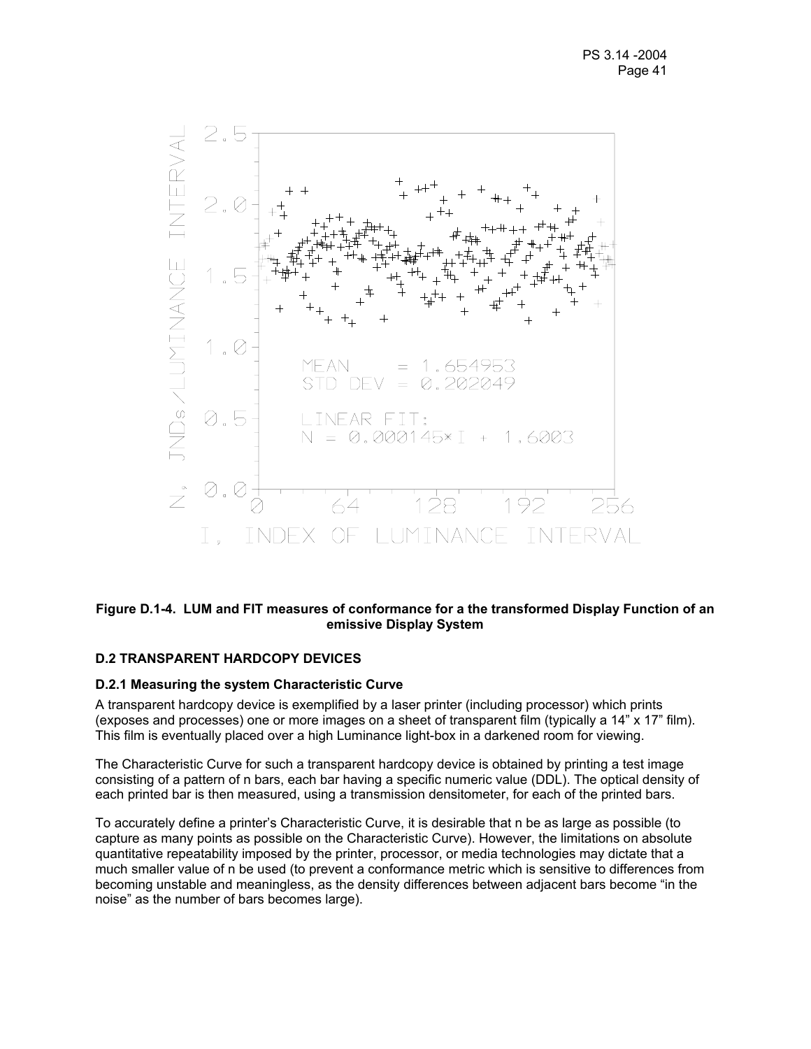N, JNDs/LUMINANCE INTERVAL

2.5

2.0

1.5

1.0

0.5

0.0

MEAN = 1.654953

STD DEV = 0.202049

LINEAR FIT:

N = 0.000145×I + 1.6003

0 64 128 192 256

I, INDEX OF LUMINANCE INTERVAL

**Figure D.1-4. LUM and FIT measures of conformance for a the transformed Display Function of an emissive Display System**

### D.2 TRANSPARENT HARDCOPY DEVICES

#### D.2.1 Measuring the system Characteristic Curve

A transparent hardcopy device is exemplified by a laser printer (including processor) which prints (exposes and processes) one or more images on a sheet of transparent film (typically a 14" x 17" film). This film is eventually placed over a high Luminance light-box in a darkened room for viewing.

The Characteristic Curve for such a transparent hardcopy device is obtained by printing a test image consisting of a pattern of n bars, each bar having a specific numeric value (DDL). The optical density of each printed bar is then measured, using a transmission densitometer, for each of the printed bars.

To accurately define a printer's Characteristic Curve, it is desirable that n be as large as possible (to capture as many points as possible on the Characteristic Curve). However, the limitations on absolute quantitative repeatability imposed by the printer, processor, or media technologies may dictate that a much smaller value of n be used (to prevent a conformance metric which is sensitive to differences from becoming unstable and meaningless, as the density differences between adjacent bars become "in the noise" as the number of bars becomes large).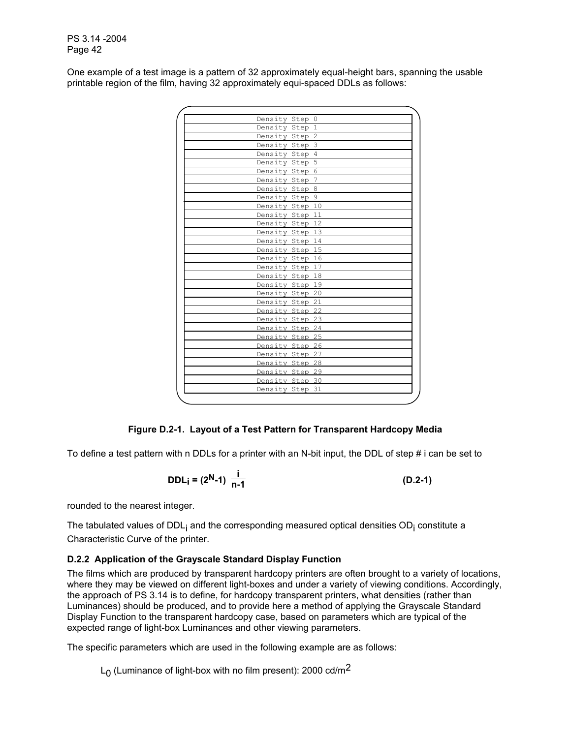One example of a test image is a pattern of 32 approximately equal-height bars, spanning the usable printable region of the film, having 32 approximately equi-spaced DDLs as follows:

Density Step 0
Density Step 1
Density Step 2
Density Step 3
Density Step 4
Density Step 5
Density Step 6
Density Step 7
Density Step 8
Density Step 9
Density Step 10
Density Step 11
Density Step 12
Density Step 13
Density Step 14
Density Step 15
Density Step 16
Density Step 17
Density Step 18
Density Step 19
Density Step 20
Density Step 21
Density Step 22
Density Step 23
Density Step 24
Density Step 25
Density Step 26
Density Step 27
Density Step 28
Density Step 29
Density Step 30
Density Step 31

**Figure D.2-1. Layout of a Test Pattern for Transparent Hardcopy Media**

To define a test pattern with n DDLs for a printer with an N-bit input, the DDL of step # i can be set to

$$DDL_i = (2^N - 1)\ \frac{i}{n-1} \qquad \text{(D.2-1)}$$

rounded to the nearest integer.

The tabulated values of $DDL_i$ and the corresponding measured optical densities $OD_i$ constitute a Characteristic Curve of the printer.

### D.2.2 Application of the Grayscale Standard Display Function

The films which are produced by transparent hardcopy printers are often brought to a variety of locations, where they may be viewed on different light-boxes and under a variety of viewing conditions. Accordingly, the approach of PS 3.14 is to define, for hardcopy transparent printers, what densities (rather than Luminances) should be produced, and to provide here a method of applying the Grayscale Standard Display Function to the transparent hardcopy case, based on parameters which are typical of the expected range of light-box Luminances and other viewing parameters.

The specific parameters which are used in the following example are as follows:

$L_0$ (Luminance of light-box with no film present): 2000 cd/m$^2$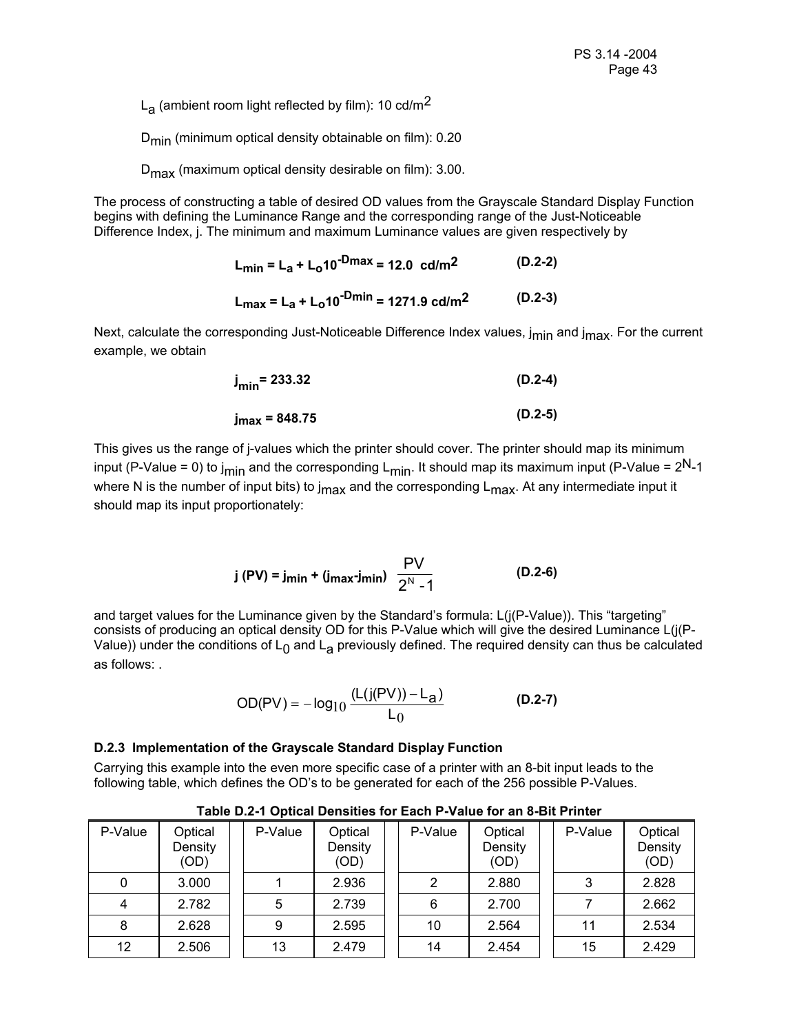$L_a$ (ambient room light reflected by film): 10 cd/m$^2$

$D_{min}$ (minimum optical density obtainable on film): 0.20

$D_{max}$ (maximum optical density desirable on film): 3.00.

The process of constructing a table of desired OD values from the Grayscale Standard Display Function begins with defining the Luminance Range and the corresponding range of the Just-Noticeable Difference Index, j. The minimum and maximum Luminance values are given respectively by

$$L_{min} = L_a + L_o 10^{-D_{max}} = 12.0 \text{ cd/m}^2 \qquad \textbf{(D.2-2)}$$

$$L_{max} = L_a + L_o 10^{-D_{min}} = 1271.9 \text{ cd/m}^2 \qquad \textbf{(D.2-3)}$$

Next, calculate the corresponding Just-Noticeable Difference Index values, $j_{min}$ and $j_{max}$. For the current example, we obtain

$$j_{min} = 233.32 \qquad \textbf{(D.2-4)}$$

$$j_{max} = 848.75 \qquad \textbf{(D.2-5)}$$

This gives us the range of j-values which the printer should cover. The printer should map its minimum input (P-Value = 0) to $j_{min}$ and the corresponding $L_{min}$. It should map its maximum input (P-Value = $2^N$-1 where N is the number of input bits) to $j_{max}$ and the corresponding $L_{max}$. At any intermediate input it should map its input proportionately:

$$j\,(PV) = j_{min} + (j_{max} - j_{min}) \frac{PV}{2^N - 1} \qquad \textbf{(D.2-6)}$$

and target values for the Luminance given by the Standard's formula: L(j(P-Value)). This "targeting" consists of producing an optical density OD for this P-Value which will give the desired Luminance L(j(P-Value)) under the conditions of $L_0$ and $L_a$ previously defined. The required density can thus be calculated as follows: .

$$OD(PV) = -\log_{10} \frac{(L(j(PV)) - L_a)}{L_0} \qquad \textbf{(D.2-7)}$$

### D.2.3 Implementation of the Grayscale Standard Display Function

Carrying this example into the even more specific case of a printer with an 8-bit input leads to the following table, which defines the OD's to be generated for each of the 256 possible P-Values.

**Table D.2-1 Optical Densities for Each P-Value for an 8-Bit Printer**

| P-Value | Optical Density (OD) | P-Value | Optical Density (OD) | P-Value | Optical Density (OD) | P-Value | Optical Density (OD) |
|---|---|---|---|---|---|---|---|
| 0 | 3.000 | 1 | 2.936 | 2 | 2.880 | 3 | 2.828 |
| 4 | 2.782 | 5 | 2.739 | 6 | 2.700 | 7 | 2.662 |
| 8 | 2.628 | 9 | 2.595 | 10 | 2.564 | 11 | 2.534 |
| 12 | 2.506 | 13 | 2.479 | 14 | 2.454 | 15 | 2.429 |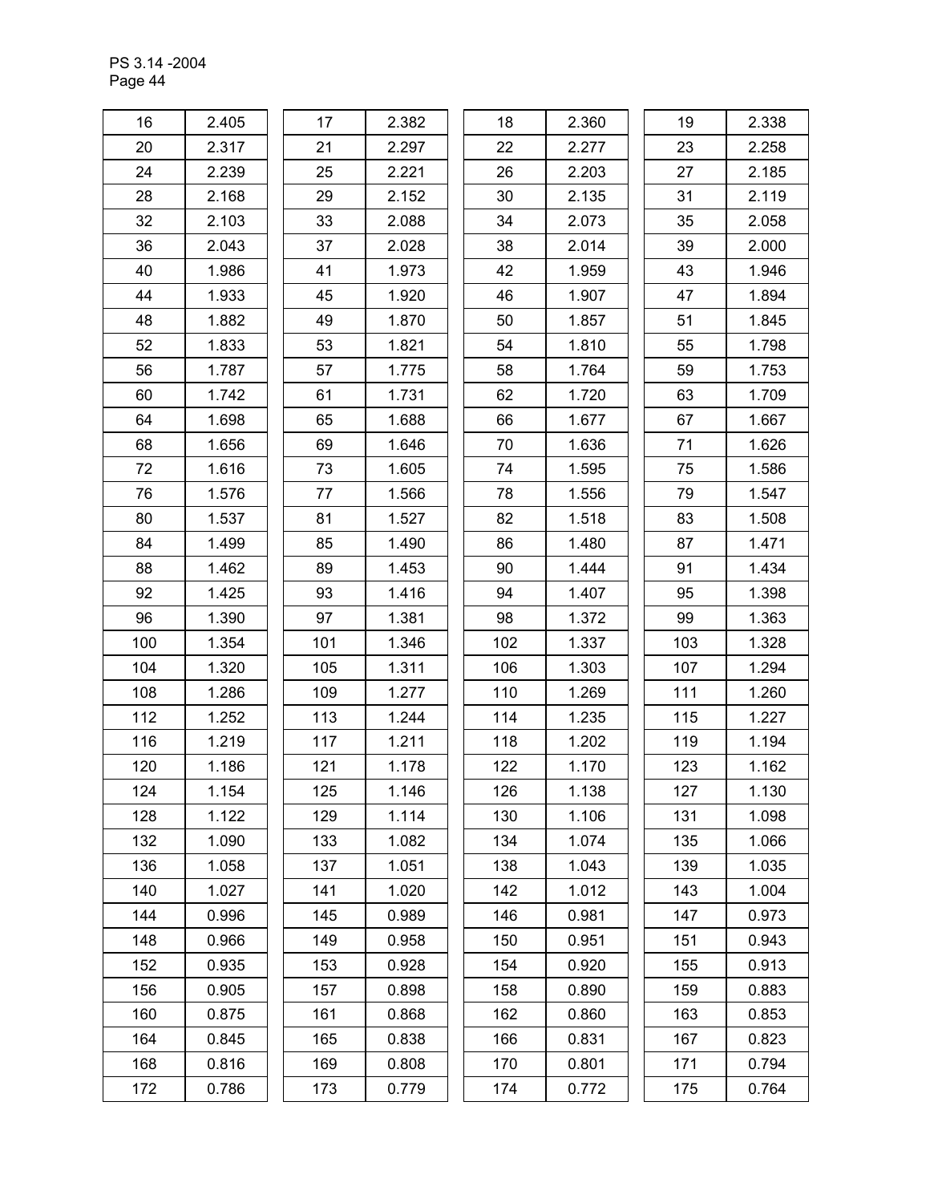| | | | | | | | |
|---|---|---|---|---|---|---|---|
| 16 | 2.405 | 17 | 2.382 | 18 | 2.360 | 19 | 2.338 |
| 20 | 2.317 | 21 | 2.297 | 22 | 2.277 | 23 | 2.258 |
| 24 | 2.239 | 25 | 2.221 | 26 | 2.203 | 27 | 2.185 |
| 28 | 2.168 | 29 | 2.152 | 30 | 2.135 | 31 | 2.119 |
| 32 | 2.103 | 33 | 2.088 | 34 | 2.073 | 35 | 2.058 |
| 36 | 2.043 | 37 | 2.028 | 38 | 2.014 | 39 | 2.000 |
| 40 | 1.986 | 41 | 1.973 | 42 | 1.959 | 43 | 1.946 |
| 44 | 1.933 | 45 | 1.920 | 46 | 1.907 | 47 | 1.894 |
| 48 | 1.882 | 49 | 1.870 | 50 | 1.857 | 51 | 1.845 |
| 52 | 1.833 | 53 | 1.821 | 54 | 1.810 | 55 | 1.798 |
| 56 | 1.787 | 57 | 1.775 | 58 | 1.764 | 59 | 1.753 |
| 60 | 1.742 | 61 | 1.731 | 62 | 1.720 | 63 | 1.709 |
| 64 | 1.698 | 65 | 1.688 | 66 | 1.677 | 67 | 1.667 |
| 68 | 1.656 | 69 | 1.646 | 70 | 1.636 | 71 | 1.626 |
| 72 | 1.616 | 73 | 1.605 | 74 | 1.595 | 75 | 1.586 |
| 76 | 1.576 | 77 | 1.566 | 78 | 1.556 | 79 | 1.547 |
| 80 | 1.537 | 81 | 1.527 | 82 | 1.518 | 83 | 1.508 |
| 84 | 1.499 | 85 | 1.490 | 86 | 1.480 | 87 | 1.471 |
| 88 | 1.462 | 89 | 1.453 | 90 | 1.444 | 91 | 1.434 |
| 92 | 1.425 | 93 | 1.416 | 94 | 1.407 | 95 | 1.398 |
| 96 | 1.390 | 97 | 1.381 | 98 | 1.372 | 99 | 1.363 |
| 100 | 1.354 | 101 | 1.346 | 102 | 1.337 | 103 | 1.328 |
| 104 | 1.320 | 105 | 1.311 | 106 | 1.303 | 107 | 1.294 |
| 108 | 1.286 | 109 | 1.277 | 110 | 1.269 | 111 | 1.260 |
| 112 | 1.252 | 113 | 1.244 | 114 | 1.235 | 115 | 1.227 |
| 116 | 1.219 | 117 | 1.211 | 118 | 1.202 | 119 | 1.194 |
| 120 | 1.186 | 121 | 1.178 | 122 | 1.170 | 123 | 1.162 |
| 124 | 1.154 | 125 | 1.146 | 126 | 1.138 | 127 | 1.130 |
| 128 | 1.122 | 129 | 1.114 | 130 | 1.106 | 131 | 1.098 |
| 132 | 1.090 | 133 | 1.082 | 134 | 1.074 | 135 | 1.066 |
| 136 | 1.058 | 137 | 1.051 | 138 | 1.043 | 139 | 1.035 |
| 140 | 1.027 | 141 | 1.020 | 142 | 1.012 | 143 | 1.004 |
| 144 | 0.996 | 145 | 0.989 | 146 | 0.981 | 147 | 0.973 |
| 148 | 0.966 | 149 | 0.958 | 150 | 0.951 | 151 | 0.943 |
| 152 | 0.935 | 153 | 0.928 | 154 | 0.920 | 155 | 0.913 |
| 156 | 0.905 | 157 | 0.898 | 158 | 0.890 | 159 | 0.883 |
| 160 | 0.875 | 161 | 0.868 | 162 | 0.860 | 163 | 0.853 |
| 164 | 0.845 | 165 | 0.838 | 166 | 0.831 | 167 | 0.823 |
| 168 | 0.816 | 169 | 0.808 | 170 | 0.801 | 171 | 0.794 |
| 172 | 0.786 | 173 | 0.779 | 174 | 0.772 | 175 | 0.764 |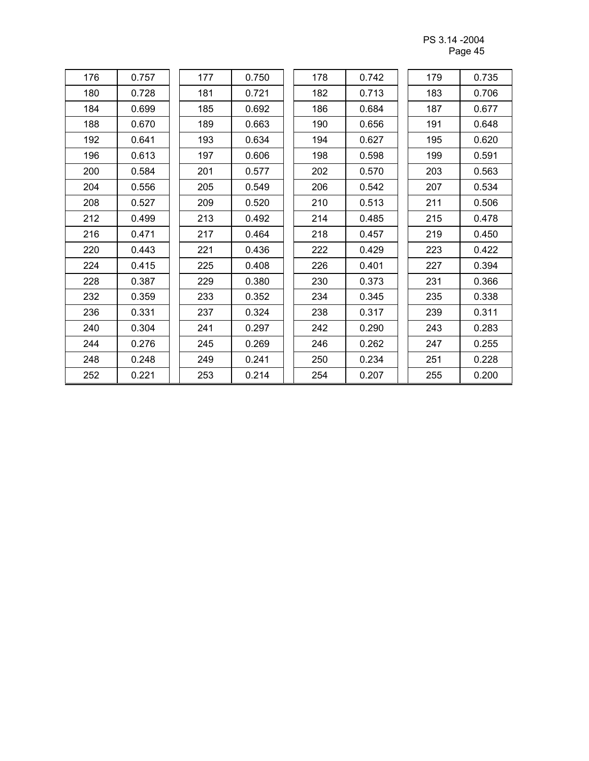| | | | | | | | |
|---|---|---|---|---|---|---|---|
| 176 | 0.757 | 177 | 0.750 | 178 | 0.742 | 179 | 0.735 |
| 180 | 0.728 | 181 | 0.721 | 182 | 0.713 | 183 | 0.706 |
| 184 | 0.699 | 185 | 0.692 | 186 | 0.684 | 187 | 0.677 |
| 188 | 0.670 | 189 | 0.663 | 190 | 0.656 | 191 | 0.648 |
| 192 | 0.641 | 193 | 0.634 | 194 | 0.627 | 195 | 0.620 |
| 196 | 0.613 | 197 | 0.606 | 198 | 0.598 | 199 | 0.591 |
| 200 | 0.584 | 201 | 0.577 | 202 | 0.570 | 203 | 0.563 |
| 204 | 0.556 | 205 | 0.549 | 206 | 0.542 | 207 | 0.534 |
| 208 | 0.527 | 209 | 0.520 | 210 | 0.513 | 211 | 0.506 |
| 212 | 0.499 | 213 | 0.492 | 214 | 0.485 | 215 | 0.478 |
| 216 | 0.471 | 217 | 0.464 | 218 | 0.457 | 219 | 0.450 |
| 220 | 0.443 | 221 | 0.436 | 222 | 0.429 | 223 | 0.422 |
| 224 | 0.415 | 225 | 0.408 | 226 | 0.401 | 227 | 0.394 |
| 228 | 0.387 | 229 | 0.380 | 230 | 0.373 | 231 | 0.366 |
| 232 | 0.359 | 233 | 0.352 | 234 | 0.345 | 235 | 0.338 |
| 236 | 0.331 | 237 | 0.324 | 238 | 0.317 | 239 | 0.311 |
| 240 | 0.304 | 241 | 0.297 | 242 | 0.290 | 243 | 0.283 |
| 244 | 0.276 | 245 | 0.269 | 246 | 0.262 | 247 | 0.255 |
| 248 | 0.248 | 249 | 0.241 | 250 | 0.234 | 251 | 0.228 |
| 252 | 0.221 | 253 | 0.214 | 254 | 0.207 | 255 | 0.200 |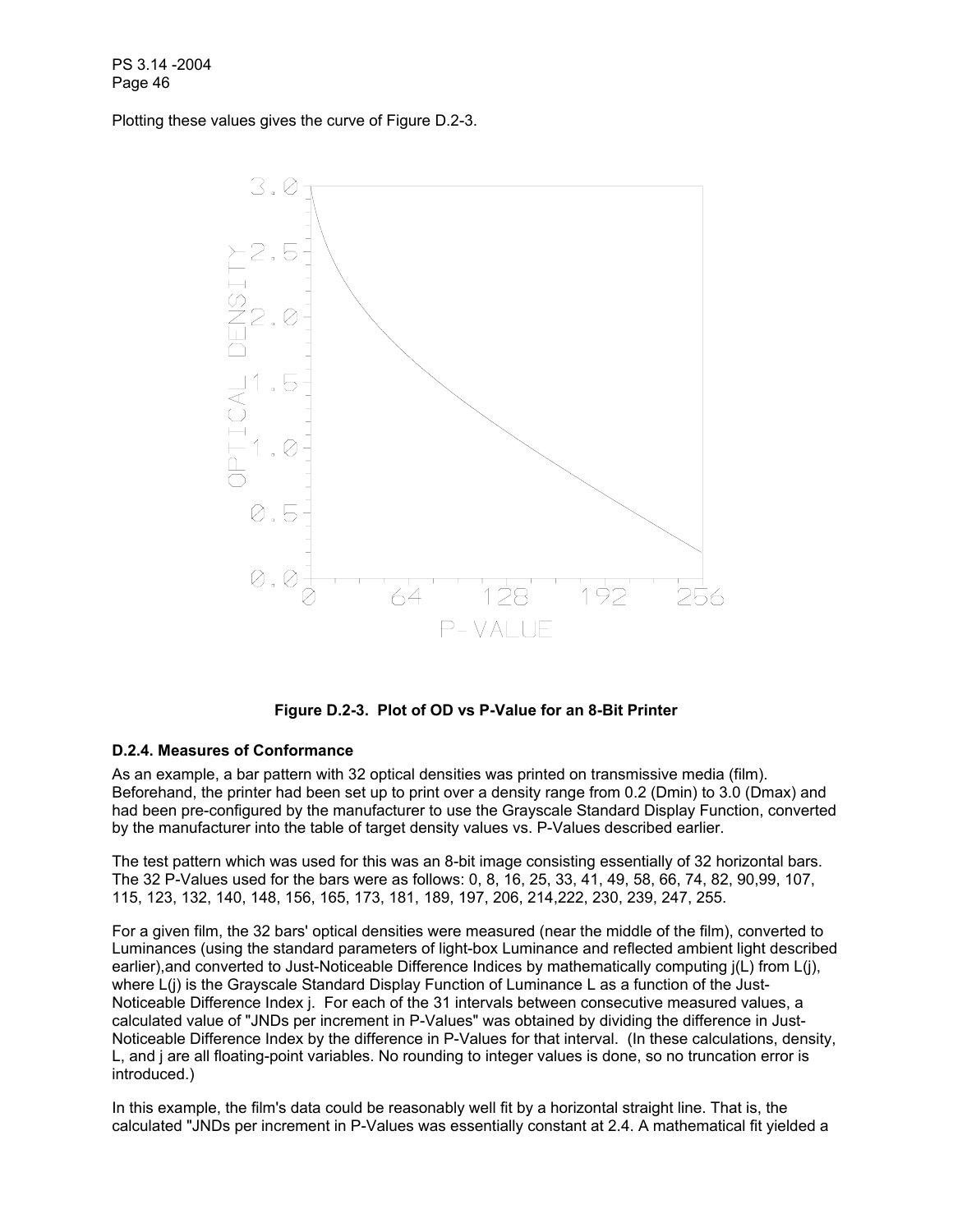Plotting these values gives the curve of Figure D.2-3.

OPTICAL DENSITY

3.0
2.5
2.0
1.5
1.0
0.5
0.0

0 64 128 192 256

P-VALUE

**Figure D.2-3. Plot of OD vs P-Value for an 8-Bit Printer**

### D.2.4. Measures of Conformance

As an example, a bar pattern with 32 optical densities was printed on transmissive media (film). Beforehand, the printer had been set up to print over a density range from 0.2 (Dmin) to 3.0 (Dmax) and had been pre-configured by the manufacturer to use the Grayscale Standard Display Function, converted by the manufacturer into the table of target density values vs. P-Values described earlier.

The test pattern which was used for this was an 8-bit image consisting essentially of 32 horizontal bars. The 32 P-Values used for the bars were as follows: 0, 8, 16, 25, 33, 41, 49, 58, 66, 74, 82, 90,99, 107, 115, 123, 132, 140, 148, 156, 165, 173, 181, 189, 197, 206, 214,222, 230, 239, 247, 255.

For a given film, the 32 bars' optical densities were measured (near the middle of the film), converted to Luminances (using the standard parameters of light-box Luminance and reflected ambient light described earlier),and converted to Just-Noticeable Difference Indices by mathematically computing j(L) from L(j), where L(j) is the Grayscale Standard Display Function of Luminance L as a function of the Just-Noticeable Difference Index j. For each of the 31 intervals between consecutive measured values, a calculated value of "JNDs per increment in P-Values" was obtained by dividing the difference in Just-Noticeable Difference Index by the difference in P-Values for that interval. (In these calculations, density, L, and j are all floating-point variables. No rounding to integer values is done, so no truncation error is introduced.)

In this example, the film's data could be reasonably well fit by a horizontal straight line. That is, the calculated "JNDs per increment in P-Values was essentially constant at 2.4. A mathematical fit yielded a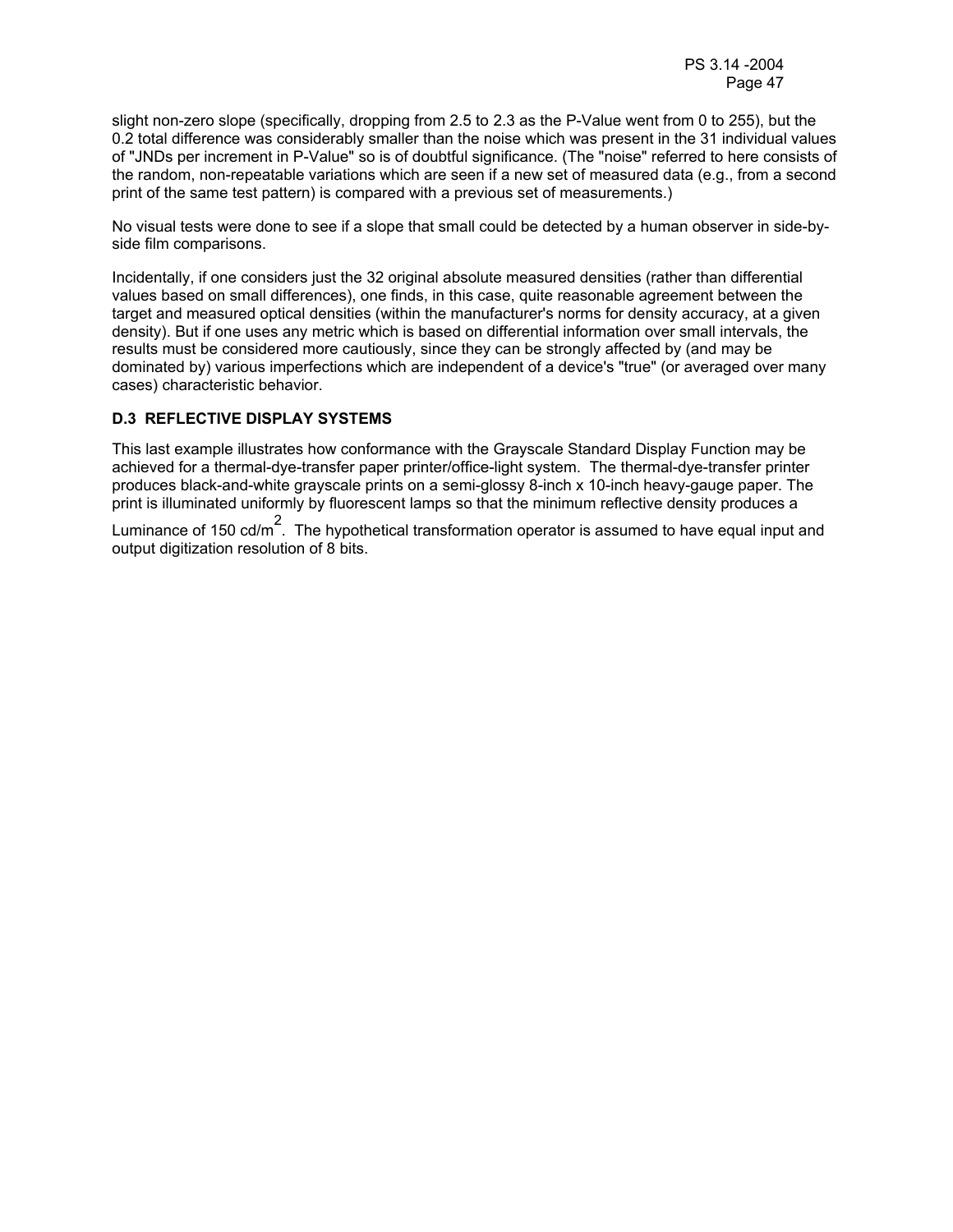slight non-zero slope (specifically, dropping from 2.5 to 2.3 as the P-Value went from 0 to 255), but the 0.2 total difference was considerably smaller than the noise which was present in the 31 individual values of "JNDs per increment in P-Value" so is of doubtful significance. (The "noise" referred to here consists of the random, non-repeatable variations which are seen if a new set of measured data (e.g., from a second print of the same test pattern) is compared with a previous set of measurements.)

No visual tests were done to see if a slope that small could be detected by a human observer in side-by-side film comparisons.

Incidentally, if one considers just the 32 original absolute measured densities (rather than differential values based on small differences), one finds, in this case, quite reasonable agreement between the target and measured optical densities (within the manufacturer's norms for density accuracy, at a given density). But if one uses any metric which is based on differential information over small intervals, the results must be considered more cautiously, since they can be strongly affected by (and may be dominated by) various imperfections which are independent of a device's "true" (or averaged over many cases) characteristic behavior.

### D.3 REFLECTIVE DISPLAY SYSTEMS

This last example illustrates how conformance with the Grayscale Standard Display Function may be achieved for a thermal-dye-transfer paper printer/office-light system. The thermal-dye-transfer printer produces black-and-white grayscale prints on a semi-glossy 8-inch x 10-inch heavy-gauge paper. The print is illuminated uniformly by fluorescent lamps so that the minimum reflective density produces a Luminance of 150 $cd/m^2$. The hypothetical transformation operator is assumed to have equal input and output digitization resolution of 8 bits.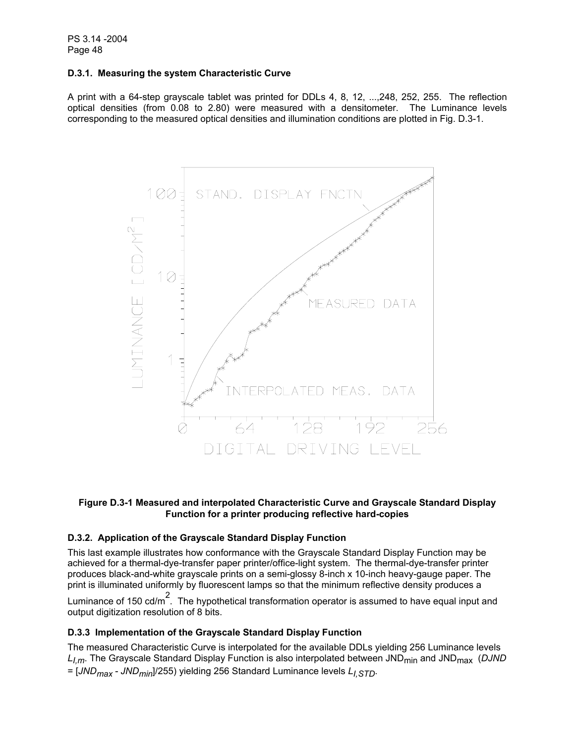### D.3.1. Measuring the system Characteristic Curve

A print with a 64-step grayscale tablet was printed for DDLs 4, 8, 12, ...,248, 252, 255. The reflection optical densities (from 0.08 to 2.80) were measured with a densitometer. The Luminance levels corresponding to the measured optical densities and illumination conditions are plotted in Fig. D.3-1.

100
10
1
STAND. DISPLAY FNCTN
MEASURED DATA
INTERPOLATED MEAS. DATA
LUMINANCE [CD/M²]
0
64
128
192
256
DIGITAL DRIVING LEVEL

**Figure D.3-1 Measured and interpolated Characteristic Curve and Grayscale Standard Display Function for a printer producing reflective hard-copies**

### D.3.2. Application of the Grayscale Standard Display Function

This last example illustrates how conformance with the Grayscale Standard Display Function may be achieved for a thermal-dye-transfer paper printer/office-light system. The thermal-dye-transfer printer produces black-and-white grayscale prints on a semi-glossy 8-inch x 10-inch heavy-gauge paper. The print is illuminated uniformly by fluorescent lamps so that the minimum reflective density produces a Luminance of 150 $cd/m^2$. The hypothetical transformation operator is assumed to have equal input and output digitization resolution of 8 bits.

### D.3.3 Implementation of the Grayscale Standard Display Function

The measured Characteristic Curve is interpolated for the available DDLs yielding 256 Luminance levels $L_{l,m}$. The Grayscale Standard Display Function is also interpolated between $JND_{min}$ and $JND_{max}$ ($DJND = [JND_{max} - JND_{min}]/255$) yielding 256 Standard Luminance levels $L_{l,STD}$.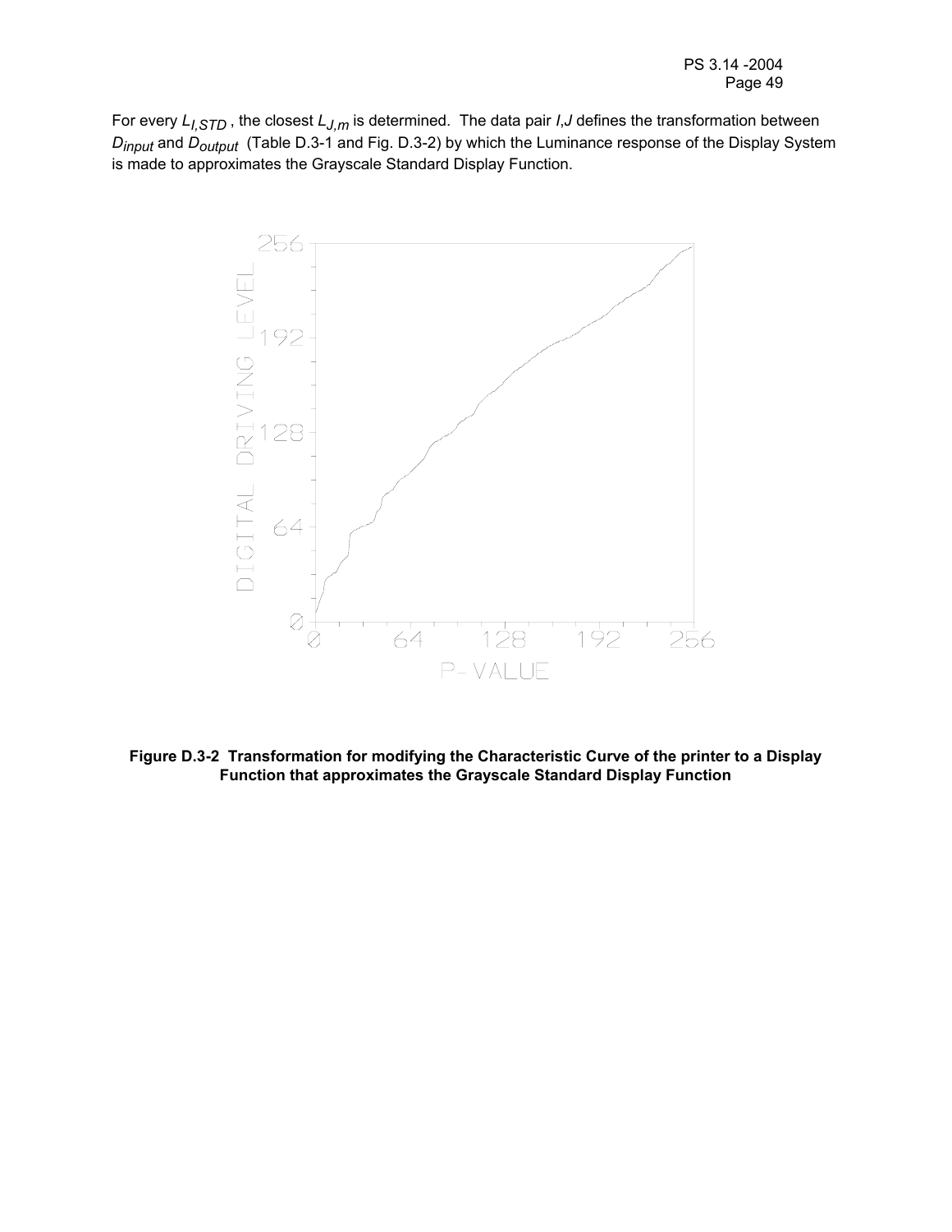For every $L_{I,STD}$ , the closest $L_{J,m}$ is determined. The data pair $I$,$J$ defines the transformation between $D_{input}$ and $D_{output}$ (Table D.3-1 and Fig. D.3-2) by which the Luminance response of the Display System is made to approximates the Grayscale Standard Display Function.

DIGITAL DRIVING LEVEL

256

192

128

64

0

0 64 128 192 256

P-VALUE

**Figure D.3-2 Transformation for modifying the Characteristic Curve of the printer to a Display Function that approximates the Grayscale Standard Display Function**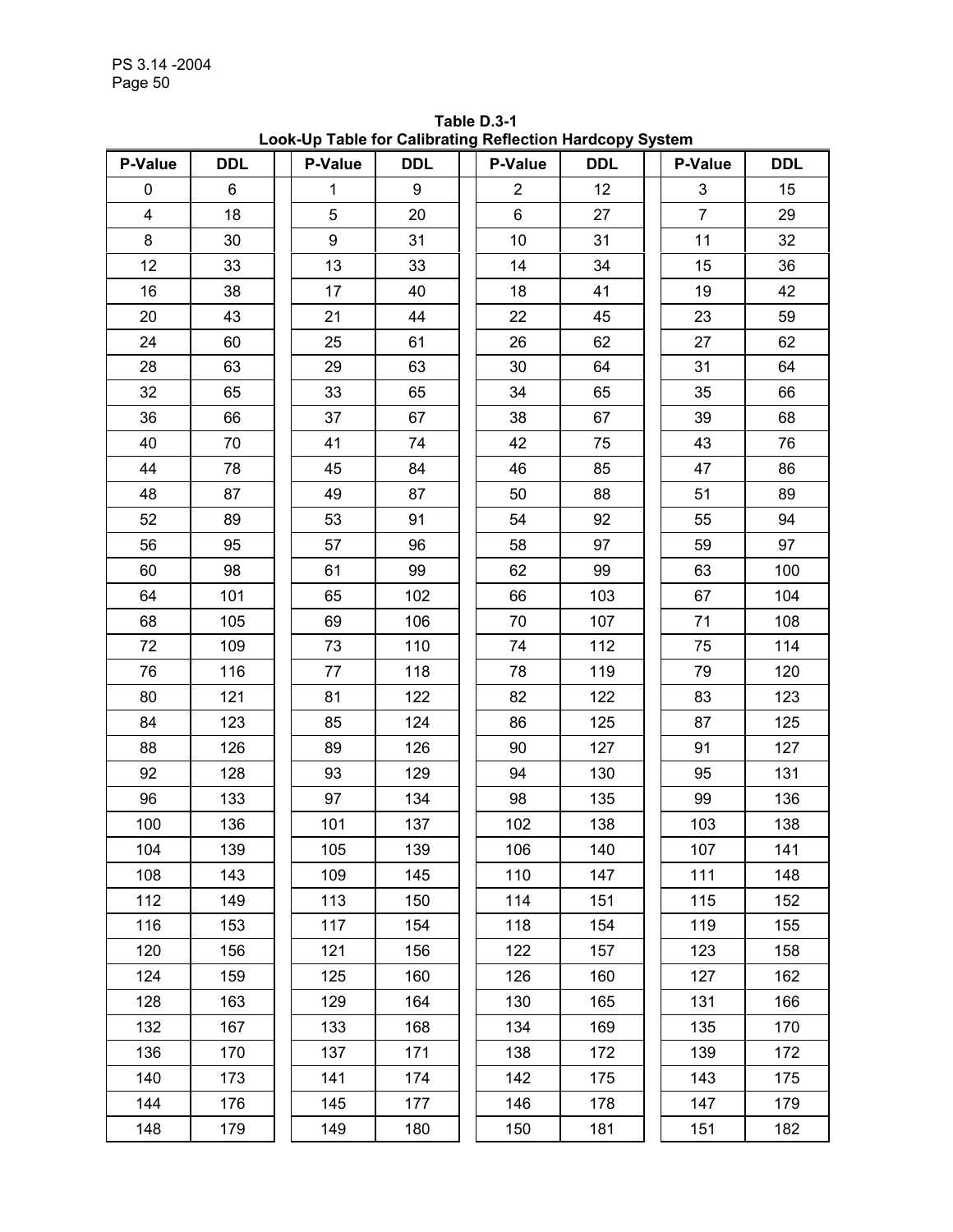**Table D.3-1**
**Look-Up Table for Calibrating Reflection Hardcopy System**

| P-Value | DDL | P-Value | DDL | P-Value | DDL | P-Value | DDL |
|---|---|---|---|---|---|---|---|
| 0 | 6 | 1 | 9 | 2 | 12 | 3 | 15 |
| 4 | 18 | 5 | 20 | 6 | 27 | 7 | 29 |
| 8 | 30 | 9 | 31 | 10 | 31 | 11 | 32 |
| 12 | 33 | 13 | 33 | 14 | 34 | 15 | 36 |
| 16 | 38 | 17 | 40 | 18 | 41 | 19 | 42 |
| 20 | 43 | 21 | 44 | 22 | 45 | 23 | 59 |
| 24 | 60 | 25 | 61 | 26 | 62 | 27 | 62 |
| 28 | 63 | 29 | 63 | 30 | 64 | 31 | 64 |
| 32 | 65 | 33 | 65 | 34 | 65 | 35 | 66 |
| 36 | 66 | 37 | 67 | 38 | 67 | 39 | 68 |
| 40 | 70 | 41 | 74 | 42 | 75 | 43 | 76 |
| 44 | 78 | 45 | 84 | 46 | 85 | 47 | 86 |
| 48 | 87 | 49 | 87 | 50 | 88 | 51 | 89 |
| 52 | 89 | 53 | 91 | 54 | 92 | 55 | 94 |
| 56 | 95 | 57 | 96 | 58 | 97 | 59 | 97 |
| 60 | 98 | 61 | 99 | 62 | 99 | 63 | 100 |
| 64 | 101 | 65 | 102 | 66 | 103 | 67 | 104 |
| 68 | 105 | 69 | 106 | 70 | 107 | 71 | 108 |
| 72 | 109 | 73 | 110 | 74 | 112 | 75 | 114 |
| 76 | 116 | 77 | 118 | 78 | 119 | 79 | 120 |
| 80 | 121 | 81 | 122 | 82 | 122 | 83 | 123 |
| 84 | 123 | 85 | 124 | 86 | 125 | 87 | 125 |
| 88 | 126 | 89 | 126 | 90 | 127 | 91 | 127 |
| 92 | 128 | 93 | 129 | 94 | 130 | 95 | 131 |
| 96 | 133 | 97 | 134 | 98 | 135 | 99 | 136 |
| 100 | 136 | 101 | 137 | 102 | 138 | 103 | 138 |
| 104 | 139 | 105 | 139 | 106 | 140 | 107 | 141 |
| 108 | 143 | 109 | 145 | 110 | 147 | 111 | 148 |
| 112 | 149 | 113 | 150 | 114 | 151 | 115 | 152 |
| 116 | 153 | 117 | 154 | 118 | 154 | 119 | 155 |
| 120 | 156 | 121 | 156 | 122 | 157 | 123 | 158 |
| 124 | 159 | 125 | 160 | 126 | 160 | 127 | 162 |
| 128 | 163 | 129 | 164 | 130 | 165 | 131 | 166 |
| 132 | 167 | 133 | 168 | 134 | 169 | 135 | 170 |
| 136 | 170 | 137 | 171 | 138 | 172 | 139 | 172 |
| 140 | 173 | 141 | 174 | 142 | 175 | 143 | 175 |
| 144 | 176 | 145 | 177 | 146 | 178 | 147 | 179 |
| 148 | 179 | 149 | 180 | 150 | 181 | 151 | 182 |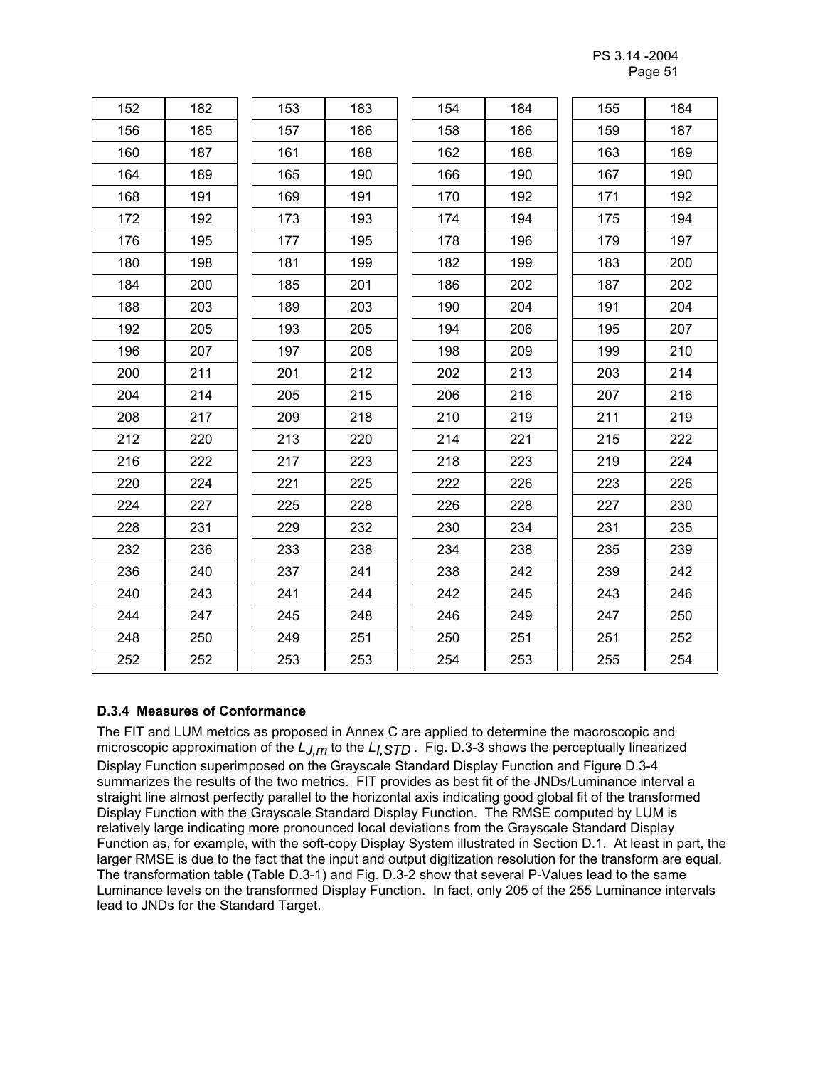| | | | | | | | |
|---|---|---|---|---|---|---|---|
| 152 | 182 | 153 | 183 | 154 | 184 | 155 | 184 |
| 156 | 185 | 157 | 186 | 158 | 186 | 159 | 187 |
| 160 | 187 | 161 | 188 | 162 | 188 | 163 | 189 |
| 164 | 189 | 165 | 190 | 166 | 190 | 167 | 190 |
| 168 | 191 | 169 | 191 | 170 | 192 | 171 | 192 |
| 172 | 192 | 173 | 193 | 174 | 194 | 175 | 194 |
| 176 | 195 | 177 | 195 | 178 | 196 | 179 | 197 |
| 180 | 198 | 181 | 199 | 182 | 199 | 183 | 200 |
| 184 | 200 | 185 | 201 | 186 | 202 | 187 | 202 |
| 188 | 203 | 189 | 203 | 190 | 204 | 191 | 204 |
| 192 | 205 | 193 | 205 | 194 | 206 | 195 | 207 |
| 196 | 207 | 197 | 208 | 198 | 209 | 199 | 210 |
| 200 | 211 | 201 | 212 | 202 | 213 | 203 | 214 |
| 204 | 214 | 205 | 215 | 206 | 216 | 207 | 216 |
| 208 | 217 | 209 | 218 | 210 | 219 | 211 | 219 |
| 212 | 220 | 213 | 220 | 214 | 221 | 215 | 222 |
| 216 | 222 | 217 | 223 | 218 | 223 | 219 | 224 |
| 220 | 224 | 221 | 225 | 222 | 226 | 223 | 226 |
| 224 | 227 | 225 | 228 | 226 | 228 | 227 | 230 |
| 228 | 231 | 229 | 232 | 230 | 234 | 231 | 235 |
| 232 | 236 | 233 | 238 | 234 | 238 | 235 | 239 |
| 236 | 240 | 237 | 241 | 238 | 242 | 239 | 242 |
| 240 | 243 | 241 | 244 | 242 | 245 | 243 | 246 |
| 244 | 247 | 245 | 248 | 246 | 249 | 247 | 250 |
| 248 | 250 | 249 | 251 | 250 | 251 | 251 | 252 |
| 252 | 252 | 253 | 253 | 254 | 253 | 255 | 254 |

### D.3.4 Measures of Conformance

The FIT and LUM metrics as proposed in Annex C are applied to determine the macroscopic and microscopic approximation of the $L_{J,m}$ to the $L_{I,STD}$ . Fig. D.3-3 shows the perceptually linearized Display Function superimposed on the Grayscale Standard Display Function and Figure D.3-4 summarizes the results of the two metrics. FIT provides as best fit of the JNDs/Luminance interval a straight line almost perfectly parallel to the horizontal axis indicating good global fit of the transformed Display Function with the Grayscale Standard Display Function. The RMSE computed by LUM is relatively large indicating more pronounced local deviations from the Grayscale Standard Display Function as, for example, with the soft-copy Display System illustrated in Section D.1. At least in part, the larger RMSE is due to the fact that the input and output digitization resolution for the transform are equal. The transformation table (Table D.3-1) and Fig. D.3-2 show that several P-Values lead to the same Luminance levels on the transformed Display Function. In fact, only 205 of the 255 Luminance intervals lead to JNDs for the Standard Target.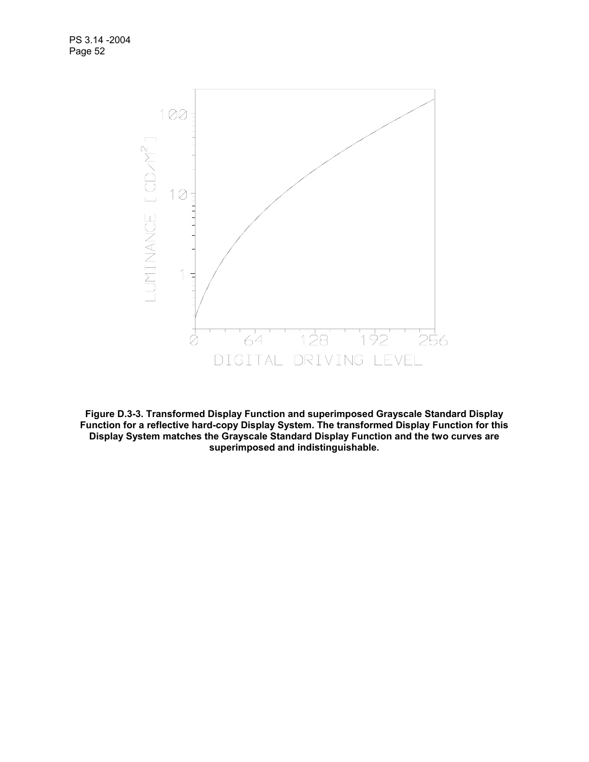LUMINANCE [CD/M$^2$]

100

10

1

0 64 128 192 256

DIGITAL DRIVING LEVEL

**Figure D.3-3. Transformed Display Function and superimposed Grayscale Standard Display Function for a reflective hard-copy Display System. The transformed Display Function for this Display System matches the Grayscale Standard Display Function and the two curves are superimposed and indistinguishable.**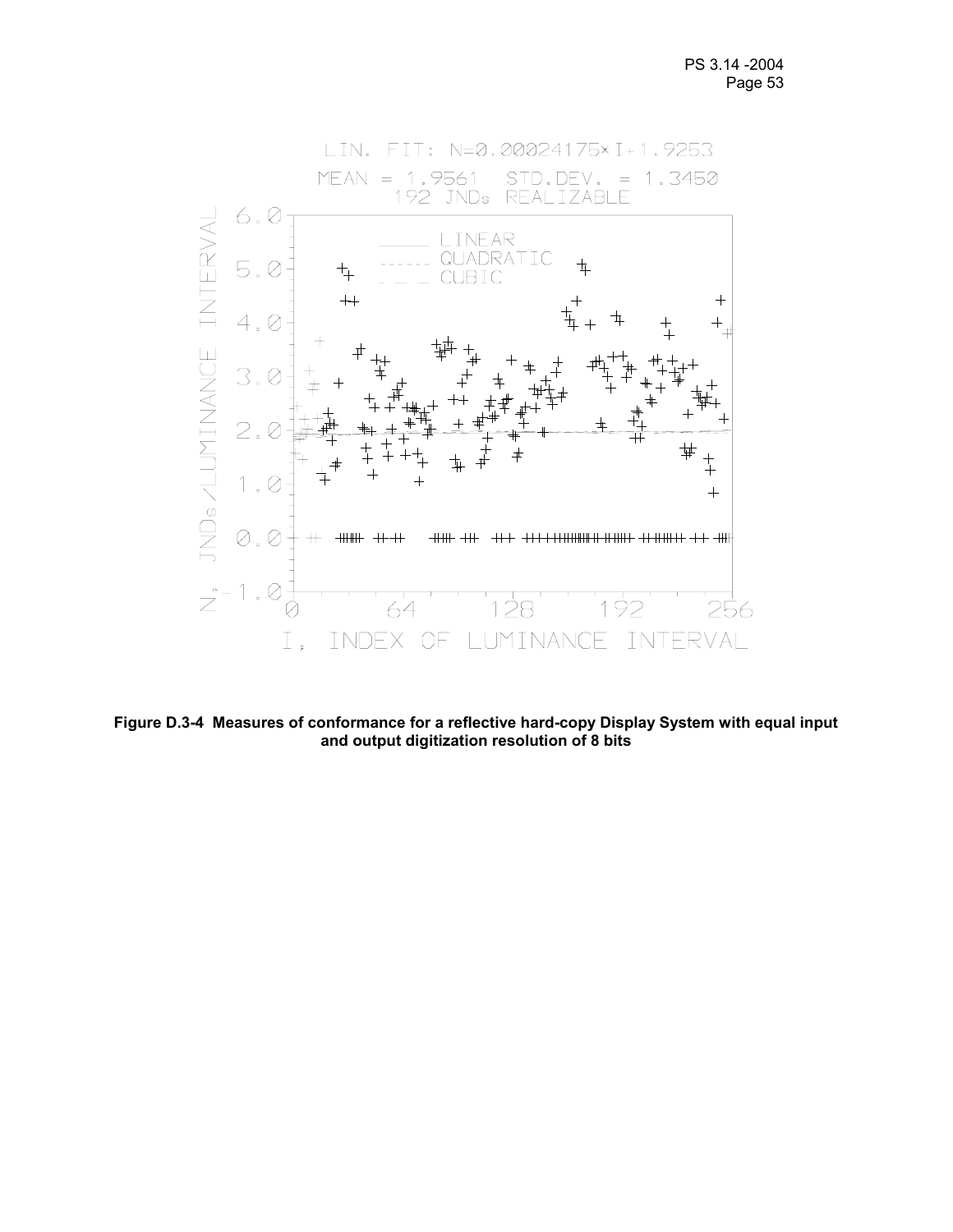LIN. FIT: N=0.00024175×I+1.9253

MEAN = 1.9561 STD.DEV. = 1.3450

192 JNDs REALIZABLE

N, JNDs/LUMINANCE INTERVAL

6.0

5.0

4.0

3.0

2.0

1.0

0.0

-1.0

LINEAR

QUADRATIC

CUBIC

0

64

128

192

256

I, INDEX OF LUMINANCE INTERVAL

**Figure D.3-4 Measures of conformance for a reflective hard-copy Display System with equal input and output digitization resolution of 8 bits**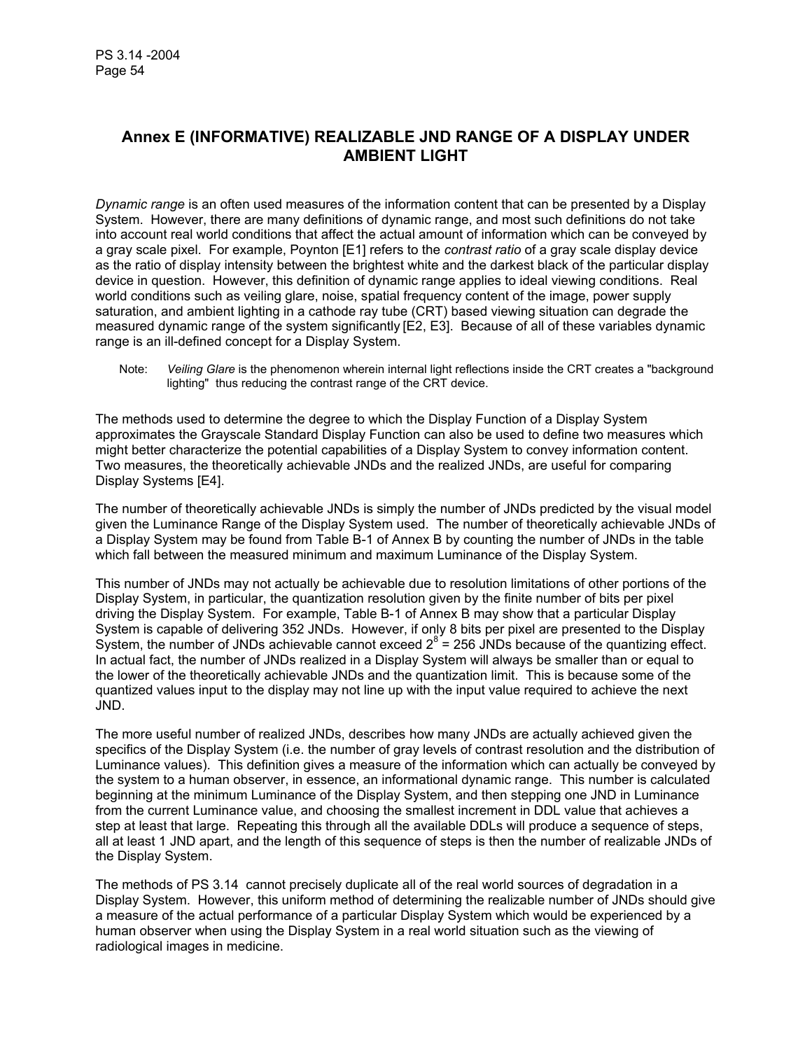## Annex E (INFORMATIVE) REALIZABLE JND RANGE OF A DISPLAY UNDER AMBIENT LIGHT

*Dynamic range* is an often used measures of the information content that can be presented by a Display System. However, there are many definitions of dynamic range, and most such definitions do not take into account real world conditions that affect the actual amount of information which can be conveyed by a gray scale pixel. For example, Poynton [E1] refers to the *contrast ratio* of a gray scale display device as the ratio of display intensity between the brightest white and the darkest black of the particular display device in question. However, this definition of dynamic range applies to ideal viewing conditions. Real world conditions such as veiling glare, noise, spatial frequency content of the image, power supply saturation, and ambient lighting in a cathode ray tube (CRT) based viewing situation can degrade the measured dynamic range of the system significantly [E2, E3]. Because of all of these variables dynamic range is an ill-defined concept for a Display System.

> Note: *Veiling Glare* is the phenomenon wherein internal light reflections inside the CRT creates a "background lighting" thus reducing the contrast range of the CRT device.

The methods used to determine the degree to which the Display Function of a Display System approximates the Grayscale Standard Display Function can also be used to define two measures which might better characterize the potential capabilities of a Display System to convey information content. Two measures, the theoretically achievable JNDs and the realized JNDs, are useful for comparing Display Systems [E4].

The number of theoretically achievable JNDs is simply the number of JNDs predicted by the visual model given the Luminance Range of the Display System used. The number of theoretically achievable JNDs of a Display System may be found from Table B-1 of Annex B by counting the number of JNDs in the table which fall between the measured minimum and maximum Luminance of the Display System.

This number of JNDs may not actually be achievable due to resolution limitations of other portions of the Display System, in particular, the quantization resolution given by the finite number of bits per pixel driving the Display System. For example, Table B-1 of Annex B may show that a particular Display System is capable of delivering 352 JNDs. However, if only 8 bits per pixel are presented to the Display System, the number of JNDs achievable cannot exceed $2^8 = 256$ JNDs because of the quantizing effect. In actual fact, the number of JNDs realized in a Display System will always be smaller than or equal to the lower of the theoretically achievable JNDs and the quantization limit. This is because some of the quantized values input to the display may not line up with the input value required to achieve the next JND.

The more useful number of realized JNDs, describes how many JNDs are actually achieved given the specifics of the Display System (i.e. the number of gray levels of contrast resolution and the distribution of Luminance values). This definition gives a measure of the information which can actually be conveyed by the system to a human observer, in essence, an informational dynamic range. This number is calculated beginning at the minimum Luminance of the Display System, and then stepping one JND in Luminance from the current Luminance value, and choosing the smallest increment in DDL value that achieves a step at least that large. Repeating this through all the available DDLs will produce a sequence of steps, all at least 1 JND apart, and the length of this sequence of steps is then the number of realizable JNDs of the Display System.

The methods of PS 3.14 cannot precisely duplicate all of the real world sources of degradation in a Display System. However, this uniform method of determining the realizable number of JNDs should give a measure of the actual performance of a particular Display System which would be experienced by a human observer when using the Display System in a real world situation such as the viewing of radiological images in medicine.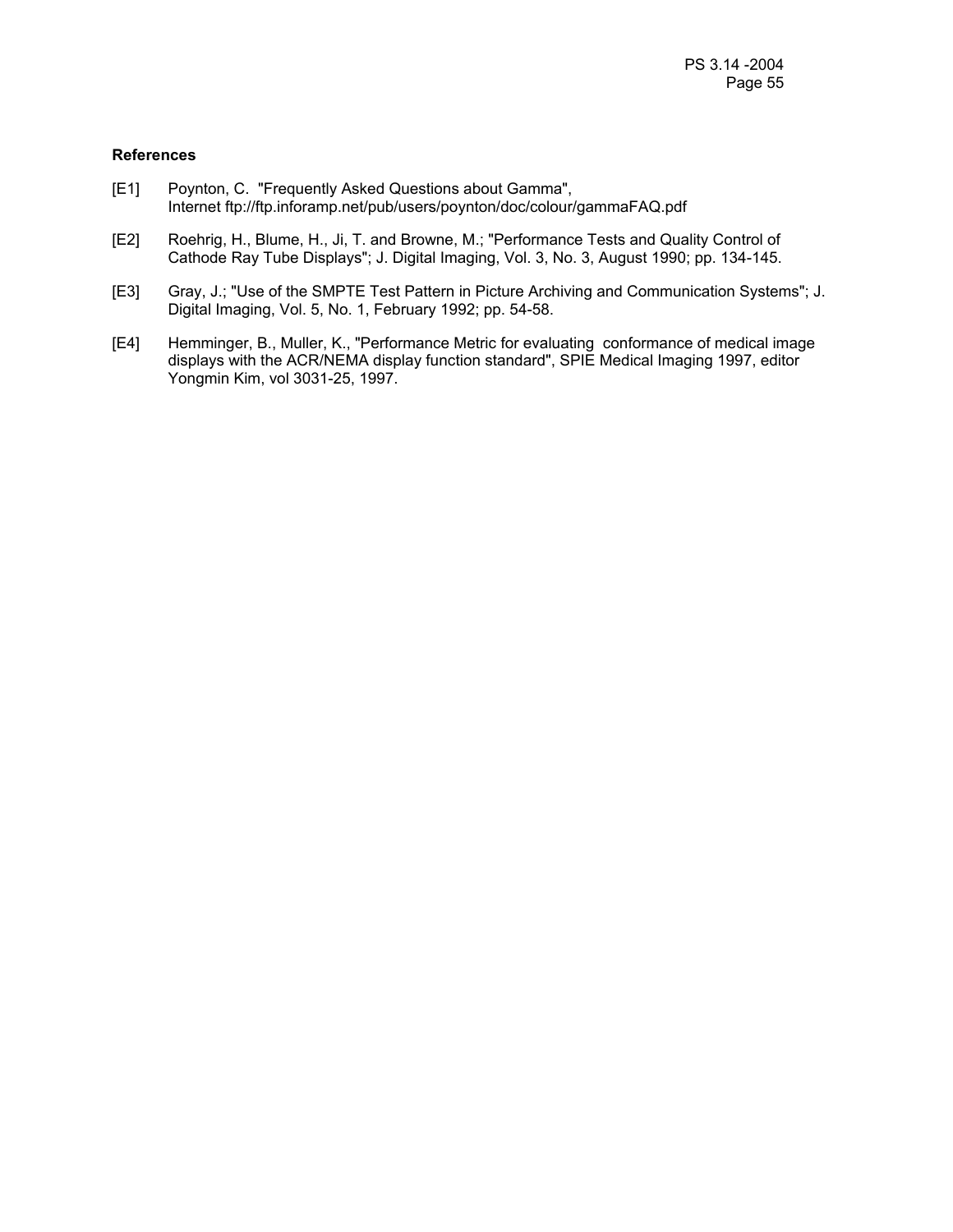**References**

[E1] Poynton, C. "Frequently Asked Questions about Gamma", Internet ftp://ftp.inforamp.net/pub/users/poynton/doc/colour/gammaFAQ.pdf

[E2] Roehrig, H., Blume, H., Ji, T. and Browne, M.; "Performance Tests and Quality Control of Cathode Ray Tube Displays"; J. Digital Imaging, Vol. 3, No. 3, August 1990; pp. 134-145.

[E3] Gray, J.; "Use of the SMPTE Test Pattern in Picture Archiving and Communication Systems"; J. Digital Imaging, Vol. 5, No. 1, February 1992; pp. 54-58.

[E4] Hemminger, B., Muller, K., "Performance Metric for evaluating conformance of medical image displays with the ACR/NEMA display function standard", SPIE Medical Imaging 1997, editor Yongmin Kim, vol 3031-25, 1997.